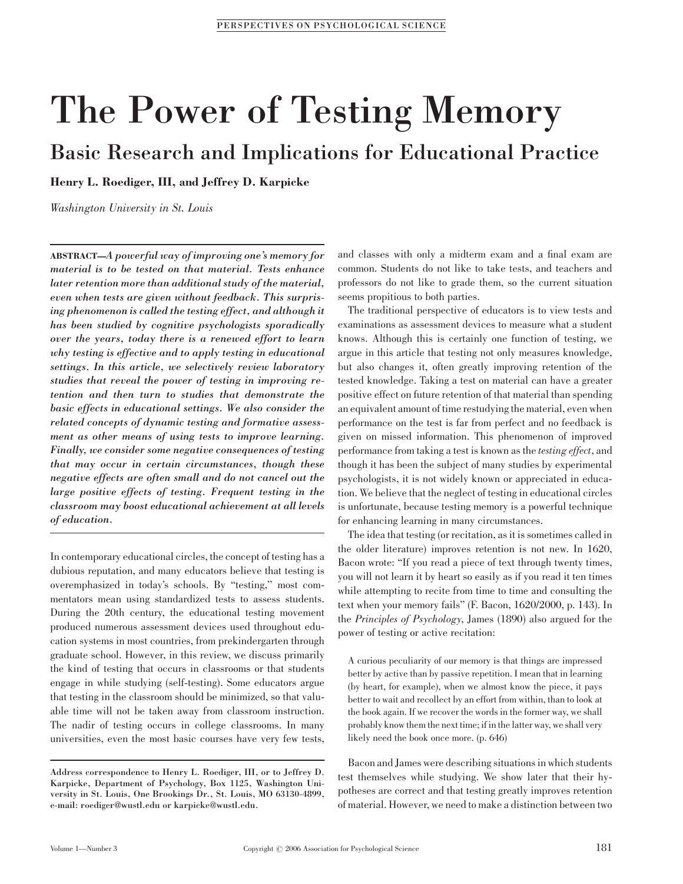# The Power of Testing Memory

## Basic Research and Implications for Educational Practice

**Henry L. Roediger, III, and Jeffrey D. Karpicke**

*Washington University in St. Louis*

**ABSTRACT**—*A powerful way of improving one's memory for material is to be tested on that material. Tests enhance later retention more than additional study of the material, even when tests are given without feedback. This surprising phenomenon is called the testing effect, and although it has been studied by cognitive psychologists sporadically over the years, today there is a renewed effort to learn why testing is effective and to apply testing in educational settings. In this article, we selectively review laboratory studies that reveal the power of testing in improving retention and then turn to studies that demonstrate the basic effects in educational settings. We also consider the related concepts of dynamic testing and formative assessment as other means of using tests to improve learning. Finally, we consider some negative consequences of testing that may occur in certain circumstances, though these negative effects are often small and do not cancel out the large positive effects of testing. Frequent testing in the classroom may boost educational achievement at all levels of education.*

In contemporary educational circles, the concept of testing has a dubious reputation, and many educators believe that testing is overemphasized in today's schools. By "testing," most commentators mean using standardized tests to assess students. During the 20th century, the educational testing movement produced numerous assessment devices used throughout education systems in most countries, from prekindergarten through graduate school. However, in this review, we discuss primarily the kind of testing that occurs in classrooms or that students engage in while studying (self-testing). Some educators argue that testing in the classroom should be minimized, so that valuable time will not be taken away from classroom instruction. The nadir of testing occurs in college classrooms. In many universities, even the most basic courses have very few tests, and classes with only a midterm exam and a final exam are common. Students do not like to take tests, and teachers and professors do not like to grade them, so the current situation seems propitious to both parties.

The traditional perspective of educators is to view tests and examinations as assessment devices to measure what a student knows. Although this is certainly one function of testing, we argue in this article that testing not only measures knowledge, but also changes it, often greatly improving retention of the tested knowledge. Taking a test on material can have a greater positive effect on future retention of that material than spending an equivalent amount of time restudying the material, even when performance on the test is far from perfect and no feedback is given on missed information. This phenomenon of improved performance from taking a test is known as the *testing effect*, and though it has been the subject of many studies by experimental psychologists, it is not widely known or appreciated in education. We believe that the neglect of testing in educational circles is unfortunate, because testing memory is a powerful technique for enhancing learning in many circumstances.

The idea that testing (or recitation, as it is sometimes called in the older literature) improves retention is not new. In 1620, Bacon wrote: "If you read a piece of text through twenty times, you will not learn it by heart so easily as if you read it ten times while attempting to recite from time to time and consulting the text when your memory fails" (F. Bacon, 1620/2000, p. 143). In the *Principles of Psychology*, James (1890) also argued for the power of testing or active recitation:

> A curious peculiarity of our memory is that things are impressed better by active than by passive repetition. I mean that in learning (by heart, for example), when we almost know the piece, it pays better to wait and recollect by an effort from within, than to look at the book again. If we recover the words in the former way, we shall probably know them the next time; if in the latter way, we shall very likely need the book once more. (p. 646)

Bacon and James were describing situations in which students test themselves while studying. We show later that their hypotheses are correct and that testing greatly improves retention of material. However, we need to make a distinction between two

Address correspondence to Henry L. Roediger, III, or to Jeffrey D. Karpicke, Department of Psychology, Box 1125, Washington University in St. Louis, One Brookings Dr., St. Louis, MO 63130-4899, e-mail: roediger@wustl.edu or karpicke@wustl.edu.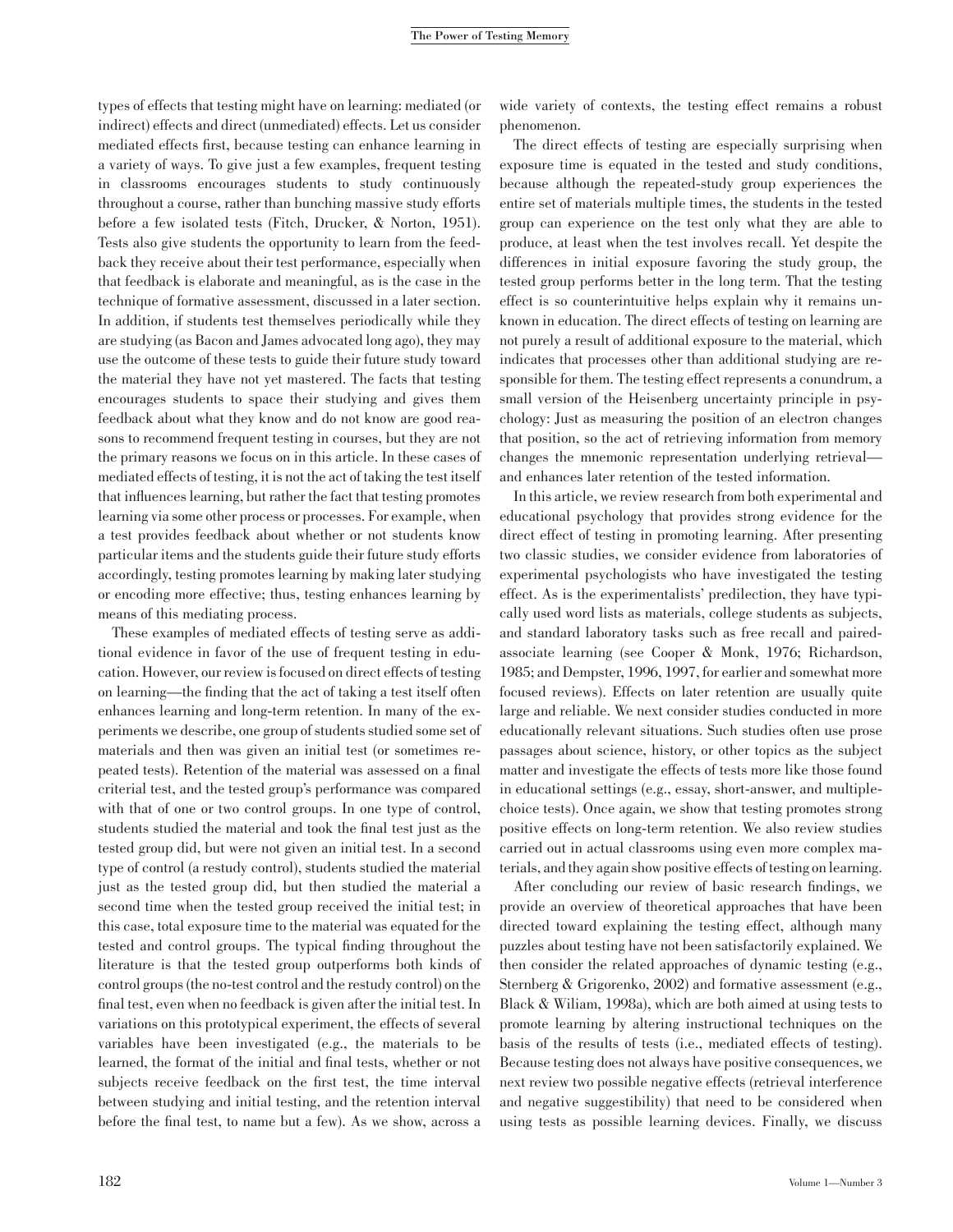types of effects that testing might have on learning: mediated (or indirect) effects and direct (unmediated) effects. Let us consider mediated effects first, because testing can enhance learning in a variety of ways. To give just a few examples, frequent testing in classrooms encourages students to study continuously throughout a course, rather than bunching massive study efforts before a few isolated tests (Fitch, Drucker, & Norton, 1951). Tests also give students the opportunity to learn from the feedback they receive about their test performance, especially when that feedback is elaborate and meaningful, as is the case in the technique of formative assessment, discussed in a later section. In addition, if students test themselves periodically while they are studying (as Bacon and James advocated long ago), they may use the outcome of these tests to guide their future study toward the material they have not yet mastered. The facts that testing encourages students to space their studying and gives them feedback about what they know and do not know are good reasons to recommend frequent testing in courses, but they are not the primary reasons we focus on in this article. In these cases of mediated effects of testing, it is not the act of taking the test itself that influences learning, but rather the fact that testing promotes learning via some other process or processes. For example, when a test provides feedback about whether or not students know particular items and the students guide their future study efforts accordingly, testing promotes learning by making later studying or encoding more effective; thus, testing enhances learning by means of this mediating process.

These examples of mediated effects of testing serve as additional evidence in favor of the use of frequent testing in education. However, our review is focused on direct effects of testing on learning—the finding that the act of taking a test itself often enhances learning and long-term retention. In many of the experiments we describe, one group of students studied some set of materials and then was given an initial test (or sometimes repeated tests). Retention of the material was assessed on a final criterial test, and the tested group's performance was compared with that of one or two control groups. In one type of control, students studied the material and took the final test just as the tested group did, but were not given an initial test. In a second type of control (a restudy control), students studied the material just as the tested group did, but then studied the material a second time when the tested group received the initial test; in this case, total exposure time to the material was equated for the tested and control groups. The typical finding throughout the literature is that the tested group outperforms both kinds of control groups (the no-test control and the restudy control) on the final test, even when no feedback is given after the initial test. In variations on this prototypical experiment, the effects of several variables have been investigated (e.g., the materials to be learned, the format of the initial and final tests, whether or not subjects receive feedback on the first test, the time interval between studying and initial testing, and the retention interval before the final test, to name but a few). As we show, across a wide variety of contexts, the testing effect remains a robust phenomenon.

The direct effects of testing are especially surprising when exposure time is equated in the tested and study conditions, because although the repeated-study group experiences the entire set of materials multiple times, the students in the tested group can experience on the test only what they are able to produce, at least when the test involves recall. Yet despite the differences in initial exposure favoring the study group, the tested group performs better in the long term. That the testing effect is so counterintuitive helps explain why it remains unknown in education. The direct effects of testing on learning are not purely a result of additional exposure to the material, which indicates that processes other than additional studying are responsible for them. The testing effect represents a conundrum, a small version of the Heisenberg uncertainty principle in psychology: Just as measuring the position of an electron changes that position, so the act of retrieving information from memory changes the mnemonic representation underlying retrieval—and enhances later retention of the tested information.

In this article, we review research from both experimental and educational psychology that provides strong evidence for the direct effect of testing in promoting learning. After presenting two classic studies, we consider evidence from laboratories of experimental psychologists who have investigated the testing effect. As is the experimentalists' predilection, they have typically used word lists as materials, college students as subjects, and standard laboratory tasks such as free recall and paired-associate learning (see Cooper & Monk, 1976; Richardson, 1985; and Dempster, 1996, 1997, for earlier and somewhat more focused reviews). Effects on later retention are usually quite large and reliable. We next consider studies conducted in more educationally relevant situations. Such studies often use prose passages about science, history, or other topics as the subject matter and investigate the effects of tests more like those found in educational settings (e.g., essay, short-answer, and multiple-choice tests). Once again, we show that testing promotes strong positive effects on long-term retention. We also review studies carried out in actual classrooms using even more complex materials, and they again show positive effects of testing on learning.

After concluding our review of basic research findings, we provide an overview of theoretical approaches that have been directed toward explaining the testing effect, although many puzzles about testing have not been satisfactorily explained. We then consider the related approaches of dynamic testing (e.g., Sternberg & Grigorenko, 2002) and formative assessment (e.g., Black & Wiliam, 1998a), which are both aimed at using tests to promote learning by altering instructional techniques on the basis of the results of tests (i.e., mediated effects of testing). Because testing does not always have positive consequences, we next review two possible negative effects (retrieval interference and negative suggestibility) that need to be considered when using tests as possible learning devices. Finally, we discuss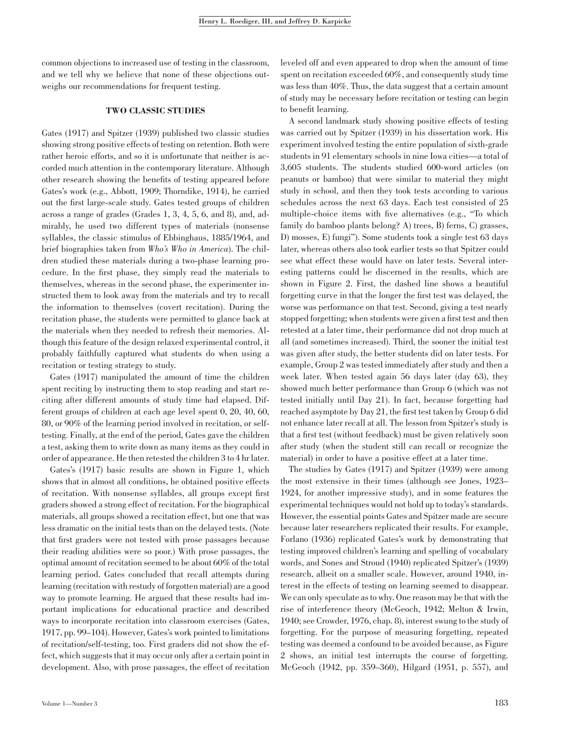common objections to increased use of testing in the classroom, and we tell why we believe that none of these objections outweighs our recommendations for frequent testing.

## TWO CLASSIC STUDIES

Gates (1917) and Spitzer (1939) published two classic studies showing strong positive effects of testing on retention. Both were rather heroic efforts, and so it is unfortunate that neither is accorded much attention in the contemporary literature. Although other research showing the benefits of testing appeared before Gates's work (e.g., Abbott, 1909; Thorndike, 1914), he carried out the first large-scale study. Gates tested groups of children across a range of grades (Grades 1, 3, 4, 5, 6, and 8), and, admirably, he used two different types of materials (nonsense syllables, the classic stimulus of Ebbinghaus, 1885/1964, and brief biographies taken from *Who's Who in America*). The children studied these materials during a two-phase learning procedure. In the first phase, they simply read the materials to themselves, whereas in the second phase, the experimenter instructed them to look away from the materials and try to recall the information to themselves (covert recitation). During the recitation phase, the students were permitted to glance back at the materials when they needed to refresh their memories. Although this feature of the design relaxed experimental control, it probably faithfully captured what students do when using a recitation or testing strategy to study.

Gates (1917) manipulated the amount of time the children spent reciting by instructing them to stop reading and start reciting after different amounts of study time had elapsed. Different groups of children at each age level spent 0, 20, 40, 60, 80, or 90% of the learning period involved in recitation, or self-testing. Finally, at the end of the period, Gates gave the children a test, asking them to write down as many items as they could in order of appearance. He then retested the children 3 to 4 hr later.

Gates's (1917) basic results are shown in Figure 1, which shows that in almost all conditions, he obtained positive effects of recitation. With nonsense syllables, all groups except first graders showed a strong effect of recitation. For the biographical materials, all groups showed a recitation effect, but one that was less dramatic on the initial tests than on the delayed tests. (Note that first graders were not tested with prose passages because their reading abilities were so poor.) With prose passages, the optimal amount of recitation seemed to be about 60% of the total learning period. Gates concluded that recall attempts during learning (recitation with restudy of forgotten material) are a good way to promote learning. He argued that these results had important implications for educational practice and described ways to incorporate recitation into classroom exercises (Gates, 1917, pp. 99–104). However, Gates's work pointed to limitations of recitation/self-testing, too. First graders did not show the effect, which suggests that it may occur only after a certain point in development. Also, with prose passages, the effect of recitation leveled off and even appeared to drop when the amount of time spent on recitation exceeded 60%, and consequently study time was less than 40%. Thus, the data suggest that a certain amount of study may be necessary before recitation or testing can begin to benefit learning.

A second landmark study showing positive effects of testing was carried out by Spitzer (1939) in his dissertation work. His experiment involved testing the entire population of sixth-grade students in 91 elementary schools in nine Iowa cities—a total of 3,605 students. The students studied 600-word articles (on peanuts or bamboo) that were similar to material they might study in school, and then they took tests according to various schedules across the next 63 days. Each test consisted of 25 multiple-choice items with five alternatives (e.g., "To which family do bamboo plants belong? A) trees, B) ferns, C) grasses, D) mosses, E) fungi"). Some students took a single test 63 days later, whereas others also took earlier tests so that Spitzer could see what effect these would have on later tests. Several interesting patterns could be discerned in the results, which are shown in Figure 2. First, the dashed line shows a beautiful forgetting curve in that the longer the first test was delayed, the worse was performance on that test. Second, giving a test nearly stopped forgetting; when students were given a first test and then retested at a later time, their performance did not drop much at all (and sometimes increased). Third, the sooner the initial test was given after study, the better students did on later tests. For example, Group 2 was tested immediately after study and then a week later. When tested again 56 days later (day 63), they showed much better performance than Group 6 (which was not tested initially until Day 21). In fact, because forgetting had reached asymptote by Day 21, the first test taken by Group 6 did not enhance later recall at all. The lesson from Spitzer's study is that a first test (without feedback) must be given relatively soon after study (when the student still can recall or recognize the material) in order to have a positive effect at a later time.

The studies by Gates (1917) and Spitzer (1939) were among the most extensive in their times (although see Jones, 1923–1924, for another impressive study), and in some features the experimental techniques would not hold up to today's standards. However, the essential points Gates and Spitzer made are secure because later researchers replicated their results. For example, Forlano (1936) replicated Gates's work by demonstrating that testing improved children's learning and spelling of vocabulary words, and Sones and Stroud (1940) replicated Spitzer's (1939) research, albeit on a smaller scale. However, around 1940, interest in the effects of testing on learning seemed to disappear. We can only speculate as to why. One reason may be that with the rise of interference theory (McGeoch, 1942; Melton & Irwin, 1940; see Crowder, 1976, chap. 8), interest swung to the study of forgetting. For the purpose of measuring forgetting, repeated testing was deemed a confound to be avoided because, as Figure 2 shows, an initial test interrupts the course of forgetting. McGeoch (1942, pp. 359–360), Hilgard (1951, p. 557), and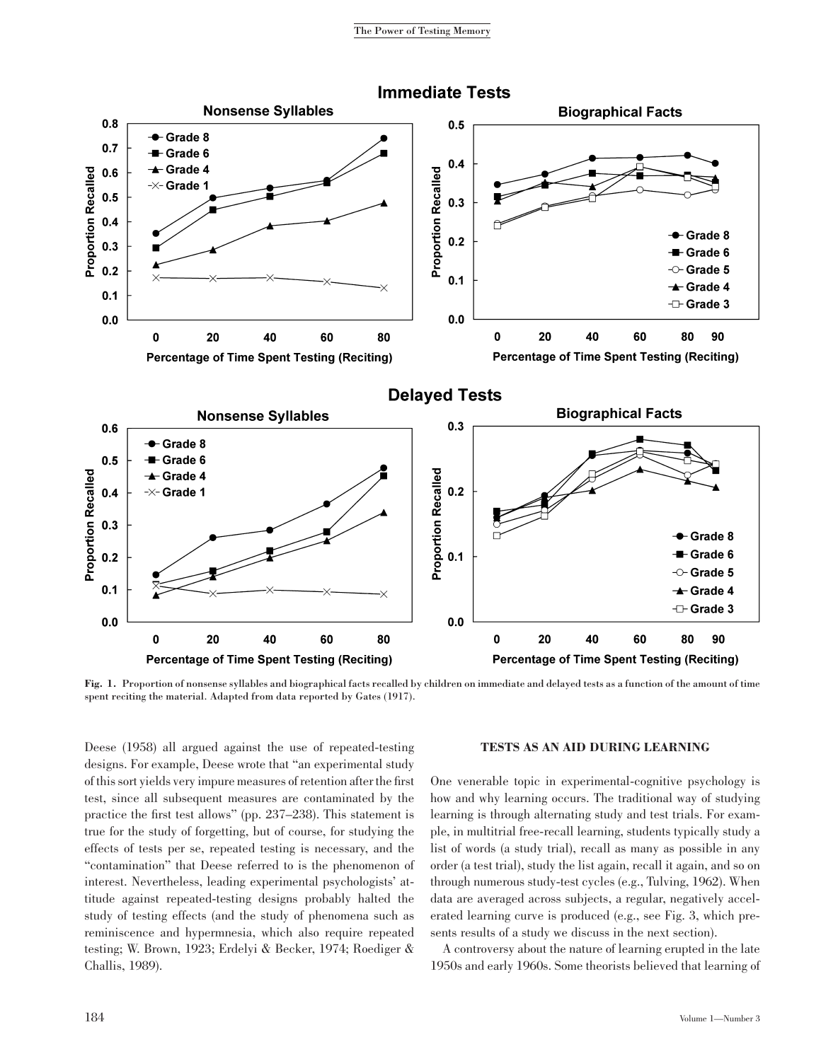Fig. 1. Proportion of nonsense syllables and biographical facts recalled by children on immediate and delayed tests as a function of the amount of time spent reciting the material. Adapted from data reported by Gates (1917).

Deese (1958) all argued against the use of repeated-testing designs. For example, Deese wrote that "an experimental study of this sort yields very impure measures of retention after the first test, since all subsequent measures are contaminated by the practice the first test allows" (pp. 237–238). This statement is true for the study of forgetting, but of course, for studying the effects of tests per se, repeated testing is necessary, and the "contamination" that Deese referred to is the phenomenon of interest. Nevertheless, leading experimental psychologists' attitude against repeated-testing designs probably halted the study of testing effects (and the study of phenomena such as reminiscence and hypermnesia, which also require repeated testing; W. Brown, 1923; Erdelyi & Becker, 1974; Roediger & Challis, 1989).

## TESTS AS AN AID DURING LEARNING

One venerable topic in experimental-cognitive psychology is how and why learning occurs. The traditional way of studying learning is through alternating study and test trials. For example, in multitrial free-recall learning, students typically study a list of words (a study trial), recall as many as possible in any order (a test trial), study the list again, recall it again, and so on through numerous study-test cycles (e.g., Tulving, 1962). When data are averaged across subjects, a regular, negatively accelerated learning curve is produced (e.g., see Fig. 3, which presents results of a study we discuss in the next section).

A controversy about the nature of learning erupted in the late 1950s and early 1960s. Some theorists believed that learning of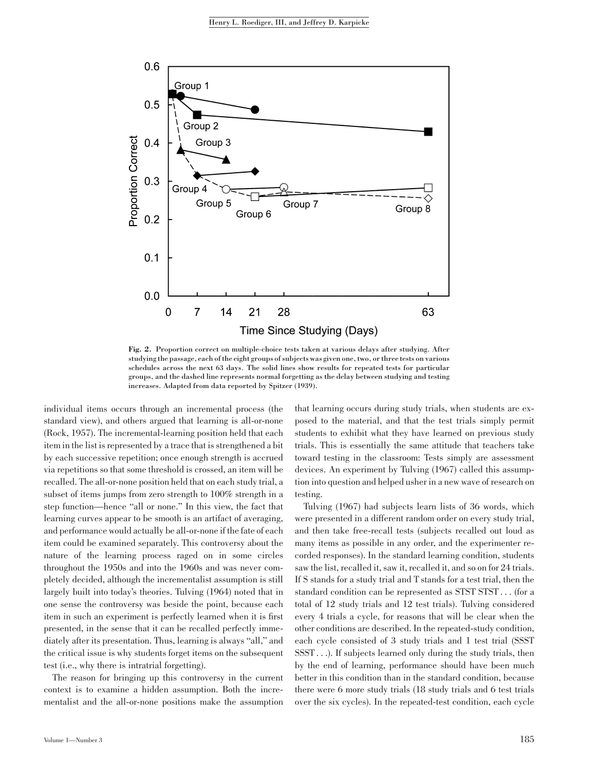**Fig. 2.** Proportion correct on multiple-choice tests taken at various delays after studying. After studying the passage, each of the eight groups of subjects was given one, two, or three tests on various schedules across the next 63 days. The solid lines show results for repeated tests for particular groups, and the dashed line represents normal forgetting as the delay between studying and testing increases. Adapted from data reported by Spitzer (1939).

individual items occurs through an incremental process (the standard view), and others argued that learning is all-or-none (Rock, 1957). The incremental-learning position held that each item in the list is represented by a trace that is strengthened a bit by each successive repetition; once enough strength is accrued via repetitions so that some threshold is crossed, an item will be recalled. The all-or-none position held that on each study trial, a subset of items jumps from zero strength to 100% strength in a step function—hence "all or none." In this view, the fact that learning curves appear to be smooth is an artifact of averaging, and performance would actually be all-or-none if the fate of each item could be examined separately. This controversy about the nature of the learning process raged on in some circles throughout the 1950s and into the 1960s and was never completely decided, although the incrementalist assumption is still largely built into today's theories. Tulving (1964) noted that in one sense the controversy was beside the point, because each item in such an experiment is perfectly learned when it is first presented, in the sense that it can be recalled perfectly immediately after its presentation. Thus, learning is always "all," and the critical issue is why students forget items on the subsequent test (i.e., why there is intratrial forgetting).

The reason for bringing up this controversy in the current context is to examine a hidden assumption. Both the incrementalist and the all-or-none positions make the assumption that learning occurs during study trials, when students are exposed to the material, and that the test trials simply permit students to exhibit what they have learned on previous study trials. This is essentially the same attitude that teachers take toward testing in the classroom: Tests simply are assessment devices. An experiment by Tulving (1967) called this assumption into question and helped usher in a new wave of research on testing.

Tulving (1967) had subjects learn lists of 36 words, which were presented in a different random order on every study trial, and then take free-recall tests (subjects recalled out loud as many items as possible in any order, and the experimenter recorded responses). In the standard learning condition, students saw the list, recalled it, saw it, recalled it, and so on for 24 trials. If S stands for a study trial and T stands for a test trial, then the standard condition can be represented as STST STST . . . (for a total of 12 study trials and 12 test trials). Tulving considered every 4 trials a cycle, for reasons that will be clear when the other conditions are described. In the repeated-study condition, each cycle consisted of 3 study trials and 1 test trial (SSST SSST . . .). If subjects learned only during the study trials, then by the end of learning, performance should have been much better in this condition than in the standard condition, because there were 6 more study trials (18 study trials and 6 test trials over the six cycles). In the repeated-test condition, each cycle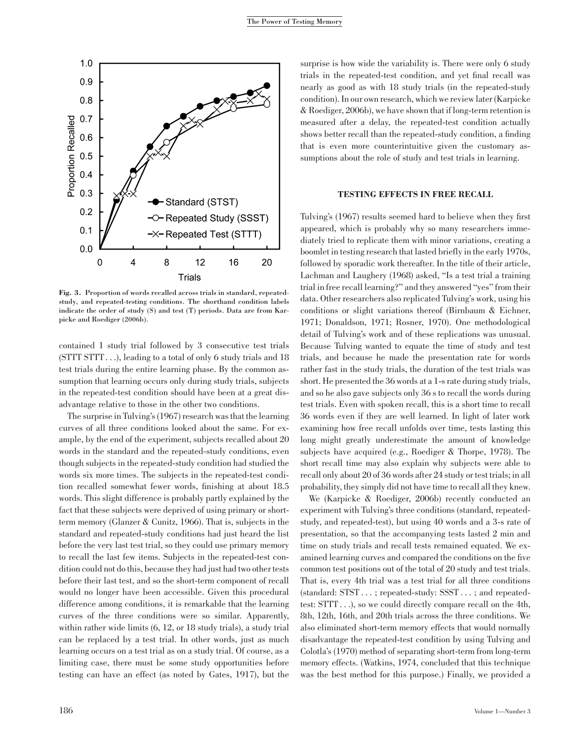Fig. 3. Proportion of words recalled across trials in standard, repeated-study, and repeated-testing conditions. The shorthand condition labels indicate the order of study (S) and test (T) periods. Data are from Karpicke and Roediger (2006b).

contained 1 study trial followed by 3 consecutive test trials (STTT STTT . . .), leading to a total of only 6 study trials and 18 test trials during the entire learning phase. By the common assumption that learning occurs only during study trials, subjects in the repeated-test condition should have been at a great disadvantage relative to those in the other two conditions.

The surprise in Tulving's (1967) research was that the learning curves of all three conditions looked about the same. For example, by the end of the experiment, subjects recalled about 20 words in the standard and the repeated-study conditions, even though subjects in the repeated-study condition had studied the words six more times. The subjects in the repeated-test condition recalled somewhat fewer words, finishing at about 18.5 words. This slight difference is probably partly explained by the fact that these subjects were deprived of using primary or short-term memory (Glanzer & Cunitz, 1966). That is, subjects in the standard and repeated-study conditions had just heard the list before the very last test trial, so they could use primary memory to recall the last few items. Subjects in the repeated-test condition could not do this, because they had just had two other tests before their last test, and so the short-term component of recall would no longer have been accessible. Given this procedural difference among conditions, it is remarkable that the learning curves of the three conditions were so similar. Apparently, within rather wide limits (6, 12, or 18 study trials), a study trial can be replaced by a test trial. In other words, just as much learning occurs on a test trial as on a study trial. Of course, as a limiting case, there must be some study opportunities before testing can have an effect (as noted by Gates, 1917), but the surprise is how wide the variability is. There were only 6 study trials in the repeated-test condition, and yet final recall was nearly as good as with 18 study trials (in the repeated-study condition). In our own research, which we review later (Karpicke & Roediger, 2006b), we have shown that if long-term retention is measured after a delay, the repeated-test condition actually shows better recall than the repeated-study condition, a finding that is even more counterintuitive given the customary assumptions about the role of study and test trials in learning.

## TESTING EFFECTS IN FREE RECALL

Tulving's (1967) results seemed hard to believe when they first appeared, which is probably why so many researchers immediately tried to replicate them with minor variations, creating a boomlet in testing research that lasted briefly in the early 1970s, followed by sporadic work thereafter. In the title of their article, Lachman and Laughery (1968) asked, "Is a test trial a training trial in free recall learning?" and they answered "yes" from their data. Other researchers also replicated Tulving's work, using his conditions or slight variations thereof (Birnbaum & Eichner, 1971; Donaldson, 1971; Rosner, 1970). One methodological detail of Tulving's work and of these replications was unusual. Because Tulving wanted to equate the time of study and test trials, and because he made the presentation rate for words rather fast in the study trials, the duration of the test trials was short. He presented the 36 words at a 1-s rate during study trials, and so he also gave subjects only 36 s to recall the words during test trials. Even with spoken recall, this is a short time to recall 36 words even if they are well learned. In light of later work examining how free recall unfolds over time, tests lasting this long might greatly underestimate the amount of knowledge subjects have acquired (e.g., Roediger & Thorpe, 1978). The short recall time may also explain why subjects were able to recall only about 20 of 36 words after 24 study or test trials; in all probability, they simply did not have time to recall all they knew.

We (Karpicke & Roediger, 2006b) recently conducted an experiment with Tulving's three conditions (standard, repeated-study, and repeated-test), but using 40 words and a 3-s rate of presentation, so that the accompanying tests lasted 2 min and time on study trials and recall tests remained equated. We examined learning curves and compared the conditions on the five common test positions out of the total of 20 study and test trials. That is, every 4th trial was a test trial for all three conditions (standard: STST . . . ; repeated-study: SSST . . . ; and repeated-test: STTT . . .), so we could directly compare recall on the 4th, 8th, 12th, 16th, and 20th trials across the three conditions. We also eliminated short-term memory effects that would normally disadvantage the repeated-test condition by using Tulving and Colotla's (1970) method of separating short-term from long-term memory effects. (Watkins, 1974, concluded that this technique was the best method for this purpose.) Finally, we provided a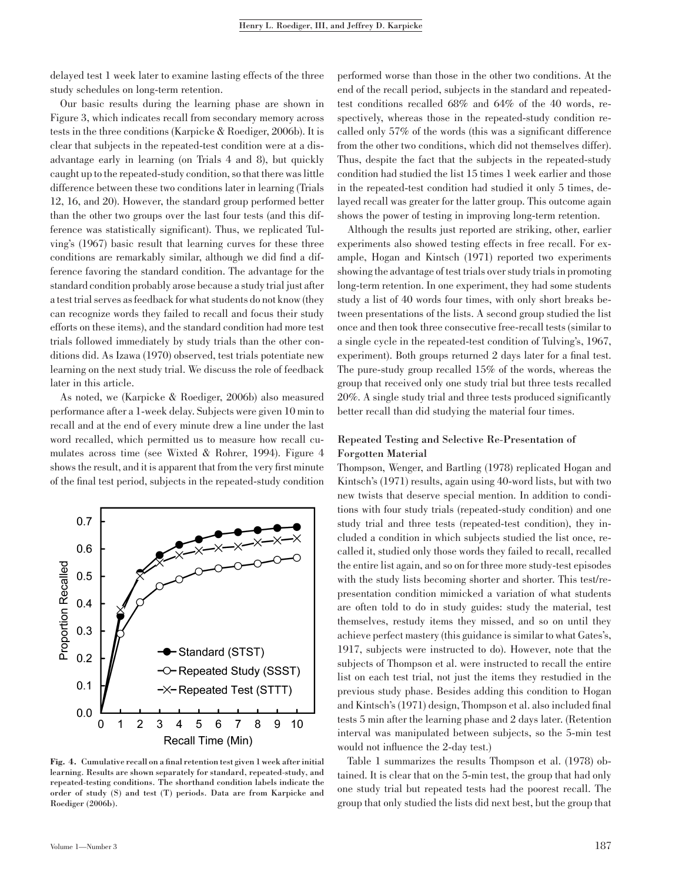delayed test 1 week later to examine lasting effects of the three study schedules on long-term retention.

Our basic results during the learning phase are shown in Figure 3, which indicates recall from secondary memory across tests in the three conditions (Karpicke & Roediger, 2006b). It is clear that subjects in the repeated-test condition were at a disadvantage early in learning (on Trials 4 and 8), but quickly caught up to the repeated-study condition, so that there was little difference between these two conditions later in learning (Trials 12, 16, and 20). However, the standard group performed better than the other two groups over the last four tests (and this difference was statistically significant). Thus, we replicated Tulving's (1967) basic result that learning curves for these three conditions are remarkably similar, although we did find a difference favoring the standard condition. The advantage for the standard condition probably arose because a study trial just after a test trial serves as feedback for what students do not know (they can recognize words they failed to recall and focus their study efforts on these items), and the standard condition had more test trials followed immediately by study trials than the other conditions did. As Izawa (1970) observed, test trials potentiate new learning on the next study trial. We discuss the role of feedback later in this article.

As noted, we (Karpicke & Roediger, 2006b) also measured performance after a 1-week delay. Subjects were given 10 min to recall and at the end of every minute drew a line under the last word recalled, which permitted us to measure how recall cumulates across time (see Wixted & Rohrer, 1994). Figure 4 shows the result, and it is apparent that from the very first minute of the final test period, subjects in the repeated-study condition performed worse than those in the other two conditions. At the end of the recall period, subjects in the standard and repeated-test conditions recalled 68% and 64% of the 40 words, respectively, whereas those in the repeated-study condition recalled only 57% of the words (this was a significant difference from the other two conditions, which did not themselves differ). Thus, despite the fact that the subjects in the repeated-study condition had studied the list 15 times 1 week earlier and those in the repeated-test condition had studied it only 5 times, delayed recall was greater for the latter group. This outcome again shows the power of testing in improving long-term retention.

**Fig. 4.** Cumulative recall on a final retention test given 1 week after initial learning. Results are shown separately for standard, repeated-study, and repeated-testing conditions. The shorthand condition labels indicate the order of study (S) and test (T) periods. Data are from Karpicke and Roediger (2006b).

Although the results just reported are striking, other, earlier experiments also showed testing effects in free recall. For example, Hogan and Kintsch (1971) reported two experiments showing the advantage of test trials over study trials in promoting long-term retention. In one experiment, they had some students study a list of 40 words four times, with only short breaks between presentations of the lists. A second group studied the list once and then took three consecutive free-recall tests (similar to a single cycle in the repeated-test condition of Tulving's, 1967, experiment). Both groups returned 2 days later for a final test. The pure-study group recalled 15% of the words, whereas the group that received only one study trial but three tests recalled 20%. A single study trial and three tests produced significantly better recall than did studying the material four times.

### Repeated Testing and Selective Re-Presentation of Forgotten Material

Thompson, Wenger, and Bartling (1978) replicated Hogan and Kintsch's (1971) results, again using 40-word lists, but with two new twists that deserve special mention. In addition to conditions with four study trials (repeated-study condition) and one study trial and three tests (repeated-test condition), they included a condition in which subjects studied the list once, recalled it, studied only those words they failed to recall, recalled the entire list again, and so on for three more study-test episodes with the study lists becoming shorter and shorter. This test/re-presentation condition mimicked a variation of what students are often told to do in study guides: study the material, test themselves, restudy items they missed, and so on until they achieve perfect mastery (this guidance is similar to what Gates's, 1917, subjects were instructed to do). However, note that the subjects of Thompson et al. were instructed to recall the entire list on each test trial, not just the items they restudied in the previous study phase. Besides adding this condition to Hogan and Kintsch's (1971) design, Thompson et al. also included final tests 5 min after the learning phase and 2 days later. (Retention interval was manipulated between subjects, so the 5-min test would not influence the 2-day test.)

Table 1 summarizes the results Thompson et al. (1978) obtained. It is clear that on the 5-min test, the group that had only one study trial but repeated tests had the poorest recall. The group that only studied the lists did next best, but the group that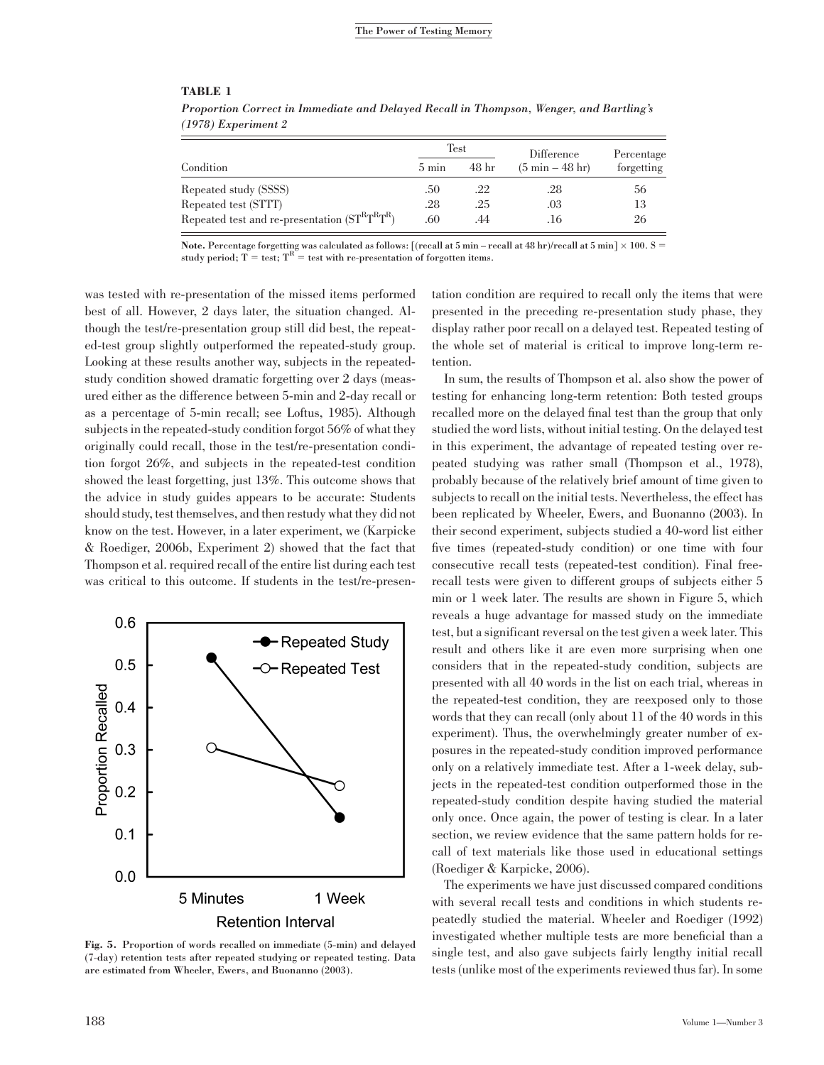**TABLE 1**

*Proportion Correct in Immediate and Delayed Recall in Thompson, Wenger, and Bartling's (1978) Experiment 2*

| Condition | Test | | Difference | Percentage |
|---|---|---|---|---|
| | 5 min | 48 hr | (5 min – 48 hr) | forgetting |
| Repeated study (SSSS) | .50 | .22 | .28 | 56 |
| Repeated test (STTT) | .28 | .25 | .03 | 13 |
| Repeated test and re-presentation ($ST^RT^RT^R$) | .60 | .44 | .16 | 26 |

**Note.** Percentage forgetting was calculated as follows: [(recall at 5 min – recall at 48 hr)/recall at 5 min] × 100. S = study period; T = test; $T^R$ = test with re-presentation of forgotten items.

was tested with re-presentation of the missed items performed best of all. However, 2 days later, the situation changed. Although the test/re-presentation group still did best, the repeated-test group slightly outperformed the repeated-study group. Looking at these results another way, subjects in the repeated-study condition showed dramatic forgetting over 2 days (measured either as the difference between 5-min and 2-day recall or as a percentage of 5-min recall; see Loftus, 1985). Although subjects in the repeated-study condition forgot 56% of what they originally could recall, those in the test/re-presentation condition forgot 26%, and subjects in the repeated-test condition showed the least forgetting, just 13%. This outcome shows that the advice in study guides appears to be accurate: Students should study, test themselves, and then restudy what they did not know on the test. However, in a later experiment, we (Karpicke & Roediger, 2006b, Experiment 2) showed that the fact that Thompson et al. required recall of the entire list during each test was critical to this outcome. If students in the test/re-presentation condition are required to recall only the items that were presented in the preceding re-presentation study phase, they display rather poor recall on a delayed test. Repeated testing of the whole set of material is critical to improve long-term retention.

**Fig. 5.** Proportion of words recalled on immediate (5-min) and delayed (7-day) retention tests after repeated studying or repeated testing. Data are estimated from Wheeler, Ewers, and Buonanno (2003).

In sum, the results of Thompson et al. also show the power of testing for enhancing long-term retention: Both tested groups recalled more on the delayed final test than the group that only studied the word lists, without initial testing. On the delayed test in this experiment, the advantage of repeated testing over repeated studying was rather small (Thompson et al., 1978), probably because of the relatively brief amount of time given to subjects to recall on the initial tests. Nevertheless, the effect has been replicated by Wheeler, Ewers, and Buonanno (2003). In their second experiment, subjects studied a 40-word list either five times (repeated-study condition) or one time with four consecutive recall tests (repeated-test condition). Final free-recall tests were given to different groups of subjects either 5 min or 1 week later. The results are shown in Figure 5, which reveals a huge advantage for massed study on the immediate test, but a significant reversal on the test given a week later. This result and others like it are even more surprising when one considers that in the repeated-study condition, subjects are presented with all 40 words in the list on each trial, whereas in the repeated-test condition, they are reexposed only to those words that they can recall (only about 11 of the 40 words in this experiment). Thus, the overwhelmingly greater number of exposures in the repeated-study condition improved performance only on a relatively immediate test. After a 1-week delay, subjects in the repeated-test condition outperformed those in the repeated-study condition despite having studied the material only once. Once again, the power of testing is clear. In a later section, we review evidence that the same pattern holds for recall of text materials like those used in educational settings (Roediger & Karpicke, 2006).

The experiments we have just discussed compared conditions with several recall tests and conditions in which students repeatedly studied the material. Wheeler and Roediger (1992) investigated whether multiple tests are more beneficial than a single test, and also gave subjects fairly lengthy initial recall tests (unlike most of the experiments reviewed thus far). In some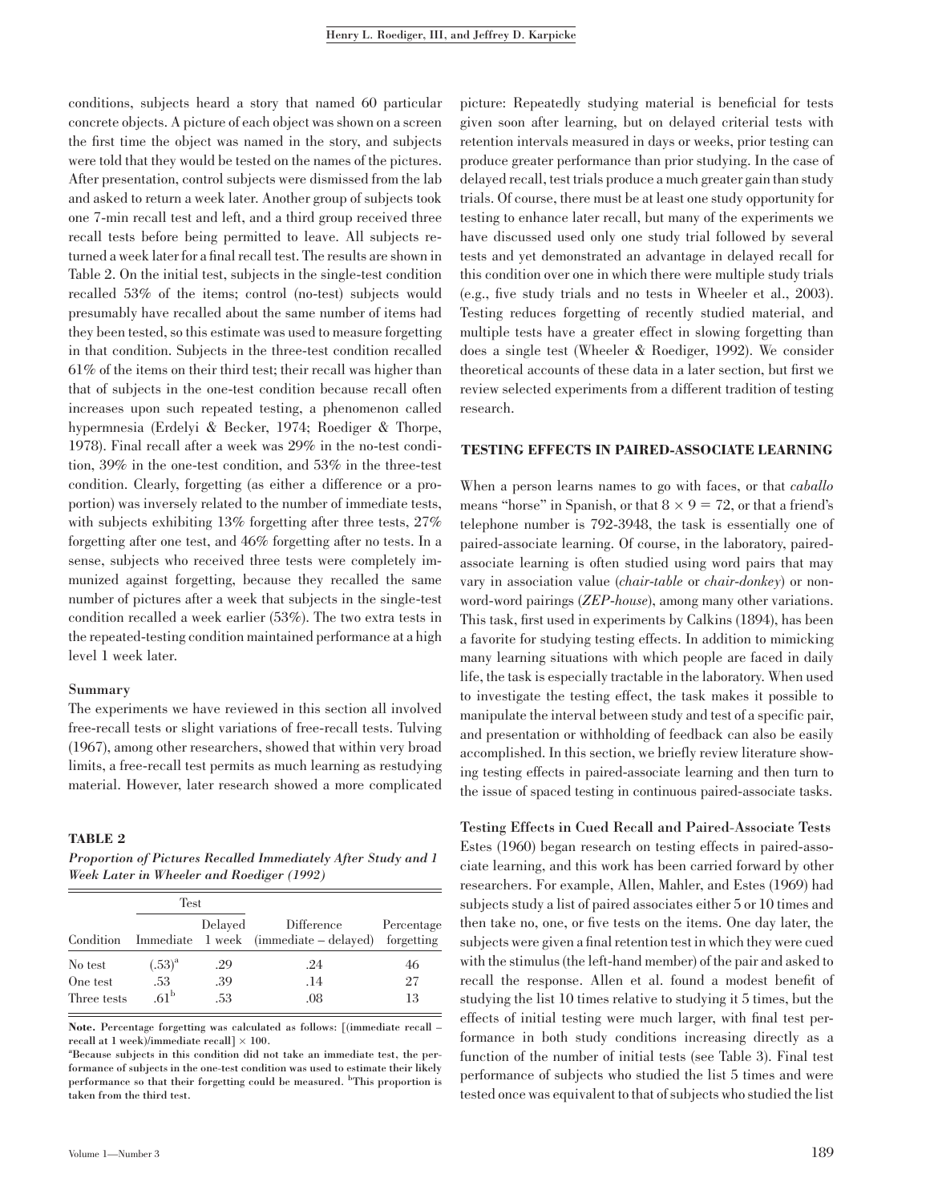conditions, subjects heard a story that named 60 particular concrete objects. A picture of each object was shown on a screen the first time the object was named in the story, and subjects were told that they would be tested on the names of the pictures. After presentation, control subjects were dismissed from the lab and asked to return a week later. Another group of subjects took one 7-min recall test and left, and a third group received three recall tests before being permitted to leave. All subjects returned a week later for a final recall test. The results are shown in Table 2. On the initial test, subjects in the single-test condition recalled 53% of the items; control (no-test) subjects would presumably have recalled about the same number of items had they been tested, so this estimate was used to measure forgetting in that condition. Subjects in the three-test condition recalled 61% of the items on their third test; their recall was higher than that of subjects in the one-test condition because recall often increases upon such repeated testing, a phenomenon called hypermnesia (Erdelyi & Becker, 1974; Roediger & Thorpe, 1978). Final recall after a week was 29% in the no-test condition, 39% in the one-test condition, and 53% in the three-test condition. Clearly, forgetting (as either a difference or a proportion) was inversely related to the number of immediate tests, with subjects exhibiting 13% forgetting after three tests, 27% forgetting after one test, and 46% forgetting after no tests. In a sense, subjects who received three tests were completely immunized against forgetting, because they recalled the same number of pictures after a week that subjects in the single-test condition recalled a week earlier (53%). The two extra tests in the repeated-testing condition maintained performance at a high level 1 week later.

### Summary

The experiments we have reviewed in this section all involved free-recall tests or slight variations of free-recall tests. Tulving (1967), among other researchers, showed that within very broad limits, a free-recall test permits as much learning as restudying material. However, later research showed a more complicated picture: Repeatedly studying material is beneficial for tests given soon after learning, but on delayed criterial tests with retention intervals measured in days or weeks, prior testing can produce greater performance than prior studying. In the case of delayed recall, test trials produce a much greater gain than study trials. Of course, there must be at least one study opportunity for testing to enhance later recall, but many of the experiments we have discussed used only one study trial followed by several tests and yet demonstrated an advantage in delayed recall for this condition over one in which there were multiple study trials (e.g., five study trials and no tests in Wheeler et al., 2003). Testing reduces forgetting of recently studied material, and multiple tests have a greater effect in slowing forgetting than does a single test (Wheeler & Roediger, 1992). We consider theoretical accounts of these data in a later section, but first we review selected experiments from a different tradition of testing research.

**TABLE 2**

***Proportion of Pictures Recalled Immediately After Study and 1 Week Later in Wheeler and Roediger (1992)***

| Condition | Test: Immediate | Test: Delayed 1 week | Difference (immediate – delayed) | Percentage forgetting |
|---|---|---|---|---|
| No test | (.53)[a] | .29 | .24 | 46 |
| One test | .53 | .39 | .14 | 27 |
| Three tests | .61[b] | .53 | .08 | 13 |

**Note.** Percentage forgetting was calculated as follows: [(immediate recall – recall at 1 week)/immediate recall] × 100.
[a]Because subjects in this condition did not take an immediate test, the performance of subjects in the one-test condition was used to estimate their likely performance so that their forgetting could be measured. [b]This proportion is taken from the third test.

## TESTING EFFECTS IN PAIRED-ASSOCIATE LEARNING

When a person learns names to go with faces, or that *caballo* means "horse" in Spanish, or that $8 \times 9 = 72$, or that a friend's telephone number is 792-3948, the task is essentially one of paired-associate learning. Of course, in the laboratory, paired-associate learning is often studied using word pairs that may vary in association value (*chair-table* or *chair-donkey*) or nonword-word pairings (*ZEP-house*), among many other variations. This task, first used in experiments by Calkins (1894), has been a favorite for studying testing effects. In addition to mimicking many learning situations with which people are faced in daily life, the task is especially tractable in the laboratory. When used to investigate the testing effect, the task makes it possible to manipulate the interval between study and test of a specific pair, and presentation or withholding of feedback can also be easily accomplished. In this section, we briefly review literature showing testing effects in paired-associate learning and then turn to the issue of spaced testing in continuous paired-associate tasks.

### Testing Effects in Cued Recall and Paired-Associate Tests

Estes (1960) began research on testing effects in paired-associate learning, and this work has been carried forward by other researchers. For example, Allen, Mahler, and Estes (1969) had subjects study a list of paired associates either 5 or 10 times and then take no, one, or five tests on the items. One day later, the subjects were given a final retention test in which they were cued with the stimulus (the left-hand member) of the pair and asked to recall the response. Allen et al. found a modest benefit of studying the list 10 times relative to studying it 5 times, but the effects of initial testing were much larger, with final test performance in both study conditions increasing directly as a function of the number of initial tests (see Table 3). Final test performance of subjects who studied the list 5 times and were tested once was equivalent to that of subjects who studied the list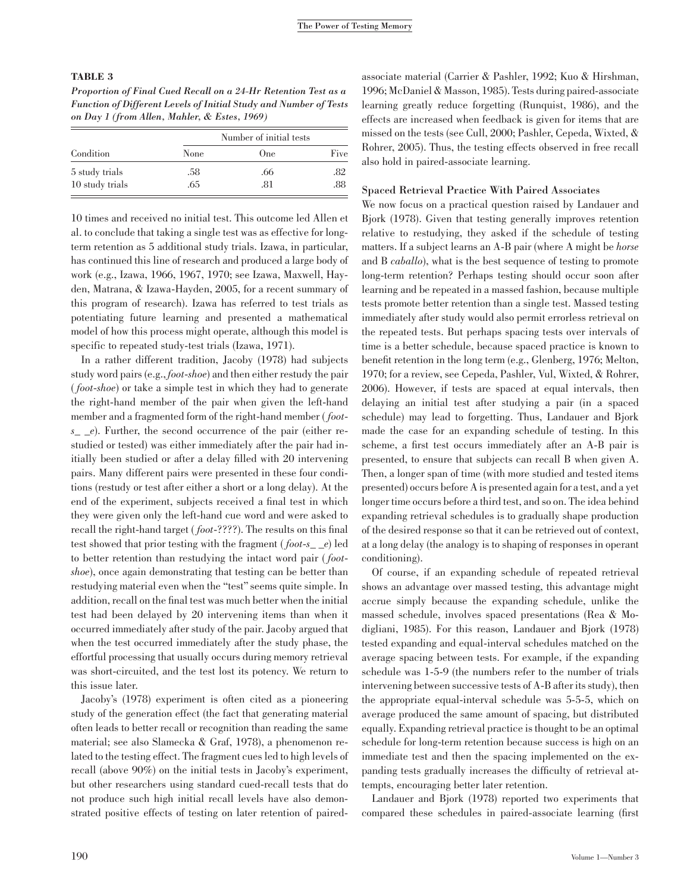**TABLE 3**

***Proportion of Final Cued Recall on a 24-Hr Retention Test as a Function of Different Levels of Initial Study and Number of Tests on Day 1 (from Allen, Mahler, & Estes, 1969)***

| Condition | Number of initial tests | | |
|---|---|---|---|
| | None | One | Five |
| 5 study trials | .58 | .66 | .82 |
| 10 study trials | .65 | .81 | .88 |

10 times and received no initial test. This outcome led Allen et al. to conclude that taking a single test was as effective for long-term retention as 5 additional study trials. Izawa, in particular, has continued this line of research and produced a large body of work (e.g., Izawa, 1966, 1967, 1970; see Izawa, Maxwell, Hayden, Matrana, & Izawa-Hayden, 2005, for a recent summary of this program of research). Izawa has referred to test trials as potentiating future learning and presented a mathematical model of how this process might operate, although this model is specific to repeated study-test trials (Izawa, 1971).

In a rather different tradition, Jacoby (1978) had subjects study word pairs (e.g., *foot-shoe*) and then either restudy the pair (*foot-shoe*) or take a simple test in which they had to generate the right-hand member of the pair when given the left-hand member and a fragmented form of the right-hand member (*foot-s_ _e*). Further, the second occurrence of the pair (either restudied or tested) was either immediately after the pair had initially been studied or after a delay filled with 20 intervening pairs. Many different pairs were presented in these four conditions (restudy or test after either a short or a long delay). At the end of the experiment, subjects received a final test in which they were given only the left-hand cue word and were asked to recall the right-hand target (*foot-????*). The results on this final test showed that prior testing with the fragment (*foot-s_ _e*) led to better retention than restudying the intact word pair (*foot-shoe*), once again demonstrating that testing can be better than restudying material even when the "test" seems quite simple. In addition, recall on the final test was much better when the initial test had been delayed by 20 intervening items than when it occurred immediately after study of the pair. Jacoby argued that when the test occurred immediately after the study phase, the effortful processing that usually occurs during memory retrieval was short-circuited, and the test lost its potency. We return to this issue later.

Jacoby's (1978) experiment is often cited as a pioneering study of the generation effect (the fact that generating material often leads to better recall or recognition than reading the same material; see also Slamecka & Graf, 1978), a phenomenon related to the testing effect. The fragment cues led to high levels of recall (above 90%) on the initial tests in Jacoby's experiment, but other researchers using standard cued-recall tests that do not produce such high initial recall levels have also demonstrated positive effects of testing on later retention of paired-associate material (Carrier & Pashler, 1992; Kuo & Hirshman, 1996; McDaniel & Masson, 1985). Tests during paired-associate learning greatly reduce forgetting (Runquist, 1986), and the effects are increased when feedback is given for items that are missed on the tests (see Cull, 2000; Pashler, Cepeda, Wixted, & Rohrer, 2005). Thus, the testing effects observed in free recall also hold in paired-associate learning.

### Spaced Retrieval Practice With Paired Associates

We now focus on a practical question raised by Landauer and Bjork (1978). Given that testing generally improves retention relative to restudying, they asked if the schedule of testing matters. If a subject learns an A-B pair (where A might be *horse* and B *caballo*), what is the best sequence of testing to promote long-term retention? Perhaps testing should occur soon after learning and be repeated in a massed fashion, because multiple tests promote better retention than a single test. Massed testing immediately after study would also permit errorless retrieval on the repeated tests. But perhaps spacing tests over intervals of time is a better schedule, because spaced practice is known to benefit retention in the long term (e.g., Glenberg, 1976; Melton, 1970; for a review, see Cepeda, Pashler, Vul, Wixted, & Rohrer, 2006). However, if tests are spaced at equal intervals, then delaying an initial test after studying a pair (in a spaced schedule) may lead to forgetting. Thus, Landauer and Bjork made the case for an expanding schedule of testing. In this scheme, a first test occurs immediately after an A-B pair is presented, to ensure that subjects can recall B when given A. Then, a longer span of time (with more studied and tested items presented) occurs before A is presented again for a test, and a yet longer time occurs before a third test, and so on. The idea behind expanding retrieval schedules is to gradually shape production of the desired response so that it can be retrieved out of context, at a long delay (the analogy is to shaping of responses in operant conditioning).

Of course, if an expanding schedule of repeated retrieval shows an advantage over massed testing, this advantage might accrue simply because the expanding schedule, unlike the massed schedule, involves spaced presentations (Rea & Modigliani, 1985). For this reason, Landauer and Bjork (1978) tested expanding and equal-interval schedules matched on the average spacing between tests. For example, if the expanding schedule was 1-5-9 (the numbers refer to the number of trials intervening between successive tests of A-B after its study), then the appropriate equal-interval schedule was 5-5-5, which on average produced the same amount of spacing, but distributed equally. Expanding retrieval practice is thought to be an optimal schedule for long-term retention because success is high on an immediate test and then the spacing implemented on the expanding tests gradually increases the difficulty of retrieval attempts, encouraging better later retention.

Landauer and Bjork (1978) reported two experiments that compared these schedules in paired-associate learning (first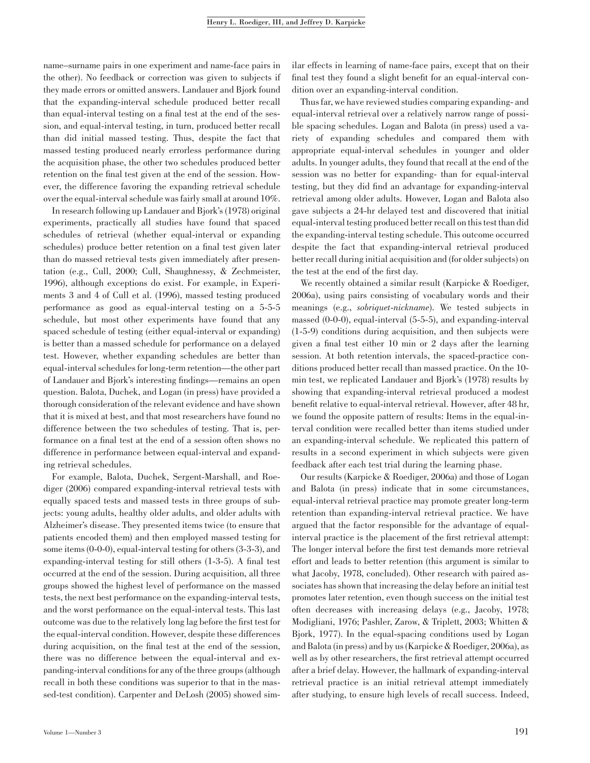name–surname pairs in one experiment and name-face pairs in the other). No feedback or correction was given to subjects if they made errors or omitted answers. Landauer and Bjork found that the expanding-interval schedule produced better recall than equal-interval testing on a final test at the end of the session, and equal-interval testing, in turn, produced better recall than did initial massed testing. Thus, despite the fact that massed testing produced nearly errorless performance during the acquisition phase, the other two schedules produced better retention on the final test given at the end of the session. However, the difference favoring the expanding retrieval schedule over the equal-interval schedule was fairly small at around 10%.

In research following up Landauer and Bjork's (1978) original experiments, practically all studies have found that spaced schedules of retrieval (whether equal-interval or expanding schedules) produce better retention on a final test given later than do massed retrieval tests given immediately after presentation (e.g., Cull, 2000; Cull, Shaughnessy, & Zechmeister, 1996), although exceptions do exist. For example, in Experiments 3 and 4 of Cull et al. (1996), massed testing produced performance as good as equal-interval testing on a 5-5-5 schedule, but most other experiments have found that any spaced schedule of testing (either equal-interval or expanding) is better than a massed schedule for performance on a delayed test. However, whether expanding schedules are better than equal-interval schedules for long-term retention—the other part of Landauer and Bjork's interesting findings—remains an open question. Balota, Duchek, and Logan (in press) have provided a thorough consideration of the relevant evidence and have shown that it is mixed at best, and that most researchers have found no difference between the two schedules of testing. That is, performance on a final test at the end of a session often shows no difference in performance between equal-interval and expanding retrieval schedules.

For example, Balota, Duchek, Sergent-Marshall, and Roediger (2006) compared expanding-interval retrieval tests with equally spaced tests and massed tests in three groups of subjects: young adults, healthy older adults, and older adults with Alzheimer's disease. They presented items twice (to ensure that patients encoded them) and then employed massed testing for some items (0-0-0), equal-interval testing for others (3-3-3), and expanding-interval testing for still others (1-3-5). A final test occurred at the end of the session. During acquisition, all three groups showed the highest level of performance on the massed tests, the next best performance on the expanding-interval tests, and the worst performance on the equal-interval tests. This last outcome was due to the relatively long lag before the first test for the equal-interval condition. However, despite these differences during acquisition, on the final test at the end of the session, there was no difference between the equal-interval and expanding-interval conditions for any of the three groups (although recall in both these conditions was superior to that in the massed-test condition). Carpenter and DeLosh (2005) showed similar effects in learning of name-face pairs, except that on their final test they found a slight benefit for an equal-interval condition over an expanding-interval condition.

Thus far, we have reviewed studies comparing expanding- and equal-interval retrieval over a relatively narrow range of possible spacing schedules. Logan and Balota (in press) used a variety of expanding schedules and compared them with appropriate equal-interval schedules in younger and older adults. In younger adults, they found that recall at the end of the session was no better for expanding- than for equal-interval testing, but they did find an advantage for expanding-interval retrieval among older adults. However, Logan and Balota also gave subjects a 24-hr delayed test and discovered that initial equal-interval testing produced better recall on this test than did the expanding-interval testing schedule. This outcome occurred despite the fact that expanding-interval retrieval produced better recall during initial acquisition and (for older subjects) on the test at the end of the first day.

We recently obtained a similar result (Karpicke & Roediger, 2006a), using pairs consisting of vocabulary words and their meanings (e.g., *sobriquet-nickname*). We tested subjects in massed (0-0-0), equal-interval (5-5-5), and expanding-interval (1-5-9) conditions during acquisition, and then subjects were given a final test either 10 min or 2 days after the learning session. At both retention intervals, the spaced-practice conditions produced better recall than massed practice. On the 10-min test, we replicated Landauer and Bjork's (1978) results by showing that expanding-interval retrieval produced a modest benefit relative to equal-interval retrieval. However, after 48 hr, we found the opposite pattern of results: Items in the equal-interval condition were recalled better than items studied under an expanding-interval schedule. We replicated this pattern of results in a second experiment in which subjects were given feedback after each test trial during the learning phase.

Our results (Karpicke & Roediger, 2006a) and those of Logan and Balota (in press) indicate that in some circumstances, equal-interval retrieval practice may promote greater long-term retention than expanding-interval retrieval practice. We have argued that the factor responsible for the advantage of equal-interval practice is the placement of the first retrieval attempt: The longer interval before the first test demands more retrieval effort and leads to better retention (this argument is similar to what Jacoby, 1978, concluded). Other research with paired associates has shown that increasing the delay before an initial test promotes later retention, even though success on the initial test often decreases with increasing delays (e.g., Jacoby, 1978; Modigliani, 1976; Pashler, Zarow, & Triplett, 2003; Whitten & Bjork, 1977). In the equal-spacing conditions used by Logan and Balota (in press) and by us (Karpicke & Roediger, 2006a), as well as by other researchers, the first retrieval attempt occurred after a brief delay. However, the hallmark of expanding-interval retrieval practice is an initial retrieval attempt immediately after studying, to ensure high levels of recall success. Indeed,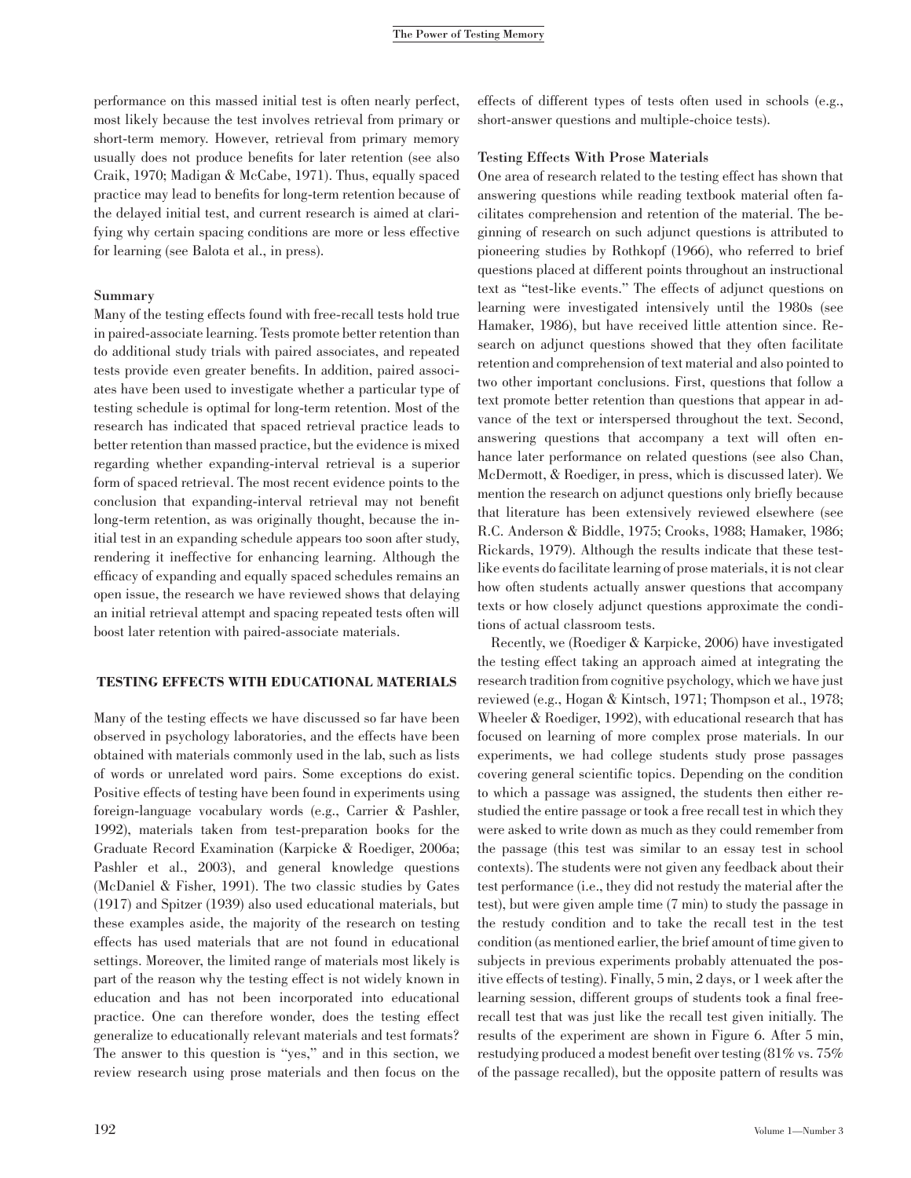performance on this massed initial test is often nearly perfect, most likely because the test involves retrieval from primary or short-term memory. However, retrieval from primary memory usually does not produce benefits for later retention (see also Craik, 1970; Madigan & McCabe, 1971). Thus, equally spaced practice may lead to benefits for long-term retention because of the delayed initial test, and current research is aimed at clarifying why certain spacing conditions are more or less effective for learning (see Balota et al., in press).

### Summary

Many of the testing effects found with free-recall tests hold true in paired-associate learning. Tests promote better retention than do additional study trials with paired associates, and repeated tests provide even greater benefits. In addition, paired associates have been used to investigate whether a particular type of testing schedule is optimal for long-term retention. Most of the research has indicated that spaced retrieval practice leads to better retention than massed practice, but the evidence is mixed regarding whether expanding-interval retrieval is a superior form of spaced retrieval. The most recent evidence points to the conclusion that expanding-interval retrieval may not benefit long-term retention, as was originally thought, because the initial test in an expanding schedule appears too soon after study, rendering it ineffective for enhancing learning. Although the efficacy of expanding and equally spaced schedules remains an open issue, the research we have reviewed shows that delaying an initial retrieval attempt and spacing repeated tests often will boost later retention with paired-associate materials.

## TESTING EFFECTS WITH EDUCATIONAL MATERIALS

Many of the testing effects we have discussed so far have been observed in psychology laboratories, and the effects have been obtained with materials commonly used in the lab, such as lists of words or unrelated word pairs. Some exceptions do exist. Positive effects of testing have been found in experiments using foreign-language vocabulary words (e.g., Carrier & Pashler, 1992), materials taken from test-preparation books for the Graduate Record Examination (Karpicke & Roediger, 2006a; Pashler et al., 2003), and general knowledge questions (McDaniel & Fisher, 1991). The two classic studies by Gates (1917) and Spitzer (1939) also used educational materials, but these examples aside, the majority of the research on testing effects has used materials that are not found in educational settings. Moreover, the limited range of materials most likely is part of the reason why the testing effect is not widely known in education and has not been incorporated into educational practice. One can therefore wonder, does the testing effect generalize to educationally relevant materials and test formats? The answer to this question is "yes," and in this section, we review research using prose materials and then focus on the effects of different types of tests often used in schools (e.g., short-answer questions and multiple-choice tests).

### Testing Effects With Prose Materials

One area of research related to the testing effect has shown that answering questions while reading textbook material often facilitates comprehension and retention of the material. The beginning of research on such adjunct questions is attributed to pioneering studies by Rothkopf (1966), who referred to brief questions placed at different points throughout an instructional text as "test-like events." The effects of adjunct questions on learning were investigated intensively until the 1980s (see Hamaker, 1986), but have received little attention since. Research on adjunct questions showed that they often facilitate retention and comprehension of text material and also pointed to two other important conclusions. First, questions that follow a text promote better retention than questions that appear in advance of the text or interspersed throughout the text. Second, answering questions that accompany a text will often enhance later performance on related questions (see also Chan, McDermott, & Roediger, in press, which is discussed later). We mention the research on adjunct questions only briefly because that literature has been extensively reviewed elsewhere (see R.C. Anderson & Biddle, 1975; Crooks, 1988; Hamaker, 1986; Rickards, 1979). Although the results indicate that these test-like events do facilitate learning of prose materials, it is not clear how often students actually answer questions that accompany texts or how closely adjunct questions approximate the conditions of actual classroom tests.

Recently, we (Roediger & Karpicke, 2006) have investigated the testing effect taking an approach aimed at integrating the research tradition from cognitive psychology, which we have just reviewed (e.g., Hogan & Kintsch, 1971; Thompson et al., 1978; Wheeler & Roediger, 1992), with educational research that has focused on learning of more complex prose materials. In our experiments, we had college students study prose passages covering general scientific topics. Depending on the condition to which a passage was assigned, the students then either restudied the entire passage or took a free recall test in which they were asked to write down as much as they could remember from the passage (this test was similar to an essay test in school contexts). The students were not given any feedback about their test performance (i.e., they did not restudy the material after the test), but were given ample time (7 min) to study the passage in the restudy condition and to take the recall test in the test condition (as mentioned earlier, the brief amount of time given to subjects in previous experiments probably attenuated the positive effects of testing). Finally, 5 min, 2 days, or 1 week after the learning session, different groups of students took a final free-recall test that was just like the recall test given initially. The results of the experiment are shown in Figure 6. After 5 min, restudying produced a modest benefit over testing (81% vs. 75% of the passage recalled), but the opposite pattern of results was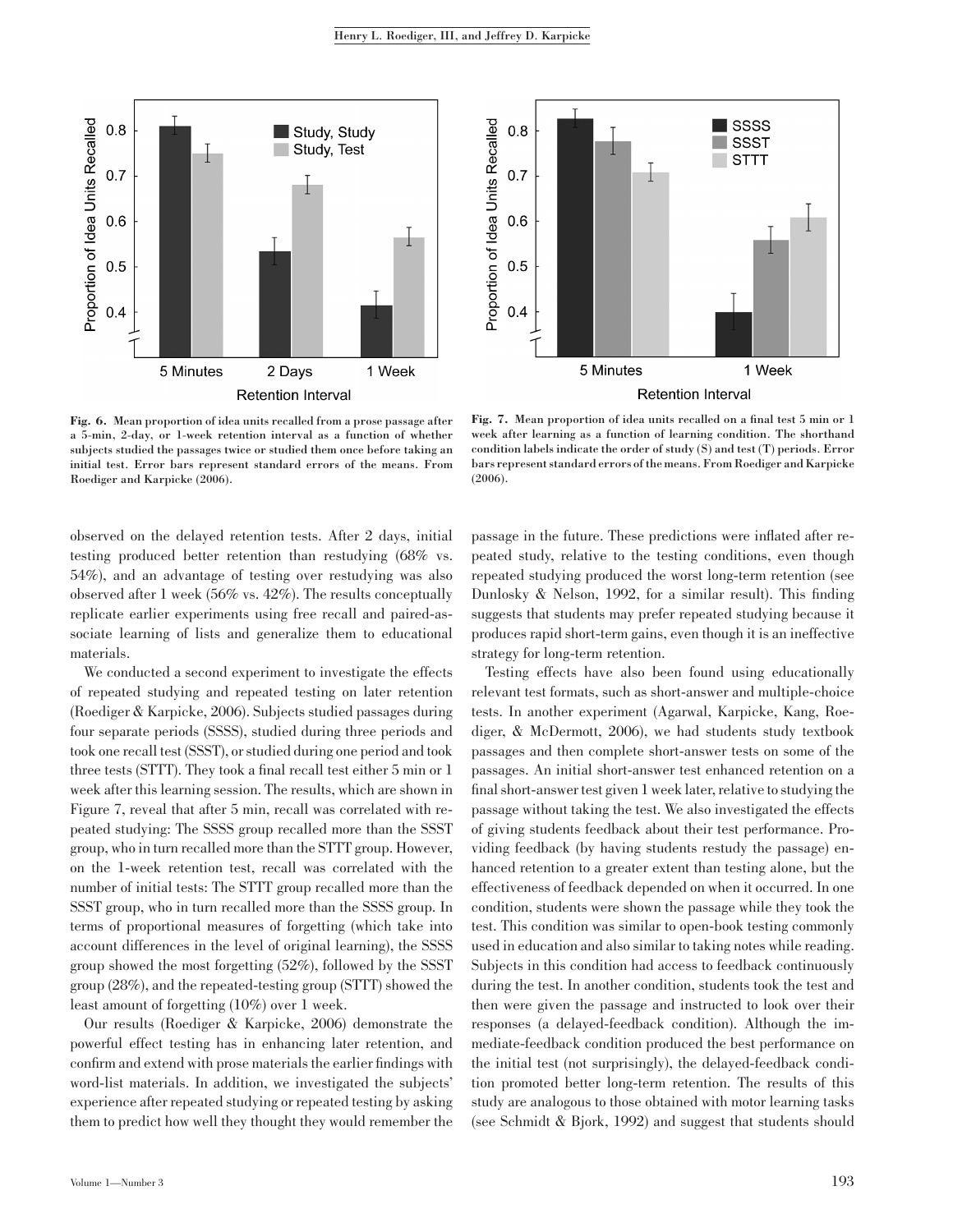Fig. 6. Mean proportion of idea units recalled from a prose passage after a 5-min, 2-day, or 1-week retention interval as a function of whether subjects studied the passages twice or studied them once before taking an initial test. Error bars represent standard errors of the means. From Roediger and Karpicke (2006).

Fig. 7. Mean proportion of idea units recalled on a final test 5 min or 1 week after learning as a function of learning condition. The shorthand condition labels indicate the order of study (S) and test (T) periods. Error bars represent standard errors of the means. From Roediger and Karpicke (2006).

observed on the delayed retention tests. After 2 days, initial testing produced better retention than restudying (68% vs. 54%), and an advantage of testing over restudying was also observed after 1 week (56% vs. 42%). The results conceptually replicate earlier experiments using free recall and paired-associate learning of lists and generalize them to educational materials.

We conducted a second experiment to investigate the effects of repeated studying and repeated testing on later retention (Roediger & Karpicke, 2006). Subjects studied passages during four separate periods (SSSS), studied during three periods and took one recall test (SSST), or studied during one period and took three tests (STTT). They took a final recall test either 5 min or 1 week after this learning session. The results, which are shown in Figure 7, reveal that after 5 min, recall was correlated with repeated studying: The SSSS group recalled more than the SSST group, who in turn recalled more than the STTT group. However, on the 1-week retention test, recall was correlated with the number of initial tests: The STTT group recalled more than the SSST group, who in turn recalled more than the SSSS group. In terms of proportional measures of forgetting (which take into account differences in the level of original learning), the SSSS group showed the most forgetting (52%), followed by the SSST group (28%), and the repeated-testing group (STTT) showed the least amount of forgetting (10%) over 1 week.

Our results (Roediger & Karpicke, 2006) demonstrate the powerful effect testing has in enhancing later retention, and confirm and extend with prose materials the earlier findings with word-list materials. In addition, we investigated the subjects' experience after repeated studying or repeated testing by asking them to predict how well they thought they would remember the passage in the future. These predictions were inflated after repeated study, relative to the testing conditions, even though repeated studying produced the worst long-term retention (see Dunlosky & Nelson, 1992, for a similar result). This finding suggests that students may prefer repeated studying because it produces rapid short-term gains, even though it is an ineffective strategy for long-term retention.

Testing effects have also been found using educationally relevant test formats, such as short-answer and multiple-choice tests. In another experiment (Agarwal, Karpicke, Kang, Roediger, & McDermott, 2006), we had students study textbook passages and then complete short-answer tests on some of the passages. An initial short-answer test enhanced retention on a final short-answer test given 1 week later, relative to studying the passage without taking the test. We also investigated the effects of giving students feedback about their test performance. Providing feedback (by having students restudy the passage) enhanced retention to a greater extent than testing alone, but the effectiveness of feedback depended on when it occurred. In one condition, students were shown the passage while they took the test. This condition was similar to open-book testing commonly used in education and also similar to taking notes while reading. Subjects in this condition had access to feedback continuously during the test. In another condition, students took the test and then were given the passage and instructed to look over their responses (a delayed-feedback condition). Although the immediate-feedback condition produced the best performance on the initial test (not surprisingly), the delayed-feedback condition promoted better long-term retention. The results of this study are analogous to those obtained with motor learning tasks (see Schmidt & Bjork, 1992) and suggest that students should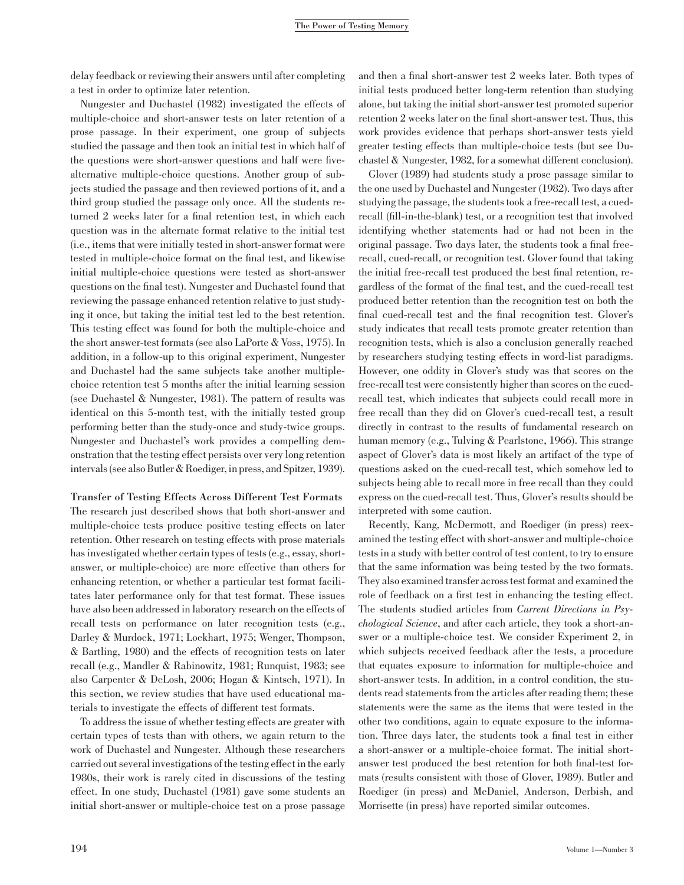delay feedback or reviewing their answers until after completing a test in order to optimize later retention.

Nungester and Duchastel (1982) investigated the effects of multiple-choice and short-answer tests on later retention of a prose passage. In their experiment, one group of subjects studied the passage and then took an initial test in which half of the questions were short-answer questions and half were five-alternative multiple-choice questions. Another group of subjects studied the passage and then reviewed portions of it, and a third group studied the passage only once. All the students returned 2 weeks later for a final retention test, in which each question was in the alternate format relative to the initial test (i.e., items that were initially tested in short-answer format were tested in multiple-choice format on the final test, and likewise initial multiple-choice questions were tested as short-answer questions on the final test). Nungester and Duchastel found that reviewing the passage enhanced retention relative to just studying it once, but taking the initial test led to the best retention. This testing effect was found for both the multiple-choice and the short answer-test formats (see also LaPorte & Voss, 1975). In addition, in a follow-up to this original experiment, Nungester and Duchastel had the same subjects take another multiple-choice retention test 5 months after the initial learning session (see Duchastel & Nungester, 1981). The pattern of results was identical on this 5-month test, with the initially tested group performing better than the study-once and study-twice groups. Nungester and Duchastel's work provides a compelling demonstration that the testing effect persists over very long retention intervals (see also Butler & Roediger, in press, and Spitzer, 1939).

**Transfer of Testing Effects Across Different Test Formats**

The research just described shows that both short-answer and multiple-choice tests produce positive testing effects on later retention. Other research on testing effects with prose materials has investigated whether certain types of tests (e.g., essay, short-answer, or multiple-choice) are more effective than others for enhancing retention, or whether a particular test format facilitates later performance only for that test format. These issues have also been addressed in laboratory research on the effects of recall tests on performance on later recognition tests (e.g., Darley & Murdock, 1971; Lockhart, 1975; Wenger, Thompson, & Bartling, 1980) and the effects of recognition tests on later recall (e.g., Mandler & Rabinowitz, 1981; Runquist, 1983; see also Carpenter & DeLosh, 2006; Hogan & Kintsch, 1971). In this section, we review studies that have used educational materials to investigate the effects of different test formats.

To address the issue of whether testing effects are greater with certain types of tests than with others, we again return to the work of Duchastel and Nungester. Although these researchers carried out several investigations of the testing effect in the early 1980s, their work is rarely cited in discussions of the testing effect. In one study, Duchastel (1981) gave some students an initial short-answer or multiple-choice test on a prose passage and then a final short-answer test 2 weeks later. Both types of initial tests produced better long-term retention than studying alone, but taking the initial short-answer test promoted superior retention 2 weeks later on the final short-answer test. Thus, this work provides evidence that perhaps short-answer tests yield greater testing effects than multiple-choice tests (but see Duchastel & Nungester, 1982, for a somewhat different conclusion).

Glover (1989) had students study a prose passage similar to the one used by Duchastel and Nungester (1982). Two days after studying the passage, the students took a free-recall test, a cued-recall (fill-in-the-blank) test, or a recognition test that involved identifying whether statements had or had not been in the original passage. Two days later, the students took a final free-recall, cued-recall, or recognition test. Glover found that taking the initial free-recall test produced the best final retention, regardless of the format of the final test, and the cued-recall test produced better retention than the recognition test on both the final cued-recall test and the final recognition test. Glover's study indicates that recall tests promote greater retention than recognition tests, which is also a conclusion generally reached by researchers studying testing effects in word-list paradigms. However, one oddity in Glover's study was that scores on the free-recall test were consistently higher than scores on the cued-recall test, which indicates that subjects could recall more in free recall than they did on Glover's cued-recall test, a result directly in contrast to the results of fundamental research on human memory (e.g., Tulving & Pearlstone, 1966). This strange aspect of Glover's data is most likely an artifact of the type of questions asked on the cued-recall test, which somehow led to subjects being able to recall more in free recall than they could express on the cued-recall test. Thus, Glover's results should be interpreted with some caution.

Recently, Kang, McDermott, and Roediger (in press) reexamined the testing effect with short-answer and multiple-choice tests in a study with better control of test content, to try to ensure that the same information was being tested by the two formats. They also examined transfer across test format and examined the role of feedback on a first test in enhancing the testing effect. The students studied articles from *Current Directions in Psychological Science*, and after each article, they took a short-answer or a multiple-choice test. We consider Experiment 2, in which subjects received feedback after the tests, a procedure that equates exposure to information for multiple-choice and short-answer tests. In addition, in a control condition, the students read statements from the articles after reading them; these statements were the same as the items that were tested in the other two conditions, again to equate exposure to the information. Three days later, the students took a final test in either a short-answer or a multiple-choice format. The initial short-answer test produced the best retention for both final-test formats (results consistent with those of Glover, 1989). Butler and Roediger (in press) and McDaniel, Anderson, Derbish, and Morrisette (in press) have reported similar outcomes.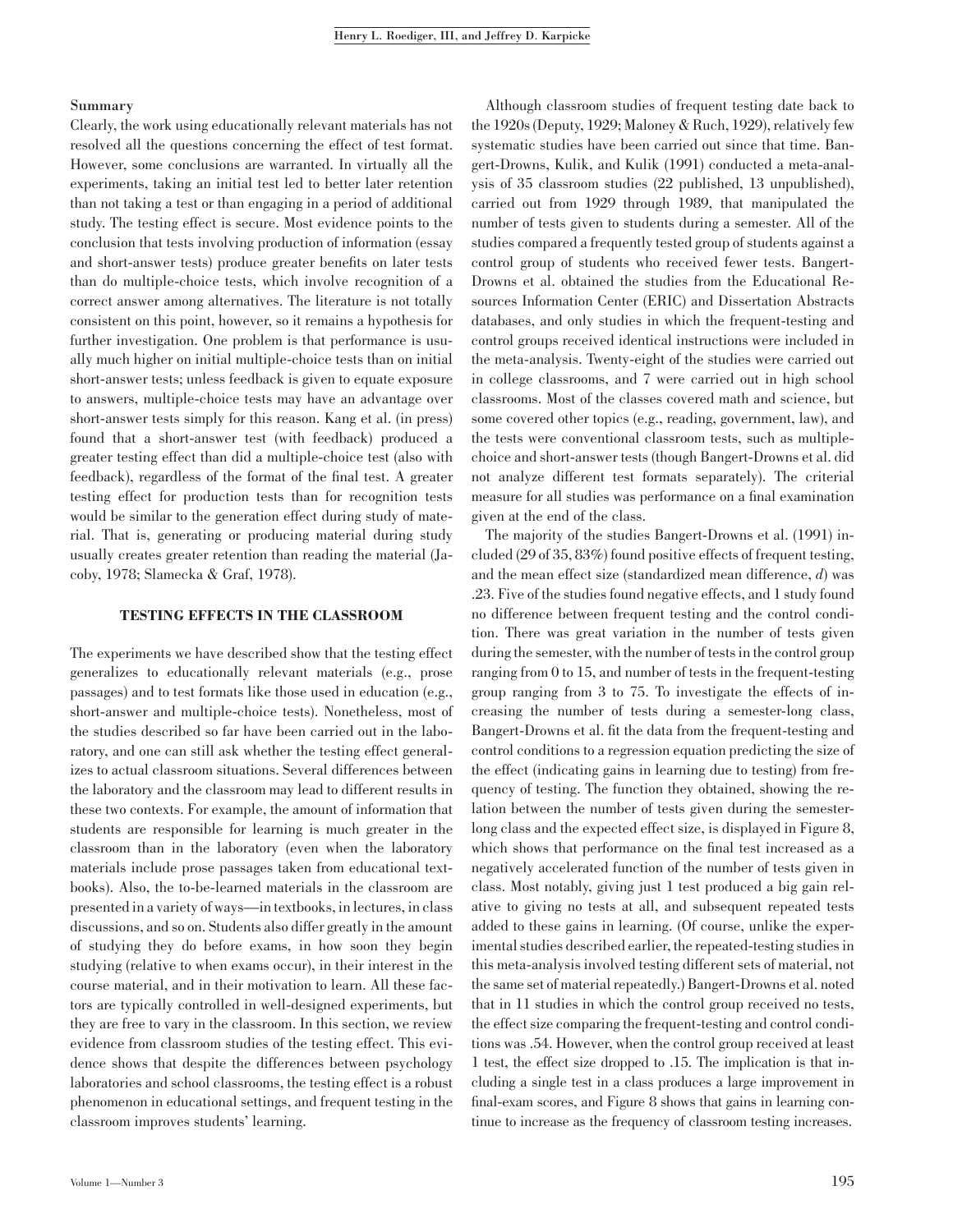### Summary

Clearly, the work using educationally relevant materials has not resolved all the questions concerning the effect of test format. However, some conclusions are warranted. In virtually all the experiments, taking an initial test led to better later retention than not taking a test or than engaging in a period of additional study. The testing effect is secure. Most evidence points to the conclusion that tests involving production of information (essay and short-answer tests) produce greater benefits on later tests than do multiple-choice tests, which involve recognition of a correct answer among alternatives. The literature is not totally consistent on this point, however, so it remains a hypothesis for further investigation. One problem is that performance is usually much higher on initial multiple-choice tests than on initial short-answer tests; unless feedback is given to equate exposure to answers, multiple-choice tests may have an advantage over short-answer tests simply for this reason. Kang et al. (in press) found that a short-answer test (with feedback) produced a greater testing effect than did a multiple-choice test (also with feedback), regardless of the format of the final test. A greater testing effect for production tests than for recognition tests would be similar to the generation effect during study of material. That is, generating or producing material during study usually creates greater retention than reading the material (Jacoby, 1978; Slamecka & Graf, 1978).

## TESTING EFFECTS IN THE CLASSROOM

The experiments we have described show that the testing effect generalizes to educationally relevant materials (e.g., prose passages) and to test formats like those used in education (e.g., short-answer and multiple-choice tests). Nonetheless, most of the studies described so far have been carried out in the laboratory, and one can still ask whether the testing effect generalizes to actual classroom situations. Several differences between the laboratory and the classroom may lead to different results in these two contexts. For example, the amount of information that students are responsible for learning is much greater in the classroom than in the laboratory (even when the laboratory materials include prose passages taken from educational textbooks). Also, the to-be-learned materials in the classroom are presented in a variety of ways—in textbooks, in lectures, in class discussions, and so on. Students also differ greatly in the amount of studying they do before exams, in how soon they begin studying (relative to when exams occur), in their interest in the course material, and in their motivation to learn. All these factors are typically controlled in well-designed experiments, but they are free to vary in the classroom. In this section, we review evidence from classroom studies of the testing effect. This evidence shows that despite the differences between psychology laboratories and school classrooms, the testing effect is a robust phenomenon in educational settings, and frequent testing in the classroom improves students' learning.

Although classroom studies of frequent testing date back to the 1920s (Deputy, 1929; Maloney & Ruch, 1929), relatively few systematic studies have been carried out since that time. Bangert-Drowns, Kulik, and Kulik (1991) conducted a meta-analysis of 35 classroom studies (22 published, 13 unpublished), carried out from 1929 through 1989, that manipulated the number of tests given to students during a semester. All of the studies compared a frequently tested group of students against a control group of students who received fewer tests. Bangert-Drowns et al. obtained the studies from the Educational Resources Information Center (ERIC) and Dissertation Abstracts databases, and only studies in which the frequent-testing and control groups received identical instructions were included in the meta-analysis. Twenty-eight of the studies were carried out in college classrooms, and 7 were carried out in high school classrooms. Most of the classes covered math and science, but some covered other topics (e.g., reading, government, law), and the tests were conventional classroom tests, such as multiple-choice and short-answer tests (though Bangert-Drowns et al. did not analyze different test formats separately). The criterial measure for all studies was performance on a final examination given at the end of the class.

The majority of the studies Bangert-Drowns et al. (1991) included (29 of 35, 83%) found positive effects of frequent testing, and the mean effect size (standardized mean difference, $d$) was .23. Five of the studies found negative effects, and 1 study found no difference between frequent testing and the control condition. There was great variation in the number of tests given during the semester, with the number of tests in the control group ranging from 0 to 15, and number of tests in the frequent-testing group ranging from 3 to 75. To investigate the effects of increasing the number of tests during a semester-long class, Bangert-Drowns et al. fit the data from the frequent-testing and control conditions to a regression equation predicting the size of the effect (indicating gains in learning due to testing) from frequency of testing. The function they obtained, showing the relation between the number of tests given during the semester-long class and the expected effect size, is displayed in Figure 8, which shows that performance on the final test increased as a negatively accelerated function of the number of tests given in class. Most notably, giving just 1 test produced a big gain relative to giving no tests at all, and subsequent repeated tests added to these gains in learning. (Of course, unlike the experimental studies described earlier, the repeated-testing studies in this meta-analysis involved testing different sets of material, not the same set of material repeatedly.) Bangert-Drowns et al. noted that in 11 studies in which the control group received no tests, the effect size comparing the frequent-testing and control conditions was .54. However, when the control group received at least 1 test, the effect size dropped to .15. The implication is that including a single test in a class produces a large improvement in final-exam scores, and Figure 8 shows that gains in learning continue to increase as the frequency of classroom testing increases.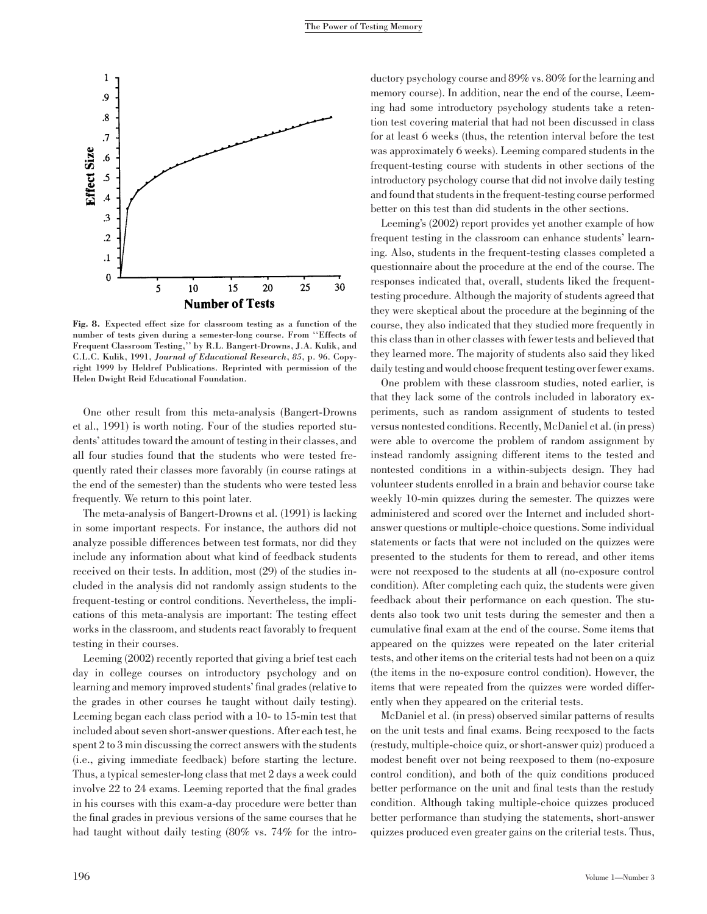Fig. 8. Expected effect size for classroom testing as a function of the number of tests given during a semester-long course. From ''Effects of Frequent Classroom Testing,'' by R.L. Bangert-Drowns, J.A. Kulik, and C.L.C. Kulik, 1991, *Journal of Educational Research*, *85*, p. 96. Copyright 1999 by Heldref Publications. Reprinted with permission of the Helen Dwight Reid Educational Foundation.

One other result from this meta-analysis (Bangert-Drowns et al., 1991) is worth noting. Four of the studies reported students' attitudes toward the amount of testing in their classes, and all four studies found that the students who were tested frequently rated their classes more favorably (in course ratings at the end of the semester) than the students who were tested less frequently. We return to this point later.

The meta-analysis of Bangert-Drowns et al. (1991) is lacking in some important respects. For instance, the authors did not analyze possible differences between test formats, nor did they include any information about what kind of feedback students received on their tests. In addition, most (29) of the studies included in the analysis did not randomly assign students to the frequent-testing or control conditions. Nevertheless, the implications of this meta-analysis are important: The testing effect works in the classroom, and students react favorably to frequent testing in their courses.

Leeming (2002) recently reported that giving a brief test each day in college courses on introductory psychology and on learning and memory improved students' final grades (relative to the grades in other courses he taught without daily testing). Leeming began each class period with a 10- to 15-min test that included about seven short-answer questions. After each test, he spent 2 to 3 min discussing the correct answers with the students (i.e., giving immediate feedback) before starting the lecture. Thus, a typical semester-long class that met 2 days a week could involve 22 to 24 exams. Leeming reported that the final grades in his courses with this exam-a-day procedure were better than the final grades in previous versions of the same courses that he had taught without daily testing (80% vs. 74% for the introductory psychology course and 89% vs. 80% for the learning and memory course). In addition, near the end of the course, Leeming had some introductory psychology students take a retention test covering material that had not been discussed in class for at least 6 weeks (thus, the retention interval before the test was approximately 6 weeks). Leeming compared students in the frequent-testing course with students in other sections of the introductory psychology course that did not involve daily testing and found that students in the frequent-testing course performed better on this test than did students in the other sections.

Leeming's (2002) report provides yet another example of how frequent testing in the classroom can enhance students' learning. Also, students in the frequent-testing classes completed a questionnaire about the procedure at the end of the course. The responses indicated that, overall, students liked the frequent-testing procedure. Although the majority of students agreed that they were skeptical about the procedure at the beginning of the course, they also indicated that they studied more frequently in this class than in other classes with fewer tests and believed that they learned more. The majority of students also said they liked daily testing and would choose frequent testing over fewer exams.

One problem with these classroom studies, noted earlier, is that they lack some of the controls included in laboratory experiments, such as random assignment of students to tested versus nontested conditions. Recently, McDaniel et al. (in press) were able to overcome the problem of random assignment by instead randomly assigning different items to the tested and nontested conditions in a within-subjects design. They had volunteer students enrolled in a brain and behavior course take weekly 10-min quizzes during the semester. The quizzes were administered and scored over the Internet and included short-answer questions or multiple-choice questions. Some individual statements or facts that were not included on the quizzes were presented to the students for them to reread, and other items were not reexposed to the students at all (no-exposure control condition). After completing each quiz, the students were given feedback about their performance on each question. The students also took two unit tests during the semester and then a cumulative final exam at the end of the course. Some items that appeared on the quizzes were repeated on the later criterial tests, and other items on the criterial tests had not been on a quiz (the items in the no-exposure control condition). However, the items that were repeated from the quizzes were worded differently when they appeared on the criterial tests.

McDaniel et al. (in press) observed similar patterns of results on the unit tests and final exams. Being reexposed to the facts (restudy, multiple-choice quiz, or short-answer quiz) produced a modest benefit over not being reexposed to them (no-exposure control condition), and both of the quiz conditions produced better performance on the unit and final tests than the restudy condition. Although taking multiple-choice quizzes produced better performance than studying the statements, short-answer quizzes produced even greater gains on the criterial tests. Thus,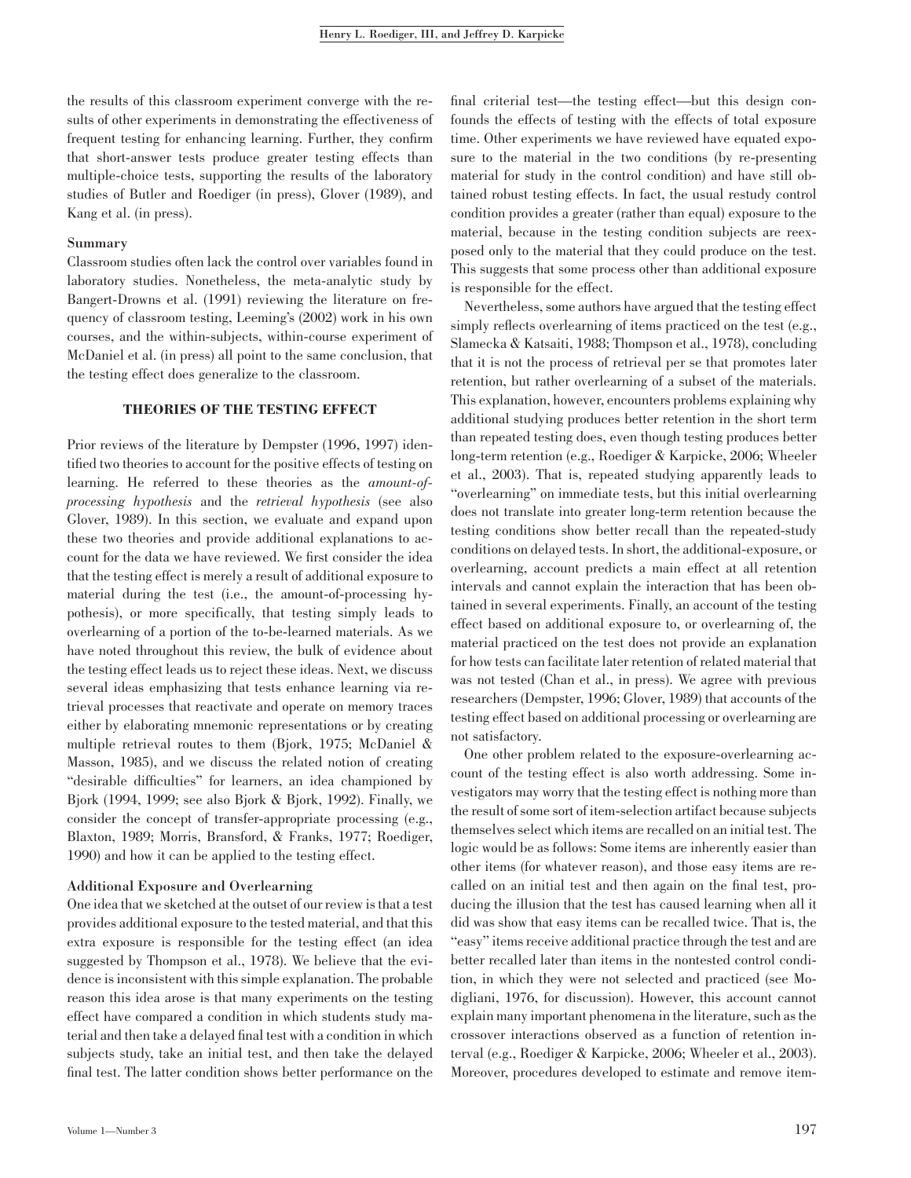the results of this classroom experiment converge with the results of other experiments in demonstrating the effectiveness of frequent testing for enhancing learning. Further, they confirm that short-answer tests produce greater testing effects than multiple-choice tests, supporting the results of the laboratory studies of Butler and Roediger (in press), Glover (1989), and Kang et al. (in press).

### Summary

Classroom studies often lack the control over variables found in laboratory studies. Nonetheless, the meta-analytic study by Bangert-Drowns et al. (1991) reviewing the literature on frequency of classroom testing, Leeming's (2002) work in his own courses, and the within-subjects, within-course experiment of McDaniel et al. (in press) all point to the same conclusion, that the testing effect does generalize to the classroom.

## THEORIES OF THE TESTING EFFECT

Prior reviews of the literature by Dempster (1996, 1997) identified two theories to account for the positive effects of testing on learning. He referred to these theories as the *amount-of-processing hypothesis* and the *retrieval hypothesis* (see also Glover, 1989). In this section, we evaluate and expand upon these two theories and provide additional explanations to account for the data we have reviewed. We first consider the idea that the testing effect is merely a result of additional exposure to material during the test (i.e., the amount-of-processing hypothesis), or more specifically, that testing simply leads to overlearning of a portion of the to-be-learned materials. As we have noted throughout this review, the bulk of evidence about the testing effect leads us to reject these ideas. Next, we discuss several ideas emphasizing that tests enhance learning via retrieval processes that reactivate and operate on memory traces either by elaborating mnemonic representations or by creating multiple retrieval routes to them (Bjork, 1975; McDaniel & Masson, 1985), and we discuss the related notion of creating "desirable difficulties" for learners, an idea championed by Bjork (1994, 1999; see also Bjork & Bjork, 1992). Finally, we consider the concept of transfer-appropriate processing (e.g., Blaxton, 1989; Morris, Bransford, & Franks, 1977; Roediger, 1990) and how it can be applied to the testing effect.

### Additional Exposure and Overlearning

One idea that we sketched at the outset of our review is that a test provides additional exposure to the tested material, and that this extra exposure is responsible for the testing effect (an idea suggested by Thompson et al., 1978). We believe that the evidence is inconsistent with this simple explanation. The probable reason this idea arose is that many experiments on the testing effect have compared a condition in which students study material and then take a delayed final test with a condition in which subjects study, take an initial test, and then take the delayed final test. The latter condition shows better performance on the final criterial test—the testing effect—but this design confounds the effects of testing with the effects of total exposure time. Other experiments we have reviewed have equated exposure to the material in the two conditions (by re-presenting material for study in the control condition) and have still obtained robust testing effects. In fact, the usual restudy control condition provides a greater (rather than equal) exposure to the material, because in the testing condition subjects are reexposed only to the material that they could produce on the test. This suggests that some process other than additional exposure is responsible for the effect.

Nevertheless, some authors have argued that the testing effect simply reflects overlearning of items practiced on the test (e.g., Slamecka & Katsaiti, 1988; Thompson et al., 1978), concluding that it is not the process of retrieval per se that promotes later retention, but rather overlearning of a subset of the materials. This explanation, however, encounters problems explaining why additional studying produces better retention in the short term than repeated testing does, even though testing produces better long-term retention (e.g., Roediger & Karpicke, 2006; Wheeler et al., 2003). That is, repeated studying apparently leads to "overlearning" on immediate tests, but this initial overlearning does not translate into greater long-term retention because the testing conditions show better recall than the repeated-study conditions on delayed tests. In short, the additional-exposure, or overlearning, account predicts a main effect at all retention intervals and cannot explain the interaction that has been obtained in several experiments. Finally, an account of the testing effect based on additional exposure to, or overlearning of, the material practiced on the test does not provide an explanation for how tests can facilitate later retention of related material that was not tested (Chan et al., in press). We agree with previous researchers (Dempster, 1996; Glover, 1989) that accounts of the testing effect based on additional processing or overlearning are not satisfactory.

One other problem related to the exposure-overlearning account of the testing effect is also worth addressing. Some investigators may worry that the testing effect is nothing more than the result of some sort of item-selection artifact because subjects themselves select which items are recalled on an initial test. The logic would be as follows: Some items are inherently easier than other items (for whatever reason), and those easy items are recalled on an initial test and then again on the final test, producing the illusion that the test has caused learning when all it did was show that easy items can be recalled twice. That is, the "easy" items receive additional practice through the test and are better recalled later than items in the nontested control condition, in which they were not selected and practiced (see Modigliani, 1976, for discussion). However, this account cannot explain many important phenomena in the literature, such as the crossover interactions observed as a function of retention interval (e.g., Roediger & Karpicke, 2006; Wheeler et al., 2003). Moreover, procedures developed to estimate and remove item-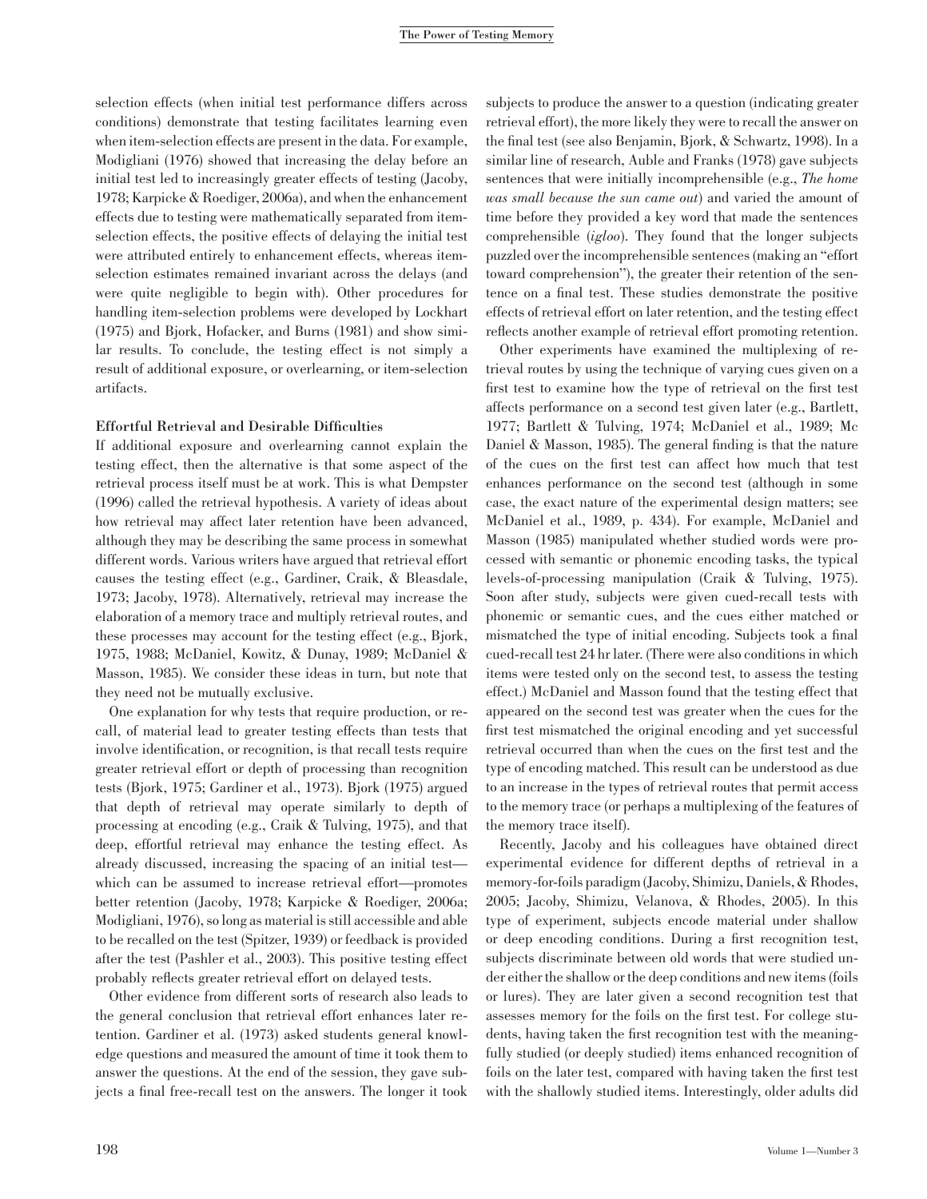selection effects (when initial test performance differs across conditions) demonstrate that testing facilitates learning even when item-selection effects are present in the data. For example, Modigliani (1976) showed that increasing the delay before an initial test led to increasingly greater effects of testing (Jacoby, 1978; Karpicke & Roediger, 2006a), and when the enhancement effects due to testing were mathematically separated from item-selection effects, the positive effects of delaying the initial test were attributed entirely to enhancement effects, whereas item-selection estimates remained invariant across the delays (and were quite negligible to begin with). Other procedures for handling item-selection problems were developed by Lockhart (1975) and Bjork, Hofacker, and Burns (1981) and show similar results. To conclude, the testing effect is not simply a result of additional exposure, or overlearning, or item-selection artifacts.

### Effortful Retrieval and Desirable Difficulties

If additional exposure and overlearning cannot explain the testing effect, then the alternative is that some aspect of the retrieval process itself must be at work. This is what Dempster (1996) called the retrieval hypothesis. A variety of ideas about how retrieval may affect later retention have been advanced, although they may be describing the same process in somewhat different words. Various writers have argued that retrieval effort causes the testing effect (e.g., Gardiner, Craik, & Bleasdale, 1973; Jacoby, 1978). Alternatively, retrieval may increase the elaboration of a memory trace and multiply retrieval routes, and these processes may account for the testing effect (e.g., Bjork, 1975, 1988; McDaniel, Kowitz, & Dunay, 1989; McDaniel & Masson, 1985). We consider these ideas in turn, but note that they need not be mutually exclusive.

One explanation for why tests that require production, or recall, of material lead to greater testing effects than tests that involve identification, or recognition, is that recall tests require greater retrieval effort or depth of processing than recognition tests (Bjork, 1975; Gardiner et al., 1973). Bjork (1975) argued that depth of retrieval may operate similarly to depth of processing at encoding (e.g., Craik & Tulving, 1975), and that deep, effortful retrieval may enhance the testing effect. As already discussed, increasing the spacing of an initial test—which can be assumed to increase retrieval effort—promotes better retention (Jacoby, 1978; Karpicke & Roediger, 2006a; Modigliani, 1976), so long as material is still accessible and able to be recalled on the test (Spitzer, 1939) or feedback is provided after the test (Pashler et al., 2003). This positive testing effect probably reflects greater retrieval effort on delayed tests.

Other evidence from different sorts of research also leads to the general conclusion that retrieval effort enhances later retention. Gardiner et al. (1973) asked students general knowledge questions and measured the amount of time it took them to answer the questions. At the end of the session, they gave subjects a final free-recall test on the answers. The longer it took subjects to produce the answer to a question (indicating greater retrieval effort), the more likely they were to recall the answer on the final test (see also Benjamin, Bjork, & Schwartz, 1998). In a similar line of research, Auble and Franks (1978) gave subjects sentences that were initially incomprehensible (e.g., *The home was small because the sun came out*) and varied the amount of time before they provided a key word that made the sentences comprehensible (*igloo*). They found that the longer subjects puzzled over the incomprehensible sentences (making an "effort toward comprehension"), the greater their retention of the sentence on a final test. These studies demonstrate the positive effects of retrieval effort on later retention, and the testing effect reflects another example of retrieval effort promoting retention.

Other experiments have examined the multiplexing of retrieval routes by using the technique of varying cues given on a first test to examine how the type of retrieval on the first test affects performance on a second test given later (e.g., Bartlett, 1977; Bartlett & Tulving, 1974; McDaniel et al., 1989; Mc Daniel & Masson, 1985). The general finding is that the nature of the cues on the first test can affect how much that test enhances performance on the second test (although in some case, the exact nature of the experimental design matters; see McDaniel et al., 1989, p. 434). For example, McDaniel and Masson (1985) manipulated whether studied words were processed with semantic or phonemic encoding tasks, the typical levels-of-processing manipulation (Craik & Tulving, 1975). Soon after study, subjects were given cued-recall tests with phonemic or semantic cues, and the cues either matched or mismatched the type of initial encoding. Subjects took a final cued-recall test 24 hr later. (There were also conditions in which items were tested only on the second test, to assess the testing effect.) McDaniel and Masson found that the testing effect that appeared on the second test was greater when the cues for the first test mismatched the original encoding and yet successful retrieval occurred than when the cues on the first test and the type of encoding matched. This result can be understood as due to an increase in the types of retrieval routes that permit access to the memory trace (or perhaps a multiplexing of the features of the memory trace itself).

Recently, Jacoby and his colleagues have obtained direct experimental evidence for different depths of retrieval in a memory-for-foils paradigm (Jacoby, Shimizu, Daniels, & Rhodes, 2005; Jacoby, Shimizu, Velanova, & Rhodes, 2005). In this type of experiment, subjects encode material under shallow or deep encoding conditions. During a first recognition test, subjects discriminate between old words that were studied under either the shallow or the deep conditions and new items (foils or lures). They are later given a second recognition test that assesses memory for the foils on the first test. For college students, having taken the first recognition test with the meaningfully studied (or deeply studied) items enhanced recognition of foils on the later test, compared with having taken the first test with the shallowly studied items. Interestingly, older adults did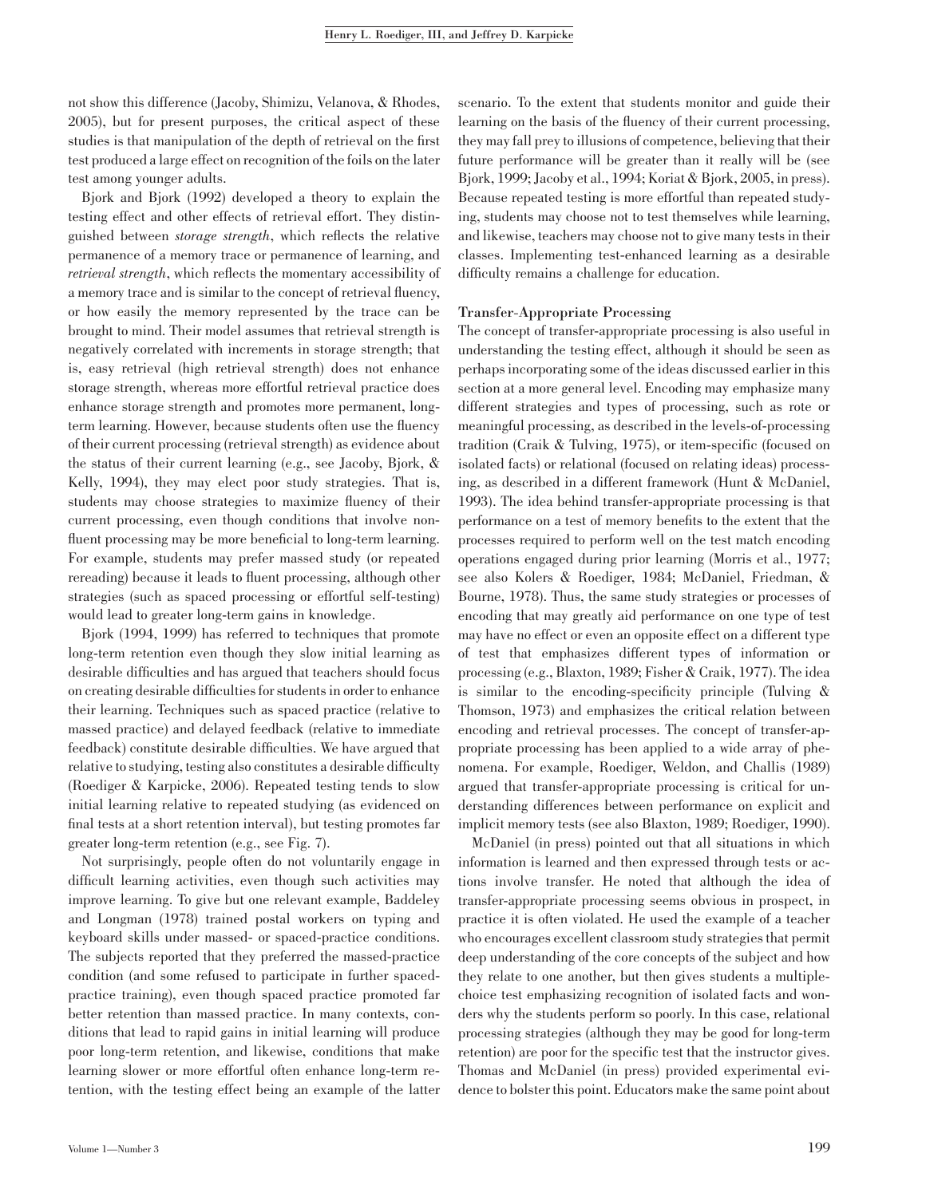not show this difference (Jacoby, Shimizu, Velanova, & Rhodes, 2005), but for present purposes, the critical aspect of these studies is that manipulation of the depth of retrieval on the first test produced a large effect on recognition of the foils on the later test among younger adults.

Bjork and Bjork (1992) developed a theory to explain the testing effect and other effects of retrieval effort. They distinguished between *storage strength*, which reflects the relative permanence of a memory trace or permanence of learning, and *retrieval strength*, which reflects the momentary accessibility of a memory trace and is similar to the concept of retrieval fluency, or how easily the memory represented by the trace can be brought to mind. Their model assumes that retrieval strength is negatively correlated with increments in storage strength; that is, easy retrieval (high retrieval strength) does not enhance storage strength, whereas more effortful retrieval practice does enhance storage strength and promotes more permanent, long-term learning. However, because students often use the fluency of their current processing (retrieval strength) as evidence about the status of their current learning (e.g., see Jacoby, Bjork, & Kelly, 1994), they may elect poor study strategies. That is, students may choose strategies to maximize fluency of their current processing, even though conditions that involve non-fluent processing may be more beneficial to long-term learning. For example, students may prefer massed study (or repeated rereading) because it leads to fluent processing, although other strategies (such as spaced processing or effortful self-testing) would lead to greater long-term gains in knowledge.

Bjork (1994, 1999) has referred to techniques that promote long-term retention even though they slow initial learning as desirable difficulties and has argued that teachers should focus on creating desirable difficulties for students in order to enhance their learning. Techniques such as spaced practice (relative to massed practice) and delayed feedback (relative to immediate feedback) constitute desirable difficulties. We have argued that relative to studying, testing also constitutes a desirable difficulty (Roediger & Karpicke, 2006). Repeated testing tends to slow initial learning relative to repeated studying (as evidenced on final tests at a short retention interval), but testing promotes far greater long-term retention (e.g., see Fig. 7).

Not surprisingly, people often do not voluntarily engage in difficult learning activities, even though such activities may improve learning. To give but one relevant example, Baddeley and Longman (1978) trained postal workers on typing and keyboard skills under massed- or spaced-practice conditions. The subjects reported that they preferred the massed-practice condition (and some refused to participate in further spaced-practice training), even though spaced practice promoted far better retention than massed practice. In many contexts, conditions that lead to rapid gains in initial learning will produce poor long-term retention, and likewise, conditions that make learning slower or more effortful often enhance long-term retention, with the testing effect being an example of the latter scenario. To the extent that students monitor and guide their learning on the basis of the fluency of their current processing, they may fall prey to illusions of competence, believing that their future performance will be greater than it really will be (see Bjork, 1999; Jacoby et al., 1994; Koriat & Bjork, 2005, in press). Because repeated testing is more effortful than repeated studying, students may choose not to test themselves while learning, and likewise, teachers may choose not to give many tests in their classes. Implementing test-enhanced learning as a desirable difficulty remains a challenge for education.

### Transfer-Appropriate Processing

The concept of transfer-appropriate processing is also useful in understanding the testing effect, although it should be seen as perhaps incorporating some of the ideas discussed earlier in this section at a more general level. Encoding may emphasize many different strategies and types of processing, such as rote or meaningful processing, as described in the levels-of-processing tradition (Craik & Tulving, 1975), or item-specific (focused on isolated facts) or relational (focused on relating ideas) processing, as described in a different framework (Hunt & McDaniel, 1993). The idea behind transfer-appropriate processing is that performance on a test of memory benefits to the extent that the processes required to perform well on the test match encoding operations engaged during prior learning (Morris et al., 1977; see also Kolers & Roediger, 1984; McDaniel, Friedman, & Bourne, 1978). Thus, the same study strategies or processes of encoding that may greatly aid performance on one type of test may have no effect or even an opposite effect on a different type of test that emphasizes different types of information or processing (e.g., Blaxton, 1989; Fisher & Craik, 1977). The idea is similar to the encoding-specificity principle (Tulving & Thomson, 1973) and emphasizes the critical relation between encoding and retrieval processes. The concept of transfer-appropriate processing has been applied to a wide array of phenomena. For example, Roediger, Weldon, and Challis (1989) argued that transfer-appropriate processing is critical for understanding differences between performance on explicit and implicit memory tests (see also Blaxton, 1989; Roediger, 1990).

McDaniel (in press) pointed out that all situations in which information is learned and then expressed through tests or actions involve transfer. He noted that although the idea of transfer-appropriate processing seems obvious in prospect, in practice it is often violated. He used the example of a teacher who encourages excellent classroom study strategies that permit deep understanding of the core concepts of the subject and how they relate to one another, but then gives students a multiple-choice test emphasizing recognition of isolated facts and wonders why the students perform so poorly. In this case, relational processing strategies (although they may be good for long-term retention) are poor for the specific test that the instructor gives. Thomas and McDaniel (in press) provided experimental evidence to bolster this point. Educators make the same point about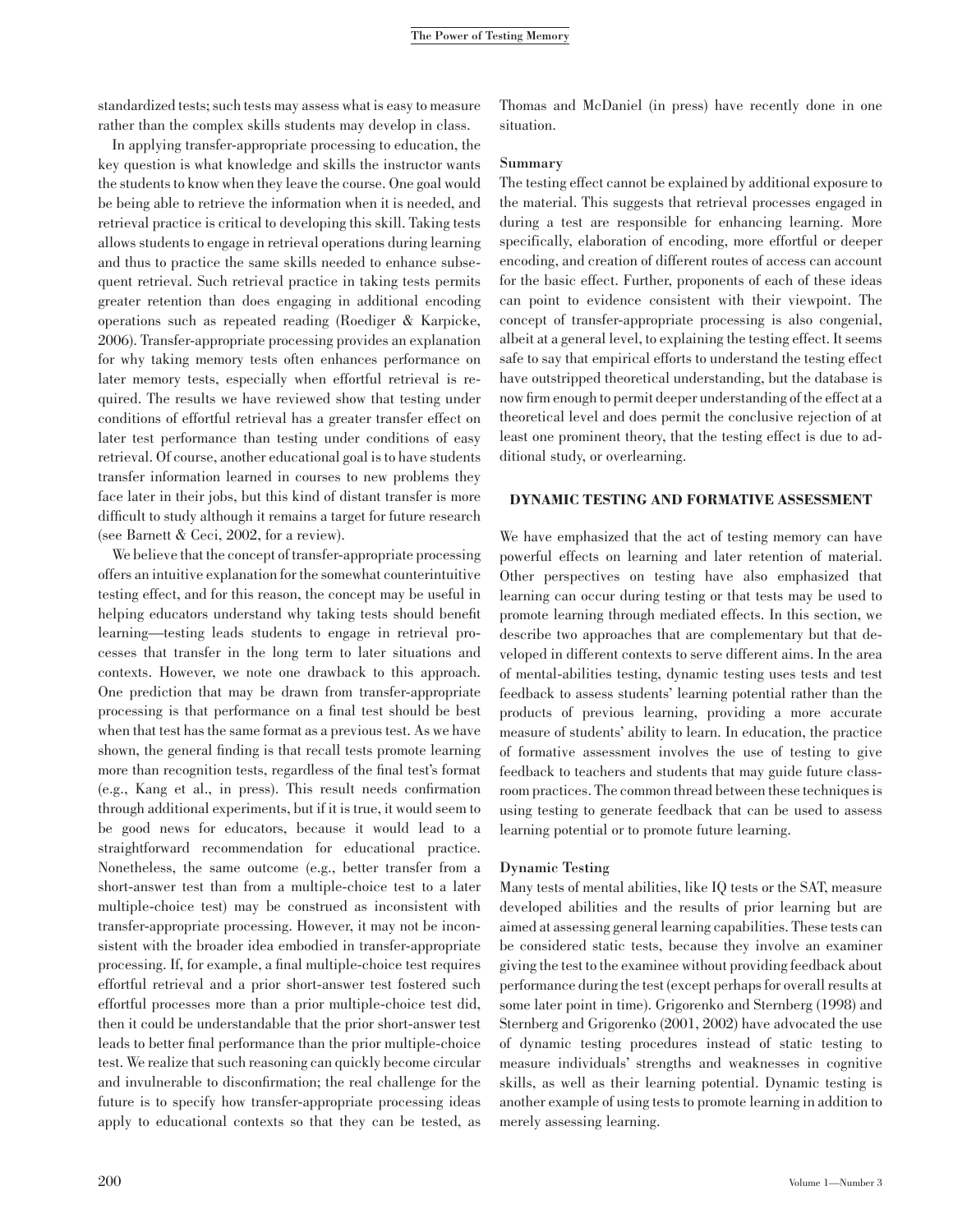standardized tests; such tests may assess what is easy to measure rather than the complex skills students may develop in class.

In applying transfer-appropriate processing to education, the key question is what knowledge and skills the instructor wants the students to know when they leave the course. One goal would be being able to retrieve the information when it is needed, and retrieval practice is critical to developing this skill. Taking tests allows students to engage in retrieval operations during learning and thus to practice the same skills needed to enhance subsequent retrieval. Such retrieval practice in taking tests permits greater retention than does engaging in additional encoding operations such as repeated reading (Roediger & Karpicke, 2006). Transfer-appropriate processing provides an explanation for why taking memory tests often enhances performance on later memory tests, especially when effortful retrieval is required. The results we have reviewed show that testing under conditions of effortful retrieval has a greater transfer effect on later test performance than testing under conditions of easy retrieval. Of course, another educational goal is to have students transfer information learned in courses to new problems they face later in their jobs, but this kind of distant transfer is more difficult to study although it remains a target for future research (see Barnett & Ceci, 2002, for a review).

We believe that the concept of transfer-appropriate processing offers an intuitive explanation for the somewhat counterintuitive testing effect, and for this reason, the concept may be useful in helping educators understand why taking tests should benefit learning—testing leads students to engage in retrieval processes that transfer in the long term to later situations and contexts. However, we note one drawback to this approach. One prediction that may be drawn from transfer-appropriate processing is that performance on a final test should be best when that test has the same format as a previous test. As we have shown, the general finding is that recall tests promote learning more than recognition tests, regardless of the final test's format (e.g., Kang et al., in press). This result needs confirmation through additional experiments, but if it is true, it would seem to be good news for educators, because it would lead to a straightforward recommendation for educational practice. Nonetheless, the same outcome (e.g., better transfer from a short-answer test than from a multiple-choice test to a later multiple-choice test) may be construed as inconsistent with transfer-appropriate processing. However, it may not be inconsistent with the broader idea embodied in transfer-appropriate processing. If, for example, a final multiple-choice test requires effortful retrieval and a prior short-answer test fostered such effortful processes more than a prior multiple-choice test did, then it could be understandable that the prior short-answer test leads to better final performance than the prior multiple-choice test. We realize that such reasoning can quickly become circular and invulnerable to disconfirmation; the real challenge for the future is to specify how transfer-appropriate processing ideas apply to educational contexts so that they can be tested, as Thomas and McDaniel (in press) have recently done in one situation.

### Summary

The testing effect cannot be explained by additional exposure to the material. This suggests that retrieval processes engaged in during a test are responsible for enhancing learning. More specifically, elaboration of encoding, more effortful or deeper encoding, and creation of different routes of access can account for the basic effect. Further, proponents of each of these ideas can point to evidence consistent with their viewpoint. The concept of transfer-appropriate processing is also congenial, albeit at a general level, to explaining the testing effect. It seems safe to say that empirical efforts to understand the testing effect have outstripped theoretical understanding, but the database is now firm enough to permit deeper understanding of the effect at a theoretical level and does permit the conclusive rejection of at least one prominent theory, that the testing effect is due to additional study, or overlearning.

## DYNAMIC TESTING AND FORMATIVE ASSESSMENT

We have emphasized that the act of testing memory can have powerful effects on learning and later retention of material. Other perspectives on testing have also emphasized that learning can occur during testing or that tests may be used to promote learning through mediated effects. In this section, we describe two approaches that are complementary but that developed in different contexts to serve different aims. In the area of mental-abilities testing, dynamic testing uses tests and test feedback to assess students' learning potential rather than the products of previous learning, providing a more accurate measure of students' ability to learn. In education, the practice of formative assessment involves the use of testing to give feedback to teachers and students that may guide future classroom practices. The common thread between these techniques is using testing to generate feedback that can be used to assess learning potential or to promote future learning.

### Dynamic Testing

Many tests of mental abilities, like IQ tests or the SAT, measure developed abilities and the results of prior learning but are aimed at assessing general learning capabilities. These tests can be considered static tests, because they involve an examiner giving the test to the examinee without providing feedback about performance during the test (except perhaps for overall results at some later point in time). Grigorenko and Sternberg (1998) and Sternberg and Grigorenko (2001, 2002) have advocated the use of dynamic testing procedures instead of static testing to measure individuals' strengths and weaknesses in cognitive skills, as well as their learning potential. Dynamic testing is another example of using tests to promote learning in addition to merely assessing learning.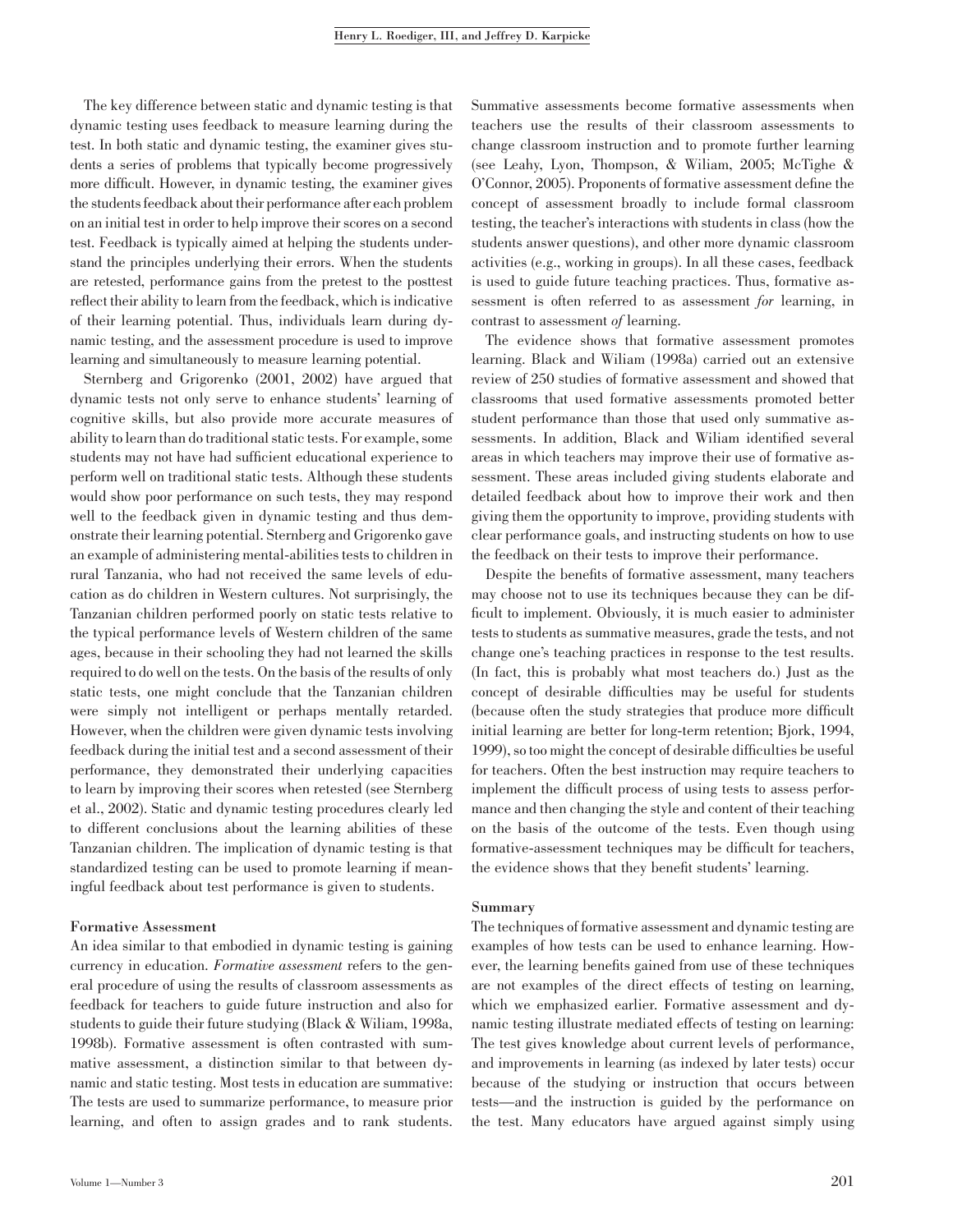The key difference between static and dynamic testing is that dynamic testing uses feedback to measure learning during the test. In both static and dynamic testing, the examiner gives students a series of problems that typically become progressively more difficult. However, in dynamic testing, the examiner gives the students feedback about their performance after each problem on an initial test in order to help improve their scores on a second test. Feedback is typically aimed at helping the students understand the principles underlying their errors. When the students are retested, performance gains from the pretest to the posttest reflect their ability to learn from the feedback, which is indicative of their learning potential. Thus, individuals learn during dynamic testing, and the assessment procedure is used to improve learning and simultaneously to measure learning potential.

Sternberg and Grigorenko (2001, 2002) have argued that dynamic tests not only serve to enhance students' learning of cognitive skills, but also provide more accurate measures of ability to learn than do traditional static tests. For example, some students may not have had sufficient educational experience to perform well on traditional static tests. Although these students would show poor performance on such tests, they may respond well to the feedback given in dynamic testing and thus demonstrate their learning potential. Sternberg and Grigorenko gave an example of administering mental-abilities tests to children in rural Tanzania, who had not received the same levels of education as do children in Western cultures. Not surprisingly, the Tanzanian children performed poorly on static tests relative to the typical performance levels of Western children of the same ages, because in their schooling they had not learned the skills required to do well on the tests. On the basis of the results of only static tests, one might conclude that the Tanzanian children were simply not intelligent or perhaps mentally retarded. However, when the children were given dynamic tests involving feedback during the initial test and a second assessment of their performance, they demonstrated their underlying capacities to learn by improving their scores when retested (see Sternberg et al., 2002). Static and dynamic testing procedures clearly led to different conclusions about the learning abilities of these Tanzanian children. The implication of dynamic testing is that standardized testing can be used to promote learning if meaningful feedback about test performance is given to students.

### Formative Assessment

An idea similar to that embodied in dynamic testing is gaining currency in education. *Formative assessment* refers to the general procedure of using the results of classroom assessments as feedback for teachers to guide future instruction and also for students to guide their future studying (Black & Wiliam, 1998a, 1998b). Formative assessment is often contrasted with summative assessment, a distinction similar to that between dynamic and static testing. Most tests in education are summative: The tests are used to summarize performance, to measure prior learning, and often to assign grades and to rank students. Summative assessments become formative assessments when teachers use the results of their classroom assessments to change classroom instruction and to promote further learning (see Leahy, Lyon, Thompson, & Wiliam, 2005; McTighe & O'Connor, 2005). Proponents of formative assessment define the concept of assessment broadly to include formal classroom testing, the teacher's interactions with students in class (how the students answer questions), and other more dynamic classroom activities (e.g., working in groups). In all these cases, feedback is used to guide future teaching practices. Thus, formative assessment is often referred to as assessment *for* learning, in contrast to assessment *of* learning.

The evidence shows that formative assessment promotes learning. Black and Wiliam (1998a) carried out an extensive review of 250 studies of formative assessment and showed that classrooms that used formative assessments promoted better student performance than those that used only summative assessments. In addition, Black and Wiliam identified several areas in which teachers may improve their use of formative assessment. These areas included giving students elaborate and detailed feedback about how to improve their work and then giving them the opportunity to improve, providing students with clear performance goals, and instructing students on how to use the feedback on their tests to improve their performance.

Despite the benefits of formative assessment, many teachers may choose not to use its techniques because they can be difficult to implement. Obviously, it is much easier to administer tests to students as summative measures, grade the tests, and not change one's teaching practices in response to the test results. (In fact, this is probably what most teachers do.) Just as the concept of desirable difficulties may be useful for students (because often the study strategies that produce more difficult initial learning are better for long-term retention; Bjork, 1994, 1999), so too might the concept of desirable difficulties be useful for teachers. Often the best instruction may require teachers to implement the difficult process of using tests to assess performance and then changing the style and content of their teaching on the basis of the outcome of the tests. Even though using formative-assessment techniques may be difficult for teachers, the evidence shows that they benefit students' learning.

### Summary

The techniques of formative assessment and dynamic testing are examples of how tests can be used to enhance learning. However, the learning benefits gained from use of these techniques are not examples of the direct effects of testing on learning, which we emphasized earlier. Formative assessment and dynamic testing illustrate mediated effects of testing on learning: The test gives knowledge about current levels of performance, and improvements in learning (as indexed by later tests) occur because of the studying or instruction that occurs between tests—and the instruction is guided by the performance on the test. Many educators have argued against simply using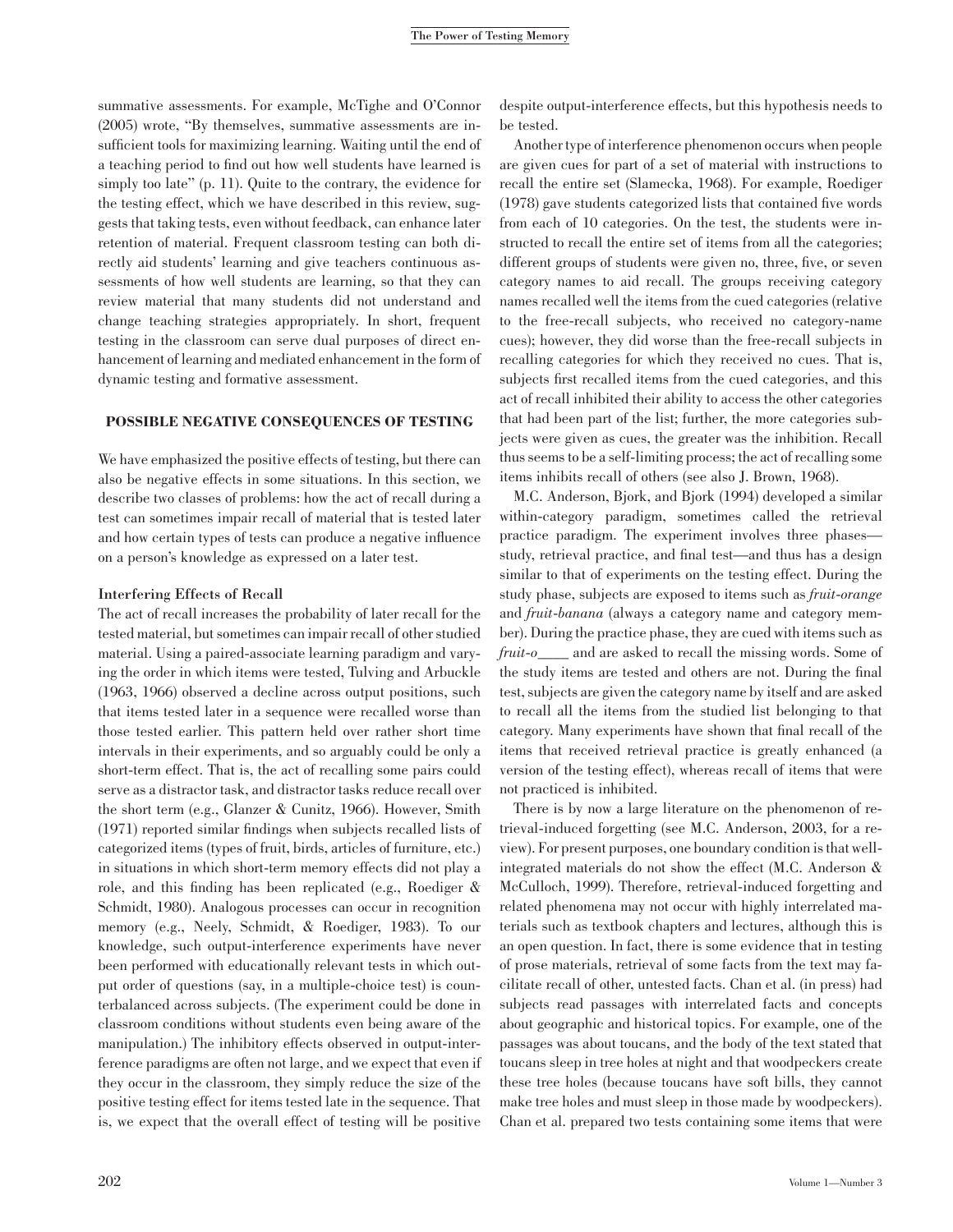summative assessments. For example, McTighe and O'Connor (2005) wrote, "By themselves, summative assessments are insufficient tools for maximizing learning. Waiting until the end of a teaching period to find out how well students have learned is simply too late" (p. 11). Quite to the contrary, the evidence for the testing effect, which we have described in this review, suggests that taking tests, even without feedback, can enhance later retention of material. Frequent classroom testing can both directly aid students' learning and give teachers continuous assessments of how well students are learning, so that they can review material that many students did not understand and change teaching strategies appropriately. In short, frequent testing in the classroom can serve dual purposes of direct enhancement of learning and mediated enhancement in the form of dynamic testing and formative assessment.

## POSSIBLE NEGATIVE CONSEQUENCES OF TESTING

We have emphasized the positive effects of testing, but there can also be negative effects in some situations. In this section, we describe two classes of problems: how the act of recall during a test can sometimes impair recall of material that is tested later and how certain types of tests can produce a negative influence on a person's knowledge as expressed on a later test.

### Interfering Effects of Recall

The act of recall increases the probability of later recall for the tested material, but sometimes can impair recall of other studied material. Using a paired-associate learning paradigm and varying the order in which items were tested, Tulving and Arbuckle (1963, 1966) observed a decline across output positions, such that items tested later in a sequence were recalled worse than those tested earlier. This pattern held over rather short time intervals in their experiments, and so arguably could be only a short-term effect. That is, the act of recalling some pairs could serve as a distractor task, and distractor tasks reduce recall over the short term (e.g., Glanzer & Cunitz, 1966). However, Smith (1971) reported similar findings when subjects recalled lists of categorized items (types of fruit, birds, articles of furniture, etc.) in situations in which short-term memory effects did not play a role, and this finding has been replicated (e.g., Roediger & Schmidt, 1980). Analogous processes can occur in recognition memory (e.g., Neely, Schmidt, & Roediger, 1983). To our knowledge, such output-interference experiments have never been performed with educationally relevant tests in which output order of questions (say, in a multiple-choice test) is counterbalanced across subjects. (The experiment could be done in classroom conditions without students even being aware of the manipulation.) The inhibitory effects observed in output-interference paradigms are often not large, and we expect that even if they occur in the classroom, they simply reduce the size of the positive testing effect for items tested late in the sequence. That is, we expect that the overall effect of testing will be positive despite output-interference effects, but this hypothesis needs to be tested.

Another type of interference phenomenon occurs when people are given cues for part of a set of material with instructions to recall the entire set (Slamecka, 1968). For example, Roediger (1978) gave students categorized lists that contained five words from each of 10 categories. On the test, the students were instructed to recall the entire set of items from all the categories; different groups of students were given no, three, five, or seven category names to aid recall. The groups receiving category names recalled well the items from the cued categories (relative to the free-recall subjects, who received no category-name cues); however, they did worse than the free-recall subjects in recalling categories for which they received no cues. That is, subjects first recalled items from the cued categories, and this act of recall inhibited their ability to access the other categories that had been part of the list; further, the more categories subjects were given as cues, the greater was the inhibition. Recall thus seems to be a self-limiting process; the act of recalling some items inhibits recall of others (see also J. Brown, 1968).

M.C. Anderson, Bjork, and Bjork (1994) developed a similar within-category paradigm, sometimes called the retrieval practice paradigm. The experiment involves three phases—study, retrieval practice, and final test—and thus has a design similar to that of experiments on the testing effect. During the study phase, subjects are exposed to items such as *fruit-orange* and *fruit-banana* (always a category name and category member). During the practice phase, they are cued with items such as *fruit-o____* and are asked to recall the missing words. Some of the study items are tested and others are not. During the final test, subjects are given the category name by itself and are asked to recall all the items from the studied list belonging to that category. Many experiments have shown that final recall of the items that received retrieval practice is greatly enhanced (a version of the testing effect), whereas recall of items that were not practiced is inhibited.

There is by now a large literature on the phenomenon of retrieval-induced forgetting (see M.C. Anderson, 2003, for a review). For present purposes, one boundary condition is that well-integrated materials do not show the effect (M.C. Anderson & McCulloch, 1999). Therefore, retrieval-induced forgetting and related phenomena may not occur with highly interrelated materials such as textbook chapters and lectures, although this is an open question. In fact, there is some evidence that in testing of prose materials, retrieval of some facts from the text may facilitate recall of other, untested facts. Chan et al. (in press) had subjects read passages with interrelated facts and concepts about geographic and historical topics. For example, one of the passages was about toucans, and the body of the text stated that toucans sleep in tree holes at night and that woodpeckers create these tree holes (because toucans have soft bills, they cannot make tree holes and must sleep in those made by woodpeckers). Chan et al. prepared two tests containing some items that were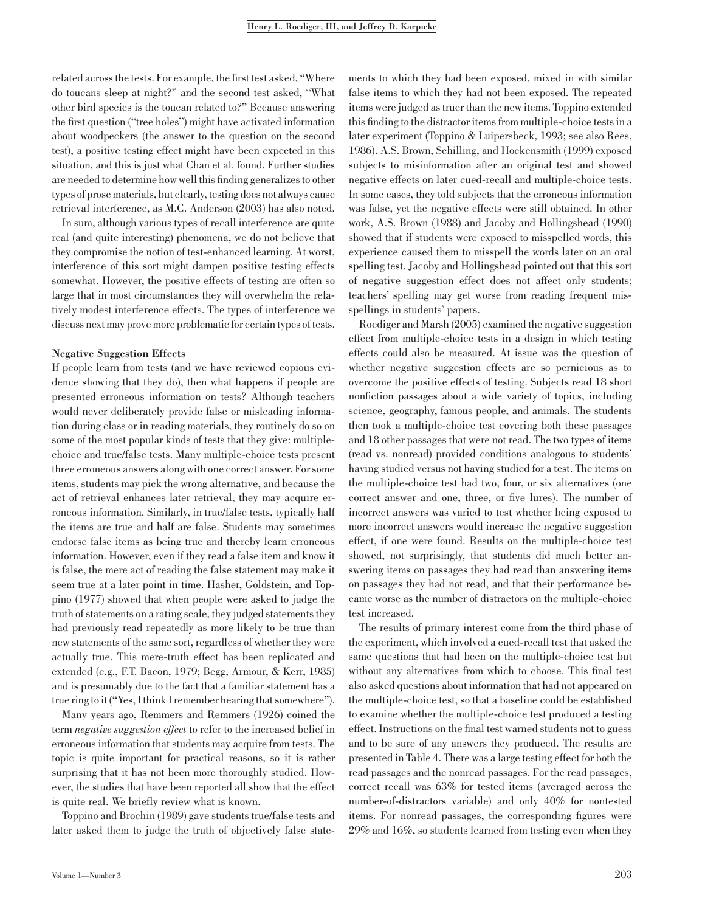related across the tests. For example, the first test asked, "Where do toucans sleep at night?" and the second test asked, "What other bird species is the toucan related to?" Because answering the first question ("tree holes") might have activated information about woodpeckers (the answer to the question on the second test), a positive testing effect might have been expected in this situation, and this is just what Chan et al. found. Further studies are needed to determine how well this finding generalizes to other types of prose materials, but clearly, testing does not always cause retrieval interference, as M.C. Anderson (2003) has also noted.

In sum, although various types of recall interference are quite real (and quite interesting) phenomena, we do not believe that they compromise the notion of test-enhanced learning. At worst, interference of this sort might dampen positive testing effects somewhat. However, the positive effects of testing are often so large that in most circumstances they will overwhelm the relatively modest interference effects. The types of interference we discuss next may prove more problematic for certain types of tests.

### Negative Suggestion Effects

If people learn from tests (and we have reviewed copious evidence showing that they do), then what happens if people are presented erroneous information on tests? Although teachers would never deliberately provide false or misleading information during class or in reading materials, they routinely do so on some of the most popular kinds of tests that they give: multiple-choice and true/false tests. Many multiple-choice tests present three erroneous answers along with one correct answer. For some items, students may pick the wrong alternative, and because the act of retrieval enhances later retrieval, they may acquire erroneous information. Similarly, in true/false tests, typically half the items are true and half are false. Students may sometimes endorse false items as being true and thereby learn erroneous information. However, even if they read a false item and know it is false, the mere act of reading the false statement may make it seem true at a later point in time. Hasher, Goldstein, and Toppino (1977) showed that when people were asked to judge the truth of statements on a rating scale, they judged statements they had previously read repeatedly as more likely to be true than new statements of the same sort, regardless of whether they were actually true. This mere-truth effect has been replicated and extended (e.g., F.T. Bacon, 1979; Begg, Armour, & Kerr, 1985) and is presumably due to the fact that a familiar statement has a true ring to it ("Yes, I think I remember hearing that somewhere").

Many years ago, Remmers and Remmers (1926) coined the term *negative suggestion effect* to refer to the increased belief in erroneous information that students may acquire from tests. The topic is quite important for practical reasons, so it is rather surprising that it has not been more thoroughly studied. However, the studies that have been reported all show that the effect is quite real. We briefly review what is known.

Toppino and Brochin (1989) gave students true/false tests and later asked them to judge the truth of objectively false statements to which they had been exposed, mixed in with similar false items to which they had not been exposed. The repeated items were judged as truer than the new items. Toppino extended this finding to the distractor items from multiple-choice tests in a later experiment (Toppino & Luipersbeck, 1993; see also Rees, 1986). A.S. Brown, Schilling, and Hockensmith (1999) exposed subjects to misinformation after an original test and showed negative effects on later cued-recall and multiple-choice tests. In some cases, they told subjects that the erroneous information was false, yet the negative effects were still obtained. In other work, A.S. Brown (1988) and Jacoby and Hollingshead (1990) showed that if students were exposed to misspelled words, this experience caused them to misspell the words later on an oral spelling test. Jacoby and Hollingshead pointed out that this sort of negative suggestion effect does not affect only students; teachers' spelling may get worse from reading frequent misspellings in students' papers.

Roediger and Marsh (2005) examined the negative suggestion effect from multiple-choice tests in a design in which testing effects could also be measured. At issue was the question of whether negative suggestion effects are so pernicious as to overcome the positive effects of testing. Subjects read 18 short nonfiction passages about a wide variety of topics, including science, geography, famous people, and animals. The students then took a multiple-choice test covering both these passages and 18 other passages that were not read. The two types of items (read vs. nonread) provided conditions analogous to students' having studied versus not having studied for a test. The items on the multiple-choice test had two, four, or six alternatives (one correct answer and one, three, or five lures). The number of incorrect answers was varied to test whether being exposed to more incorrect answers would increase the negative suggestion effect, if one were found. Results on the multiple-choice test showed, not surprisingly, that students did much better answering items on passages they had read than answering items on passages they had not read, and that their performance became worse as the number of distractors on the multiple-choice test increased.

The results of primary interest come from the third phase of the experiment, which involved a cued-recall test that asked the same questions that had been on the multiple-choice test but without any alternatives from which to choose. This final test also asked questions about information that had not appeared on the multiple-choice test, so that a baseline could be established to examine whether the multiple-choice test produced a testing effect. Instructions on the final test warned students not to guess and to be sure of any answers they produced. The results are presented in Table 4. There was a large testing effect for both the read passages and the nonread passages. For the read passages, correct recall was 63% for tested items (averaged across the number-of-distractors variable) and only 40% for nontested items. For nonread passages, the corresponding figures were 29% and 16%, so students learned from testing even when they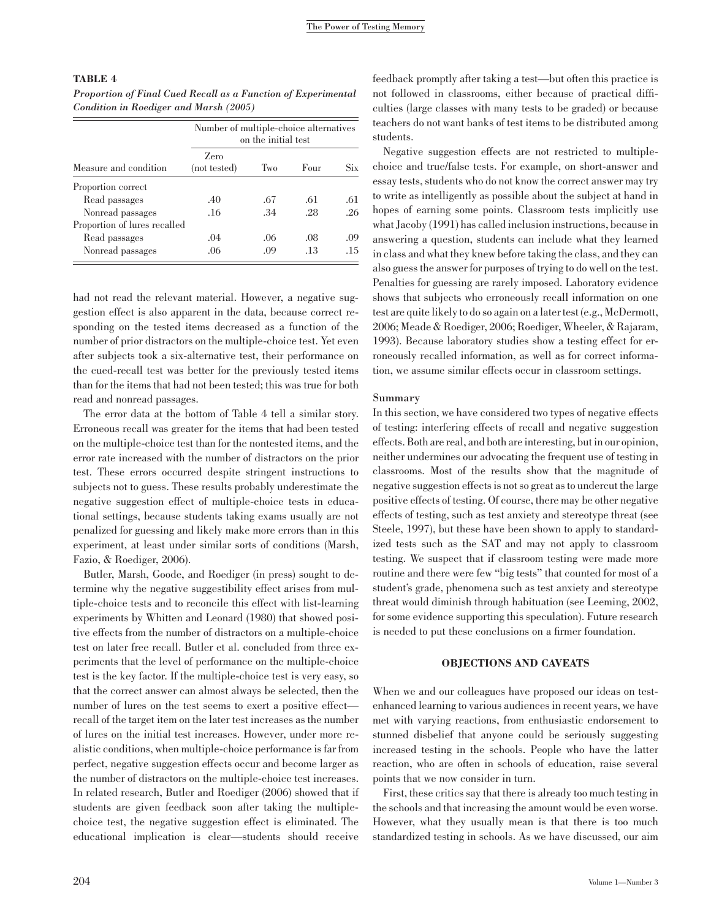**TABLE 4**

***Proportion of Final Cued Recall as a Function of Experimental Condition in Roediger and Marsh (2005)***

| Measure and condition | Number of multiple-choice alternatives on the initial test | | | |
|---|---|---|---|---|
| | Zero (not tested) | Two | Four | Six |
| Proportion correct | | | | |
| Read passages | .40 | .67 | .61 | .61 |
| Nonread passages | .16 | .34 | .28 | .26 |
| Proportion of lures recalled | | | | |
| Read passages | .04 | .06 | .08 | .09 |
| Nonread passages | .06 | .09 | .13 | .15 |

had not read the relevant material. However, a negative suggestion effect is also apparent in the data, because correct responding on the tested items decreased as a function of the number of prior distractors on the multiple-choice test. Yet even after subjects took a six-alternative test, their performance on the cued-recall test was better for the previously tested items than for the items that had not been tested; this was true for both read and nonread passages.

The error data at the bottom of Table 4 tell a similar story. Erroneous recall was greater for the items that had been tested on the multiple-choice test than for the nontested items, and the error rate increased with the number of distractors on the prior test. These errors occurred despite stringent instructions to subjects not to guess. These results probably underestimate the negative suggestion effect of multiple-choice tests in educational settings, because students taking exams usually are not penalized for guessing and likely make more errors than in this experiment, at least under similar sorts of conditions (Marsh, Fazio, & Roediger, 2006).

Butler, Marsh, Goode, and Roediger (in press) sought to determine why the negative suggestibility effect arises from multiple-choice tests and to reconcile this effect with list-learning experiments by Whitten and Leonard (1980) that showed positive effects from the number of distractors on a multiple-choice test on later free recall. Butler et al. concluded from three experiments that the level of performance on the multiple-choice test is the key factor. If the multiple-choice test is very easy, so that the correct answer can almost always be selected, then the number of lures on the test seems to exert a positive effect—recall of the target item on the later test increases as the number of lures on the initial test increases. However, under more realistic conditions, when multiple-choice performance is far from perfect, negative suggestion effects occur and become larger as the number of distractors on the multiple-choice test increases. In related research, Butler and Roediger (2006) showed that if students are given feedback soon after taking the multiple-choice test, the negative suggestion effect is eliminated. The educational implication is clear—students should receive feedback promptly after taking a test—but often this practice is not followed in classrooms, either because of practical difficulties (large classes with many tests to be graded) or because teachers do not want banks of test items to be distributed among students.

Negative suggestion effects are not restricted to multiple-choice and true/false tests. For example, on short-answer and essay tests, students who do not know the correct answer may try to write as intelligently as possible about the subject at hand in hopes of earning some points. Classroom tests implicitly use what Jacoby (1991) has called inclusion instructions, because in answering a question, students can include what they learned in class and what they knew before taking the class, and they can also guess the answer for purposes of trying to do well on the test. Penalties for guessing are rarely imposed. Laboratory evidence shows that subjects who erroneously recall information on one test are quite likely to do so again on a later test (e.g., McDermott, 2006; Meade & Roediger, 2006; Roediger, Wheeler, & Rajaram, 1993). Because laboratory studies show a testing effect for erroneously recalled information, as well as for correct information, we assume similar effects occur in classroom settings.

### Summary

In this section, we have considered two types of negative effects of testing: interfering effects of recall and negative suggestion effects. Both are real, and both are interesting, but in our opinion, neither undermines our advocating the frequent use of testing in classrooms. Most of the results show that the magnitude of negative suggestion effects is not so great as to undercut the large positive effects of testing. Of course, there may be other negative effects of testing, such as test anxiety and stereotype threat (see Steele, 1997), but these have been shown to apply to standardized tests such as the SAT and may not apply to classroom testing. We suspect that if classroom testing were made more routine and there were few "big tests" that counted for most of a student's grade, phenomena such as test anxiety and stereotype threat would diminish through habituation (see Leeming, 2002, for some evidence supporting this speculation). Future research is needed to put these conclusions on a firmer foundation.

## OBJECTIONS AND CAVEATS

When we and our colleagues have proposed our ideas on test-enhanced learning to various audiences in recent years, we have met with varying reactions, from enthusiastic endorsement to stunned disbelief that anyone could be seriously suggesting increased testing in the schools. People who have the latter reaction, who are often in schools of education, raise several points that we now consider in turn.

First, these critics say that there is already too much testing in the schools and that increasing the amount would be even worse. However, what they usually mean is that there is too much standardized testing in schools. As we have discussed, our aim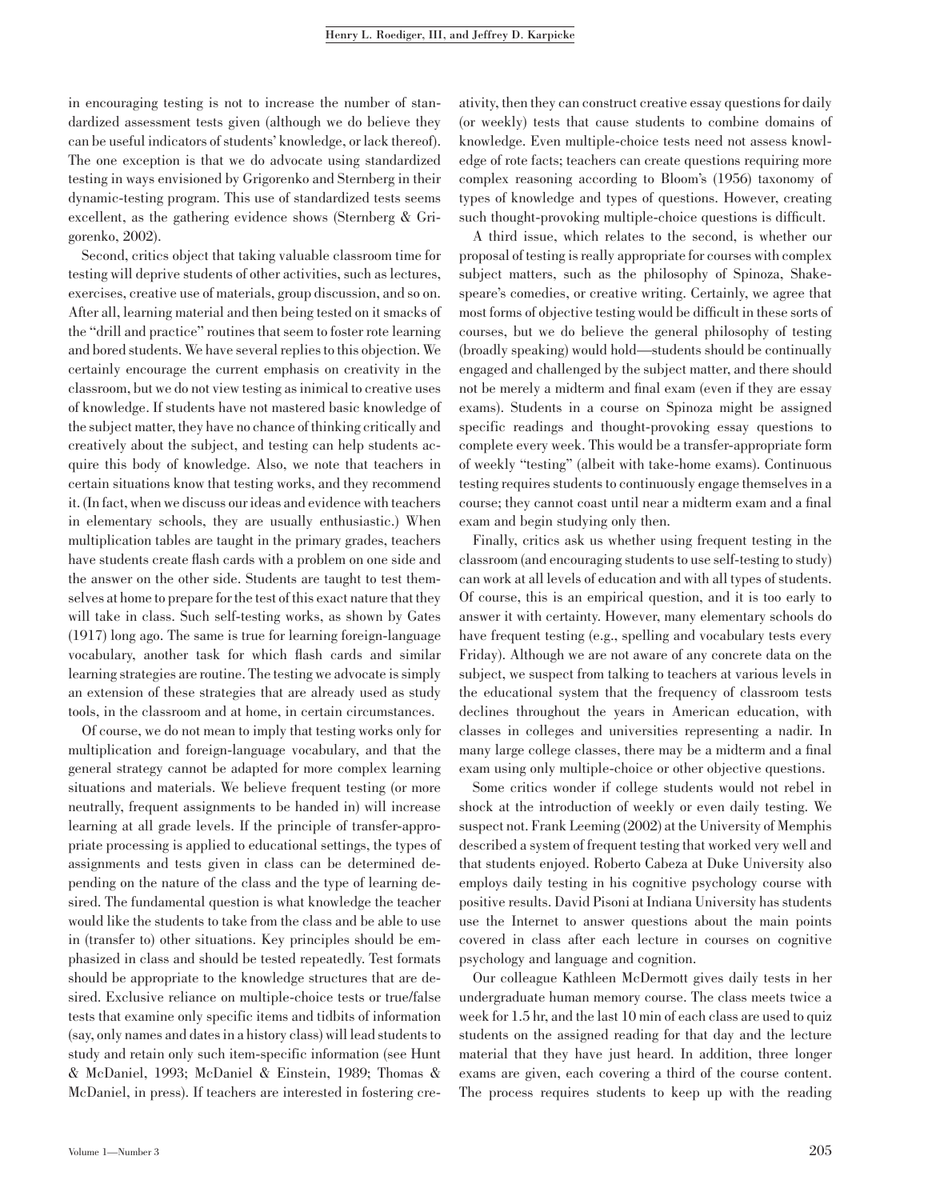in encouraging testing is not to increase the number of standardized assessment tests given (although we do believe they can be useful indicators of students' knowledge, or lack thereof). The one exception is that we do advocate using standardized testing in ways envisioned by Grigorenko and Sternberg in their dynamic-testing program. This use of standardized tests seems excellent, as the gathering evidence shows (Sternberg & Grigorenko, 2002).

Second, critics object that taking valuable classroom time for testing will deprive students of other activities, such as lectures, exercises, creative use of materials, group discussion, and so on. After all, learning material and then being tested on it smacks of the "drill and practice" routines that seem to foster rote learning and bored students. We have several replies to this objection. We certainly encourage the current emphasis on creativity in the classroom, but we do not view testing as inimical to creative uses of knowledge. If students have not mastered basic knowledge of the subject matter, they have no chance of thinking critically and creatively about the subject, and testing can help students acquire this body of knowledge. Also, we note that teachers in certain situations know that testing works, and they recommend it. (In fact, when we discuss our ideas and evidence with teachers in elementary schools, they are usually enthusiastic.) When multiplication tables are taught in the primary grades, teachers have students create flash cards with a problem on one side and the answer on the other side. Students are taught to test themselves at home to prepare for the test of this exact nature that they will take in class. Such self-testing works, as shown by Gates (1917) long ago. The same is true for learning foreign-language vocabulary, another task for which flash cards and similar learning strategies are routine. The testing we advocate is simply an extension of these strategies that are already used as study tools, in the classroom and at home, in certain circumstances.

Of course, we do not mean to imply that testing works only for multiplication and foreign-language vocabulary, and that the general strategy cannot be adapted for more complex learning situations and materials. We believe frequent testing (or more neutrally, frequent assignments to be handed in) will increase learning at all grade levels. If the principle of transfer-appropriate processing is applied to educational settings, the types of assignments and tests given in class can be determined depending on the nature of the class and the type of learning desired. The fundamental question is what knowledge the teacher would like the students to take from the class and be able to use in (transfer to) other situations. Key principles should be emphasized in class and should be tested repeatedly. Test formats should be appropriate to the knowledge structures that are desired. Exclusive reliance on multiple-choice tests or true/false tests that examine only specific items and tidbits of information (say, only names and dates in a history class) will lead students to study and retain only such item-specific information (see Hunt & McDaniel, 1993; McDaniel & Einstein, 1989; Thomas & McDaniel, in press). If teachers are interested in fostering creativity, then they can construct creative essay questions for daily (or weekly) tests that cause students to combine domains of knowledge. Even multiple-choice tests need not assess knowledge of rote facts; teachers can create questions requiring more complex reasoning according to Bloom's (1956) taxonomy of types of knowledge and types of questions. However, creating such thought-provoking multiple-choice questions is difficult.

A third issue, which relates to the second, is whether our proposal of testing is really appropriate for courses with complex subject matters, such as the philosophy of Spinoza, Shakespeare's comedies, or creative writing. Certainly, we agree that most forms of objective testing would be difficult in these sorts of courses, but we do believe the general philosophy of testing (broadly speaking) would hold—students should be continually engaged and challenged by the subject matter, and there should not be merely a midterm and final exam (even if they are essay exams). Students in a course on Spinoza might be assigned specific readings and thought-provoking essay questions to complete every week. This would be a transfer-appropriate form of weekly "testing" (albeit with take-home exams). Continuous testing requires students to continuously engage themselves in a course; they cannot coast until near a midterm exam and a final exam and begin studying only then.

Finally, critics ask us whether using frequent testing in the classroom (and encouraging students to use self-testing to study) can work at all levels of education and with all types of students. Of course, this is an empirical question, and it is too early to answer it with certainty. However, many elementary schools do have frequent testing (e.g., spelling and vocabulary tests every Friday). Although we are not aware of any concrete data on the subject, we suspect from talking to teachers at various levels in the educational system that the frequency of classroom tests declines throughout the years in American education, with classes in colleges and universities representing a nadir. In many large college classes, there may be a midterm and a final exam using only multiple-choice or other objective questions.

Some critics wonder if college students would not rebel in shock at the introduction of weekly or even daily testing. We suspect not. Frank Leeming (2002) at the University of Memphis described a system of frequent testing that worked very well and that students enjoyed. Roberto Cabeza at Duke University also employs daily testing in his cognitive psychology course with positive results. David Pisoni at Indiana University has students use the Internet to answer questions about the main points covered in class after each lecture in courses on cognitive psychology and language and cognition.

Our colleague Kathleen McDermott gives daily tests in her undergraduate human memory course. The class meets twice a week for 1.5 hr, and the last 10 min of each class are used to quiz students on the assigned reading for that day and the lecture material that they have just heard. In addition, three longer exams are given, each covering a third of the course content. The process requires students to keep up with the reading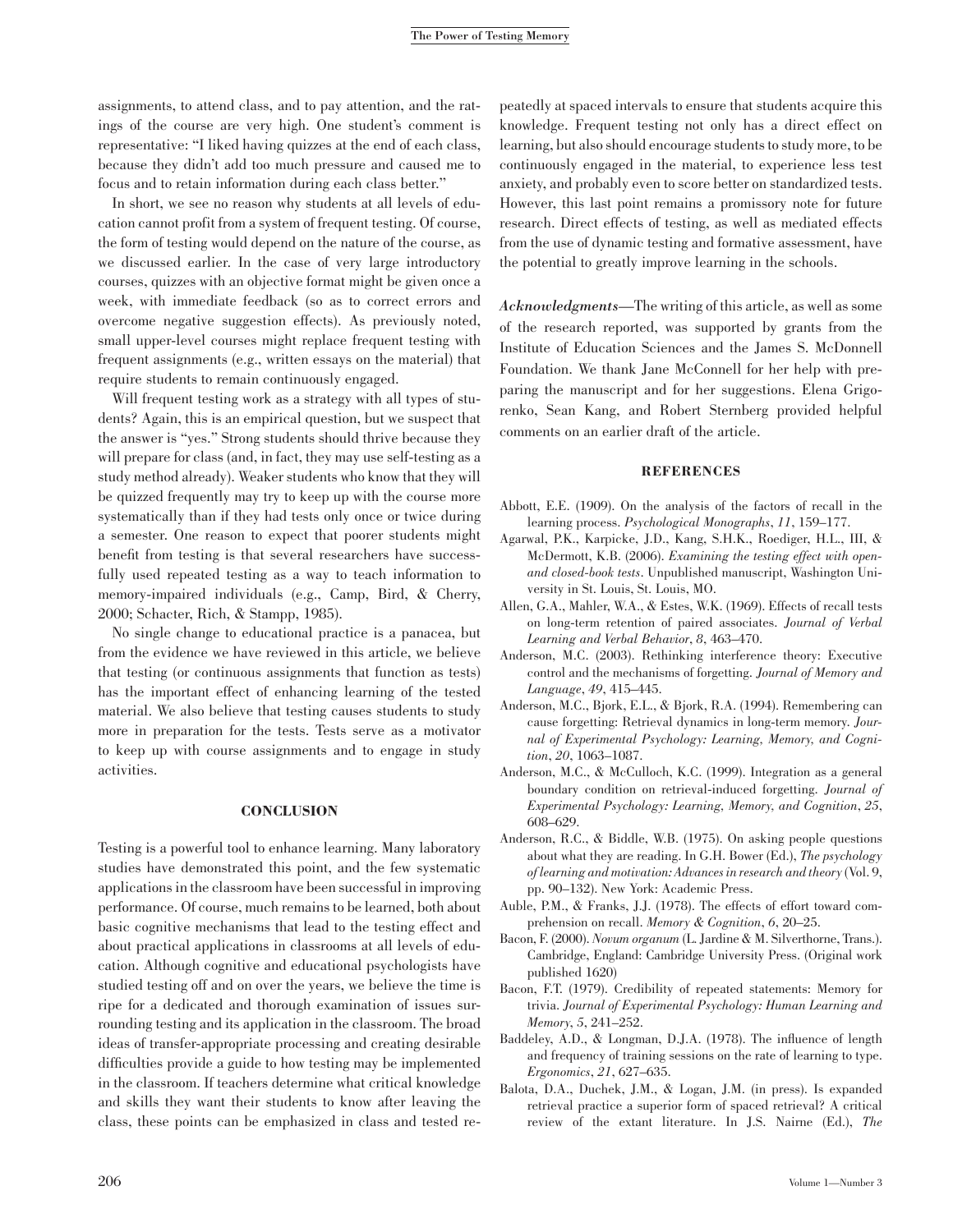assignments, to attend class, and to pay attention, and the ratings of the course are very high. One student's comment is representative: "I liked having quizzes at the end of each class, because they didn't add too much pressure and caused me to focus and to retain information during each class better."

In short, we see no reason why students at all levels of education cannot profit from a system of frequent testing. Of course, the form of testing would depend on the nature of the course, as we discussed earlier. In the case of very large introductory courses, quizzes with an objective format might be given once a week, with immediate feedback (so as to correct errors and overcome negative suggestion effects). As previously noted, small upper-level courses might replace frequent testing with frequent assignments (e.g., written essays on the material) that require students to remain continuously engaged.

Will frequent testing work as a strategy with all types of students? Again, this is an empirical question, but we suspect that the answer is "yes." Strong students should thrive because they will prepare for class (and, in fact, they may use self-testing as a study method already). Weaker students who know that they will be quizzed frequently may try to keep up with the course more systematically than if they had tests only once or twice during a semester. One reason to expect that poorer students might benefit from testing is that several researchers have successfully used repeated testing as a way to teach information to memory-impaired individuals (e.g., Camp, Bird, & Cherry, 2000; Schacter, Rich, & Stampp, 1985).

No single change to educational practice is a panacea, but from the evidence we have reviewed in this article, we believe that testing (or continuous assignments that function as tests) has the important effect of enhancing learning of the tested material. We also believe that testing causes students to study more in preparation for the tests. Tests serve as a motivator to keep up with course assignments and to engage in study activities.

## CONCLUSION

Testing is a powerful tool to enhance learning. Many laboratory studies have demonstrated this point, and the few systematic applications in the classroom have been successful in improving performance. Of course, much remains to be learned, both about basic cognitive mechanisms that lead to the testing effect and about practical applications in classrooms at all levels of education. Although cognitive and educational psychologists have studied testing off and on over the years, we believe the time is ripe for a dedicated and thorough examination of issues surrounding testing and its application in the classroom. The broad ideas of transfer-appropriate processing and creating desirable difficulties provide a guide to how testing may be implemented in the classroom. If teachers determine what critical knowledge and skills they want their students to know after leaving the class, these points can be emphasized in class and tested repeatedly at spaced intervals to ensure that students acquire this knowledge. Frequent testing not only has a direct effect on learning, but also should encourage students to study more, to be continuously engaged in the material, to experience less test anxiety, and probably even to score better on standardized tests. However, this last point remains a promissory note for future research. Direct effects of testing, as well as mediated effects from the use of dynamic testing and formative assessment, have the potential to greatly improve learning in the schools.

***Acknowledgments***—The writing of this article, as well as some of the research reported, was supported by grants from the Institute of Education Sciences and the James S. McDonnell Foundation. We thank Jane McConnell for her help with preparing the manuscript and for her suggestions. Elena Grigorenko, Sean Kang, and Robert Sternberg provided helpful comments on an earlier draft of the article.

## REFERENCES

Abbott, E.E. (1909). On the analysis of the factors of recall in the learning process. *Psychological Monographs*, *11*, 159–177.

Agarwal, P.K., Karpicke, J.D., Kang, S.H.K., Roediger, H.L., III, & McDermott, K.B. (2006). *Examining the testing effect with open- and closed-book tests*. Unpublished manuscript, Washington University in St. Louis, St. Louis, MO.

Allen, G.A., Mahler, W.A., & Estes, W.K. (1969). Effects of recall tests on long-term retention of paired associates. *Journal of Verbal Learning and Verbal Behavior*, *8*, 463–470.

Anderson, M.C. (2003). Rethinking interference theory: Executive control and the mechanisms of forgetting. *Journal of Memory and Language*, *49*, 415–445.

Anderson, M.C., Bjork, E.L., & Bjork, R.A. (1994). Remembering can cause forgetting: Retrieval dynamics in long-term memory. *Journal of Experimental Psychology: Learning, Memory, and Cognition*, *20*, 1063–1087.

Anderson, M.C., & McCulloch, K.C. (1999). Integration as a general boundary condition on retrieval-induced forgetting. *Journal of Experimental Psychology: Learning, Memory, and Cognition*, *25*, 608–629.

Anderson, R.C., & Biddle, W.B. (1975). On asking people questions about what they are reading. In G.H. Bower (Ed.), *The psychology of learning and motivation: Advances in research and theory* (Vol. 9, pp. 90–132). New York: Academic Press.

Auble, P.M., & Franks, J.J. (1978). The effects of effort toward comprehension on recall. *Memory & Cognition*, *6*, 20–25.

Bacon, F. (2000). *Novum organum* (L. Jardine & M. Silverthorne, Trans.). Cambridge, England: Cambridge University Press. (Original work published 1620)

Bacon, F.T. (1979). Credibility of repeated statements: Memory for trivia. *Journal of Experimental Psychology: Human Learning and Memory*, *5*, 241–252.

Baddeley, A.D., & Longman, D.J.A. (1978). The influence of length and frequency of training sessions on the rate of learning to type. *Ergonomics*, *21*, 627–635.

Balota, D.A., Duchek, J.M., & Logan, J.M. (in press). Is expanded retrieval practice a superior form of spaced retrieval? A critical review of the extant literature. In J.S. Nairne (Ed.), *The*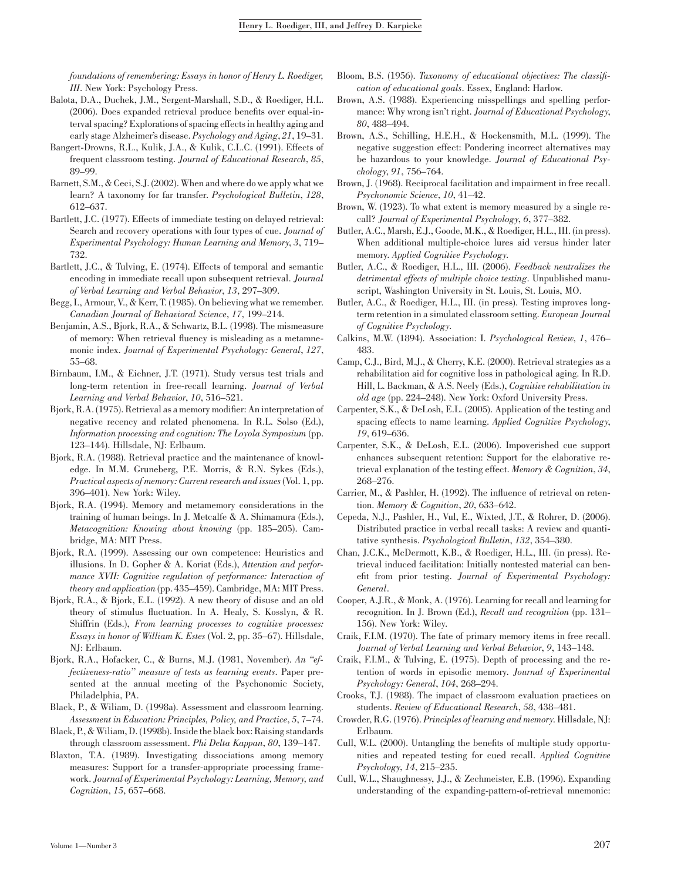*foundations of remembering: Essays in honor of Henry L. Roediger, III*. New York: Psychology Press.

Balota, D.A., Duchek, J.M., Sergent-Marshall, S.D., & Roediger, H.L. (2006). Does expanded retrieval produce benefits over equal-interval spacing? Explorations of spacing effects in healthy aging and early stage Alzheimer's disease. *Psychology and Aging*, *21*, 19–31.

Bangert-Drowns, R.L., Kulik, J.A., & Kulik, C.L.C. (1991). Effects of frequent classroom testing. *Journal of Educational Research*, *85*, 89–99.

Barnett, S.M., & Ceci, S.J. (2002). When and where do we apply what we learn? A taxonomy for far transfer. *Psychological Bulletin*, *128*, 612–637.

Bartlett, J.C. (1977). Effects of immediate testing on delayed retrieval: Search and recovery operations with four types of cue. *Journal of Experimental Psychology: Human Learning and Memory*, *3*, 719–732.

Bartlett, J.C., & Tulving, E. (1974). Effects of temporal and semantic encoding in immediate recall upon subsequent retrieval. *Journal of Verbal Learning and Verbal Behavior*, *13*, 297–309.

Begg, I., Armour, V., & Kerr, T. (1985). On believing what we remember. *Canadian Journal of Behavioral Science*, *17*, 199–214.

Benjamin, A.S., Bjork, R.A., & Schwartz, B.L. (1998). The mismeasure of memory: When retrieval fluency is misleading as a metamnemonic index. *Journal of Experimental Psychology: General*, *127*, 55–68.

Birnbaum, I.M., & Eichner, J.T. (1971). Study versus test trials and long-term retention in free-recall learning. *Journal of Verbal Learning and Verbal Behavior*, *10*, 516–521.

Bjork, R.A. (1975). Retrieval as a memory modifier: An interpretation of negative recency and related phenomena. In R.L. Solso (Ed.), *Information processing and cognition: The Loyola Symposium* (pp. 123–144). Hillsdale, NJ: Erlbaum.

Bjork, R.A. (1988). Retrieval practice and the maintenance of knowledge. In M.M. Gruneberg, P.E. Morris, & R.N. Sykes (Eds.), *Practical aspects of memory: Current research and issues* (Vol. 1, pp. 396–401). New York: Wiley.

Bjork, R.A. (1994). Memory and metamemory considerations in the training of human beings. In J. Metcalfe & A. Shimamura (Eds.), *Metacognition: Knowing about knowing* (pp. 185–205). Cambridge, MA: MIT Press.

Bjork, R.A. (1999). Assessing our own competence: Heuristics and illusions. In D. Gopher & A. Koriat (Eds.), *Attention and performance XVII: Cognitive regulation of performance: Interaction of theory and application* (pp. 435–459). Cambridge, MA: MIT Press.

Bjork, R.A., & Bjork, E.L. (1992). A new theory of disuse and an old theory of stimulus fluctuation. In A. Healy, S. Kosslyn, & R. Shiffrin (Eds.), *From learning processes to cognitive processes: Essays in honor of William K. Estes* (Vol. 2, pp. 35–67). Hillsdale, NJ: Erlbaum.

Bjork, R.A., Hofacker, C., & Burns, M.J. (1981, November). *An "effectiveness-ratio" measure of tests as learning events*. Paper presented at the annual meeting of the Psychonomic Society, Philadelphia, PA.

Black, P., & Wiliam, D. (1998a). Assessment and classroom learning. *Assessment in Education: Principles, Policy, and Practice*, *5*, 7–74.

Black, P., & Wiliam, D. (1998b). Inside the black box: Raising standards through classroom assessment. *Phi Delta Kappan*, *80*, 139–147.

Blaxton, T.A. (1989). Investigating dissociations among memory measures: Support for a transfer-appropriate processing framework. *Journal of Experimental Psychology: Learning, Memory, and Cognition*, *15*, 657–668.

Bloom, B.S. (1956). *Taxonomy of educational objectives: The classification of educational goals*. Essex, England: Harlow.

Brown, A.S. (1988). Experiencing misspellings and spelling performance: Why wrong isn't right. *Journal of Educational Psychology*, *80*, 488–494.

Brown, A.S., Schilling, H.E.H., & Hockensmith, M.L. (1999). The negative suggestion effect: Pondering incorrect alternatives may be hazardous to your knowledge. *Journal of Educational Psychology*, *91*, 756–764.

Brown, J. (1968). Reciprocal facilitation and impairment in free recall. *Psychonomic Science*, *10*, 41–42.

Brown, W. (1923). To what extent is memory measured by a single recall? *Journal of Experimental Psychology*, *6*, 377–382.

Butler, A.C., Marsh, E.J., Goode, M.K., & Roediger, H.L., III. (in press). When additional multiple-choice lures aid versus hinder later memory. *Applied Cognitive Psychology*.

Butler, A.C., & Roediger, H.L., III. (2006). *Feedback neutralizes the detrimental effects of multiple choice testing*. Unpublished manuscript, Washington University in St. Louis, St. Louis, MO.

Butler, A.C., & Roediger, H.L., III. (in press). Testing improves long-term retention in a simulated classroom setting. *European Journal of Cognitive Psychology*.

Calkins, M.W. (1894). Association: I. *Psychological Review*, *1*, 476–483.

Camp, C.J., Bird, M.J., & Cherry, K.E. (2000). Retrieval strategies as a rehabilitation aid for cognitive loss in pathological aging. In R.D. Hill, L. Backman, & A.S. Neely (Eds.), *Cognitive rehabilitation in old age* (pp. 224–248). New York: Oxford University Press.

Carpenter, S.K., & DeLosh, E.L. (2005). Application of the testing and spacing effects to name learning. *Applied Cognitive Psychology*, *19*, 619–636.

Carpenter, S.K., & DeLosh, E.L. (2006). Impoverished cue support enhances subsequent retention: Support for the elaborative retrieval explanation of the testing effect. *Memory & Cognition*, *34*, 268–276.

Carrier, M., & Pashler, H. (1992). The influence of retrieval on retention. *Memory & Cognition*, *20*, 633–642.

Cepeda, N.J., Pashler, H., Vul, E., Wixted, J.T., & Rohrer, D. (2006). Distributed practice in verbal recall tasks: A review and quantitative synthesis. *Psychological Bulletin*, *132*, 354–380.

Chan, J.C.K., McDermott, K.B., & Roediger, H.L., III. (in press). Retrieval induced facilitation: Initially nontested material can benefit from prior testing. *Journal of Experimental Psychology: General*.

Cooper, A.J.R., & Monk, A. (1976). Learning for recall and learning for recognition. In J. Brown (Ed.), *Recall and recognition* (pp. 131–156). New York: Wiley.

Craik, F.I.M. (1970). The fate of primary memory items in free recall. *Journal of Verbal Learning and Verbal Behavior*, *9*, 143–148.

Craik, F.I.M., & Tulving, E. (1975). Depth of processing and the retention of words in episodic memory. *Journal of Experimental Psychology: General*, *104*, 268–294.

Crooks, T.J. (1988). The impact of classroom evaluation practices on students. *Review of Educational Research*, *58*, 438–481.

Crowder, R.G. (1976). *Principles of learning and memory*. Hillsdale, NJ: Erlbaum.

Cull, W.L. (2000). Untangling the benefits of multiple study opportunities and repeated testing for cued recall. *Applied Cognitive Psychology*, *14*, 215–235.

Cull, W.L., Shaughnessy, J.J., & Zechmeister, E.B. (1996). Expanding understanding of the expanding-pattern-of-retrieval mnemonic: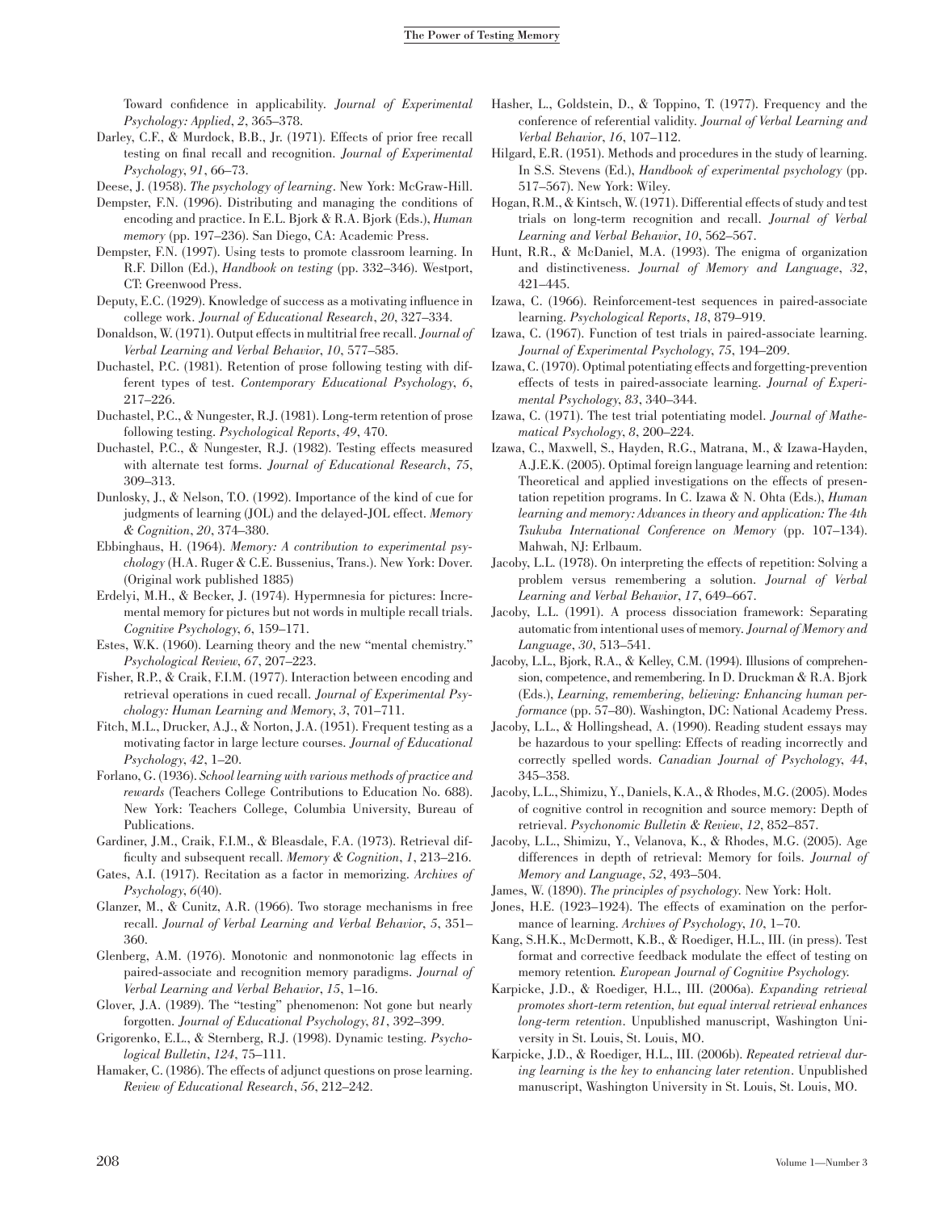Toward confidence in applicability. *Journal of Experimental Psychology: Applied*, *2*, 365–378.

Darley, C.F., & Murdock, B.B., Jr. (1971). Effects of prior free recall testing on final recall and recognition. *Journal of Experimental Psychology*, *91*, 66–73.

Deese, J. (1958). *The psychology of learning*. New York: McGraw-Hill.

Dempster, F.N. (1996). Distributing and managing the conditions of encoding and practice. In E.L. Bjork & R.A. Bjork (Eds.), *Human memory* (pp. 197–236). San Diego, CA: Academic Press.

Dempster, F.N. (1997). Using tests to promote classroom learning. In R.F. Dillon (Ed.), *Handbook on testing* (pp. 332–346). Westport, CT: Greenwood Press.

Deputy, E.C. (1929). Knowledge of success as a motivating influence in college work. *Journal of Educational Research*, *20*, 327–334.

Donaldson, W. (1971). Output effects in multitrial free recall. *Journal of Verbal Learning and Verbal Behavior*, *10*, 577–585.

Duchastel, P.C. (1981). Retention of prose following testing with different types of test. *Contemporary Educational Psychology*, *6*, 217–226.

Duchastel, P.C., & Nungester, R.J. (1981). Long-term retention of prose following testing. *Psychological Reports*, *49*, 470.

Duchastel, P.C., & Nungester, R.J. (1982). Testing effects measured with alternate test forms. *Journal of Educational Research*, *75*, 309–313.

Dunlosky, J., & Nelson, T.O. (1992). Importance of the kind of cue for judgments of learning (JOL) and the delayed-JOL effect. *Memory & Cognition*, *20*, 374–380.

Ebbinghaus, H. (1964). *Memory: A contribution to experimental psychology* (H.A. Ruger & C.E. Bussenius, Trans.). New York: Dover. (Original work published 1885)

Erdelyi, M.H., & Becker, J. (1974). Hypermnesia for pictures: Incremental memory for pictures but not words in multiple recall trials. *Cognitive Psychology*, *6*, 159–171.

Estes, W.K. (1960). Learning theory and the new "mental chemistry." *Psychological Review*, *67*, 207–223.

Fisher, R.P., & Craik, F.I.M. (1977). Interaction between encoding and retrieval operations in cued recall. *Journal of Experimental Psychology: Human Learning and Memory*, *3*, 701–711.

Fitch, M.L., Drucker, A.J., & Norton, J.A. (1951). Frequent testing as a motivating factor in large lecture courses. *Journal of Educational Psychology*, *42*, 1–20.

Forlano, G. (1936). *School learning with various methods of practice and rewards* (Teachers College Contributions to Education No. 688). New York: Teachers College, Columbia University, Bureau of Publications.

Gardiner, J.M., Craik, F.I.M., & Bleasdale, F.A. (1973). Retrieval difficulty and subsequent recall. *Memory & Cognition*, *1*, 213–216.

Gates, A.I. (1917). Recitation as a factor in memorizing. *Archives of Psychology*, *6*(40).

Glanzer, M., & Cunitz, A.R. (1966). Two storage mechanisms in free recall. *Journal of Verbal Learning and Verbal Behavior*, *5*, 351–360.

Glenberg, A.M. (1976). Monotonic and nonmonotonic lag effects in paired-associate and recognition memory paradigms. *Journal of Verbal Learning and Verbal Behavior*, *15*, 1–16.

Glover, J.A. (1989). The "testing" phenomenon: Not gone but nearly forgotten. *Journal of Educational Psychology*, *81*, 392–399.

Grigorenko, E.L., & Sternberg, R.J. (1998). Dynamic testing. *Psychological Bulletin*, *124*, 75–111.

Hamaker, C. (1986). The effects of adjunct questions on prose learning. *Review of Educational Research*, *56*, 212–242.

Hasher, L., Goldstein, D., & Toppino, T. (1977). Frequency and the conference of referential validity. *Journal of Verbal Learning and Verbal Behavior*, *16*, 107–112.

Hilgard, E.R. (1951). Methods and procedures in the study of learning. In S.S. Stevens (Ed.), *Handbook of experimental psychology* (pp. 517–567). New York: Wiley.

Hogan, R.M., & Kintsch, W. (1971). Differential effects of study and test trials on long-term recognition and recall. *Journal of Verbal Learning and Verbal Behavior*, *10*, 562–567.

Hunt, R.R., & McDaniel, M.A. (1993). The enigma of organization and distinctiveness. *Journal of Memory and Language*, *32*, 421–445.

Izawa, C. (1966). Reinforcement-test sequences in paired-associate learning. *Psychological Reports*, *18*, 879–919.

Izawa, C. (1967). Function of test trials in paired-associate learning. *Journal of Experimental Psychology*, *75*, 194–209.

Izawa, C. (1970). Optimal potentiating effects and forgetting-prevention effects of tests in paired-associate learning. *Journal of Experimental Psychology*, *83*, 340–344.

Izawa, C. (1971). The test trial potentiating model. *Journal of Mathematical Psychology*, *8*, 200–224.

Izawa, C., Maxwell, S., Hayden, R.G., Matrana, M., & Izawa-Hayden, A.J.E.K. (2005). Optimal foreign language learning and retention: Theoretical and applied investigations on the effects of presentation repetition programs. In C. Izawa & N. Ohta (Eds.), *Human learning and memory: Advances in theory and application: The 4th Tsukuba International Conference on Memory* (pp. 107–134). Mahwah, NJ: Erlbaum.

Jacoby, L.L. (1978). On interpreting the effects of repetition: Solving a problem versus remembering a solution. *Journal of Verbal Learning and Verbal Behavior*, *17*, 649–667.

Jacoby, L.L. (1991). A process dissociation framework: Separating automatic from intentional uses of memory. *Journal of Memory and Language*, *30*, 513–541.

Jacoby, L.L., Bjork, R.A., & Kelley, C.M. (1994). Illusions of comprehension, competence, and remembering. In D. Druckman & R.A. Bjork (Eds.), *Learning, remembering, believing: Enhancing human performance* (pp. 57–80). Washington, DC: National Academy Press.

Jacoby, L.L., & Hollingshead, A. (1990). Reading student essays may be hazardous to your spelling: Effects of reading incorrectly and correctly spelled words. *Canadian Journal of Psychology*, *44*, 345–358.

Jacoby, L.L., Shimizu, Y., Daniels, K.A., & Rhodes, M.G. (2005). Modes of cognitive control in recognition and source memory: Depth of retrieval. *Psychonomic Bulletin & Review*, *12*, 852–857.

Jacoby, L.L., Shimizu, Y., Velanova, K., & Rhodes, M.G. (2005). Age differences in depth of retrieval: Memory for foils. *Journal of Memory and Language*, *52*, 493–504.

James, W. (1890). *The principles of psychology*. New York: Holt.

Jones, H.E. (1923–1924). The effects of examination on the performance of learning. *Archives of Psychology*, *10*, 1–70.

Kang, S.H.K., McDermott, K.B., & Roediger, H.L., III. (in press). Test format and corrective feedback modulate the effect of testing on memory retention. *European Journal of Cognitive Psychology*.

Karpicke, J.D., & Roediger, H.L., III. (2006a). *Expanding retrieval promotes short-term retention, but equal interval retrieval enhances long-term retention*. Unpublished manuscript, Washington University in St. Louis, St. Louis, MO.

Karpicke, J.D., & Roediger, H.L., III. (2006b). *Repeated retrieval during learning is the key to enhancing later retention*. Unpublished manuscript, Washington University in St. Louis, St. Louis, MO.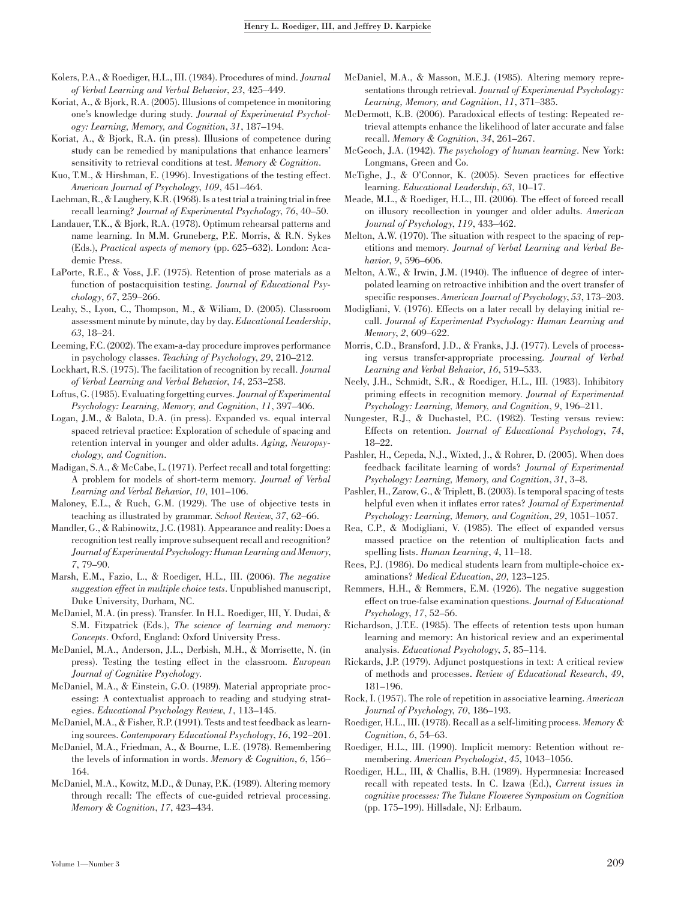Kolers, P.A., & Roediger, H.L., III. (1984). Procedures of mind. *Journal of Verbal Learning and Verbal Behavior*, *23*, 425–449.

Koriat, A., & Bjork, R.A. (2005). Illusions of competence in monitoring one's knowledge during study. *Journal of Experimental Psychology: Learning, Memory, and Cognition*, *31*, 187–194.

Koriat, A., & Bjork, R.A. (in press). Illusions of competence during study can be remedied by manipulations that enhance learners' sensitivity to retrieval conditions at test. *Memory & Cognition*.

Kuo, T.M., & Hirshman, E. (1996). Investigations of the testing effect. *American Journal of Psychology*, *109*, 451–464.

Lachman, R., & Laughery, K.R. (1968). Is a test trial a training trial in free recall learning? *Journal of Experimental Psychology*, *76*, 40–50.

Landauer, T.K., & Bjork, R.A. (1978). Optimum rehearsal patterns and name learning. In M.M. Gruneberg, P.E. Morris, & R.N. Sykes (Eds.), *Practical aspects of memory* (pp. 625–632). London: Academic Press.

LaPorte, R.E., & Voss, J.F. (1975). Retention of prose materials as a function of postacquisition testing. *Journal of Educational Psychology*, *67*, 259–266.

Leahy, S., Lyon, C., Thompson, M., & Wiliam, D. (2005). Classroom assessment minute by minute, day by day. *Educational Leadership*, *63*, 18–24.

Leeming, F.C. (2002). The exam-a-day procedure improves performance in psychology classes. *Teaching of Psychology*, *29*, 210–212.

Lockhart, R.S. (1975). The facilitation of recognition by recall. *Journal of Verbal Learning and Verbal Behavior*, *14*, 253–258.

Loftus, G. (1985). Evaluating forgetting curves. *Journal of Experimental Psychology: Learning, Memory, and Cognition*, *11*, 397–406.

Logan, J.M., & Balota, D.A. (in press). Expanded vs. equal interval spaced retrieval practice: Exploration of schedule of spacing and retention interval in younger and older adults. *Aging, Neuropsychology, and Cognition*.

Madigan, S.A., & McCabe, L. (1971). Perfect recall and total forgetting: A problem for models of short-term memory. *Journal of Verbal Learning and Verbal Behavior*, *10*, 101–106.

Maloney, E.L., & Ruch, G.M. (1929). The use of objective tests in teaching as illustrated by grammar. *School Review*, *37*, 62–66.

Mandler, G., & Rabinowitz, J.C. (1981). Appearance and reality: Does a recognition test really improve subsequent recall and recognition? *Journal of Experimental Psychology: Human Learning and Memory*, *7*, 79–90.

Marsh, E.M., Fazio, L., & Roediger, H.L., III. (2006). *The negative suggestion effect in multiple choice tests*. Unpublished manuscript, Duke University, Durham, NC.

McDaniel, M.A. (in press). Transfer. In H.L. Roediger, III, Y. Dudai, & S.M. Fitzpatrick (Eds.), *The science of learning and memory: Concepts*. Oxford, England: Oxford University Press.

McDaniel, M.A., Anderson, J.L., Derbish, M.H., & Morrisette, N. (in press). Testing the testing effect in the classroom. *European Journal of Cognitive Psychology*.

McDaniel, M.A., & Einstein, G.O. (1989). Material appropriate processing: A contextualist approach to reading and studying strategies. *Educational Psychology Review*, *1*, 113–145.

McDaniel, M.A., & Fisher, R.P. (1991). Tests and test feedback as learning sources. *Contemporary Educational Psychology*, *16*, 192–201.

McDaniel, M.A., Friedman, A., & Bourne, L.E. (1978). Remembering the levels of information in words. *Memory & Cognition*, *6*, 156–164.

McDaniel, M.A., Kowitz, M.D., & Dunay, P.K. (1989). Altering memory through recall: The effects of cue-guided retrieval processing. *Memory & Cognition*, *17*, 423–434.

McDaniel, M.A., & Masson, M.E.J. (1985). Altering memory representations through retrieval. *Journal of Experimental Psychology: Learning, Memory, and Cognition*, *11*, 371–385.

McDermott, K.B. (2006). Paradoxical effects of testing: Repeated retrieval attempts enhance the likelihood of later accurate and false recall. *Memory & Cognition*, *34*, 261–267.

McGeoch, J.A. (1942). *The psychology of human learning*. New York: Longmans, Green and Co.

McTighe, J., & O'Connor, K. (2005). Seven practices for effective learning. *Educational Leadership*, *63*, 10–17.

Meade, M.L., & Roediger, H.L., III. (2006). The effect of forced recall on illusory recollection in younger and older adults. *American Journal of Psychology*, *119*, 433–462.

Melton, A.W. (1970). The situation with respect to the spacing of repetitions and memory. *Journal of Verbal Learning and Verbal Behavior*, *9*, 596–606.

Melton, A.W., & Irwin, J.M. (1940). The influence of degree of interpolated learning on retroactive inhibition and the overt transfer of specific responses. *American Journal of Psychology*, *53*, 173–203.

Modigliani, V. (1976). Effects on a later recall by delaying initial recall. *Journal of Experimental Psychology: Human Learning and Memory*, *2*, 609–622.

Morris, C.D., Bransford, J.D., & Franks, J.J. (1977). Levels of processing versus transfer-appropriate processing. *Journal of Verbal Learning and Verbal Behavior*, *16*, 519–533.

Neely, J.H., Schmidt, S.R., & Roediger, H.L., III. (1983). Inhibitory priming effects in recognition memory. *Journal of Experimental Psychology: Learning, Memory, and Cognition*, *9*, 196–211.

Nungester, R.J., & Duchastel, P.C. (1982). Testing versus review: Effects on retention. *Journal of Educational Psychology*, *74*, 18–22.

Pashler, H., Cepeda, N.J., Wixted, J., & Rohrer, D. (2005). When does feedback facilitate learning of words? *Journal of Experimental Psychology: Learning, Memory, and Cognition*, *31*, 3–8.

Pashler, H., Zarow, G., & Triplett, B. (2003). Is temporal spacing of tests helpful even when it inflates error rates? *Journal of Experimental Psychology: Learning, Memory, and Cognition*, *29*, 1051–1057.

Rea, C.P., & Modigliani, V. (1985). The effect of expanded versus massed practice on the retention of multiplication facts and spelling lists. *Human Learning*, *4*, 11–18.

Rees, P.J. (1986). Do medical students learn from multiple-choice examinations? *Medical Education*, *20*, 123–125.

Remmers, H.H., & Remmers, E.M. (1926). The negative suggestion effect on true-false examination questions. *Journal of Educational Psychology*, *17*, 52–56.

Richardson, J.T.E. (1985). The effects of retention tests upon human learning and memory: An historical review and an experimental analysis. *Educational Psychology*, *5*, 85–114.

Rickards, J.P. (1979). Adjunct postquestions in text: A critical review of methods and processes. *Review of Educational Research*, *49*, 181–196.

Rock, I. (1957). The role of repetition in associative learning. *American Journal of Psychology*, *70*, 186–193.

Roediger, H.L., III. (1978). Recall as a self-limiting process. *Memory & Cognition*, *6*, 54–63.

Roediger, H.L., III. (1990). Implicit memory: Retention without remembering. *American Psychologist*, *45*, 1043–1056.

Roediger, H.L., III, & Challis, B.H. (1989). Hypermnesia: Increased recall with repeated tests. In C. Izawa (Ed.), *Current issues in cognitive processes: The Tulane Floweree Symposium on Cognition* (pp. 175–199). Hillsdale, NJ: Erlbaum.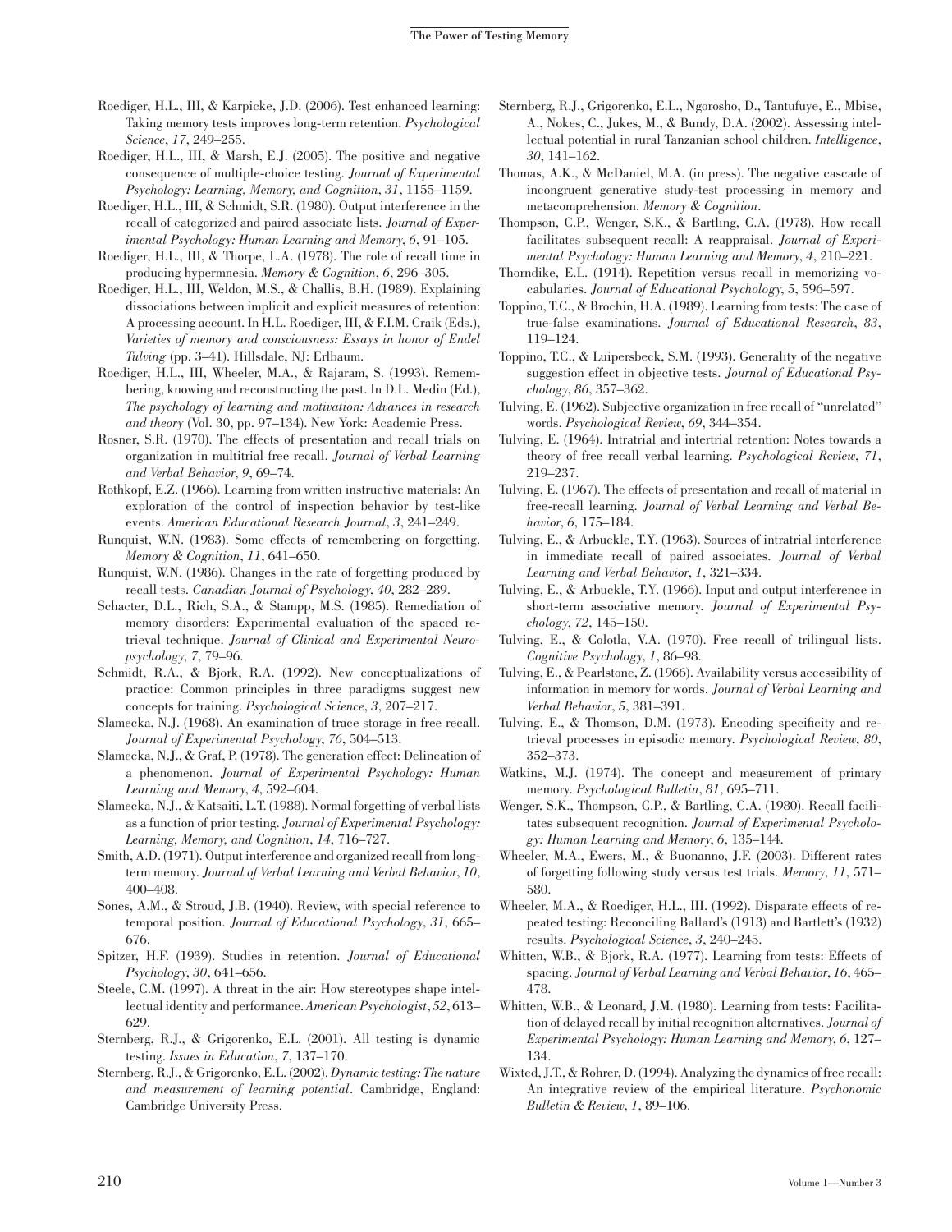Roediger, H.L., III, & Karpicke, J.D. (2006). Test enhanced learning: Taking memory tests improves long-term retention. *Psychological Science*, *17*, 249–255.

Roediger, H.L., III, & Marsh, E.J. (2005). The positive and negative consequence of multiple-choice testing. *Journal of Experimental Psychology: Learning, Memory, and Cognition*, *31*, 1155–1159.

Roediger, H.L., III, & Schmidt, S.R. (1980). Output interference in the recall of categorized and paired associate lists. *Journal of Experimental Psychology: Human Learning and Memory*, *6*, 91–105.

Roediger, H.L., III, & Thorpe, L.A. (1978). The role of recall time in producing hypermnesia. *Memory & Cognition*, *6*, 296–305.

Roediger, H.L., III, Weldon, M.S., & Challis, B.H. (1989). Explaining dissociations between implicit and explicit measures of retention: A processing account. In H.L. Roediger, III, & F.I.M. Craik (Eds.), *Varieties of memory and consciousness: Essays in honor of Endel Tulving* (pp. 3–41). Hillsdale, NJ: Erlbaum.

Roediger, H.L., III, Wheeler, M.A., & Rajaram, S. (1993). Remembering, knowing and reconstructing the past. In D.L. Medin (Ed.), *The psychology of learning and motivation: Advances in research and theory* (Vol. 30, pp. 97–134). New York: Academic Press.

Rosner, S.R. (1970). The effects of presentation and recall trials on organization in multitrial free recall. *Journal of Verbal Learning and Verbal Behavior*, *9*, 69–74.

Rothkopf, E.Z. (1966). Learning from written instructive materials: An exploration of the control of inspection behavior by test-like events. *American Educational Research Journal*, *3*, 241–249.

Runquist, W.N. (1983). Some effects of remembering on forgetting. *Memory & Cognition*, *11*, 641–650.

Runquist, W.N. (1986). Changes in the rate of forgetting produced by recall tests. *Canadian Journal of Psychology*, *40*, 282–289.

Schacter, D.L., Rich, S.A., & Stampp, M.S. (1985). Remediation of memory disorders: Experimental evaluation of the spaced retrieval technique. *Journal of Clinical and Experimental Neuropsychology*, *7*, 79–96.

Schmidt, R.A., & Bjork, R.A. (1992). New conceptualizations of practice: Common principles in three paradigms suggest new concepts for training. *Psychological Science*, *3*, 207–217.

Slamecka, N.J. (1968). An examination of trace storage in free recall. *Journal of Experimental Psychology*, *76*, 504–513.

Slamecka, N.J., & Graf, P. (1978). The generation effect: Delineation of a phenomenon. *Journal of Experimental Psychology: Human Learning and Memory*, *4*, 592–604.

Slamecka, N.J., & Katsaiti, L.T. (1988). Normal forgetting of verbal lists as a function of prior testing. *Journal of Experimental Psychology: Learning, Memory, and Cognition*, *14*, 716–727.

Smith, A.D. (1971). Output interference and organized recall from long-term memory. *Journal of Verbal Learning and Verbal Behavior*, *10*, 400–408.

Sones, A.M., & Stroud, J.B. (1940). Review, with special reference to temporal position. *Journal of Educational Psychology*, *31*, 665–676.

Spitzer, H.F. (1939). Studies in retention. *Journal of Educational Psychology*, *30*, 641–656.

Steele, C.M. (1997). A threat in the air: How stereotypes shape intellectual identity and performance. *American Psychologist*, *52*, 613–629.

Sternberg, R.J., & Grigorenko, E.L. (2001). All testing is dynamic testing. *Issues in Education*, *7*, 137–170.

Sternberg, R.J., & Grigorenko, E.L. (2002). *Dynamic testing: The nature and measurement of learning potential*. Cambridge, England: Cambridge University Press.

Sternberg, R.J., Grigorenko, E.L., Ngorosho, D., Tantufuye, E., Mbise, A., Nokes, C., Jukes, M., & Bundy, D.A. (2002). Assessing intellectual potential in rural Tanzanian school children. *Intelligence*, *30*, 141–162.

Thomas, A.K., & McDaniel, M.A. (in press). The negative cascade of incongruent generative study-test processing in memory and metacomprehension. *Memory & Cognition*.

Thompson, C.P., Wenger, S.K., & Bartling, C.A. (1978). How recall facilitates subsequent recall: A reappraisal. *Journal of Experimental Psychology: Human Learning and Memory*, *4*, 210–221.

Thorndike, E.L. (1914). Repetition versus recall in memorizing vocabularies. *Journal of Educational Psychology*, *5*, 596–597.

Toppino, T.C., & Brochin, H.A. (1989). Learning from tests: The case of true-false examinations. *Journal of Educational Research*, *83*, 119–124.

Toppino, T.C., & Luipersbeck, S.M. (1993). Generality of the negative suggestion effect in objective tests. *Journal of Educational Psychology*, *86*, 357–362.

Tulving, E. (1962). Subjective organization in free recall of "unrelated" words. *Psychological Review*, *69*, 344–354.

Tulving, E. (1964). Intratrial and intertrial retention: Notes towards a theory of free recall verbal learning. *Psychological Review*, *71*, 219–237.

Tulving, E. (1967). The effects of presentation and recall of material in free-recall learning. *Journal of Verbal Learning and Verbal Behavior*, *6*, 175–184.

Tulving, E., & Arbuckle, T.Y. (1963). Sources of intratrial interference in immediate recall of paired associates. *Journal of Verbal Learning and Verbal Behavior*, *1*, 321–334.

Tulving, E., & Arbuckle, T.Y. (1966). Input and output interference in short-term associative memory. *Journal of Experimental Psychology*, *72*, 145–150.

Tulving, E., & Colotla, V.A. (1970). Free recall of trilingual lists. *Cognitive Psychology*, *1*, 86–98.

Tulving, E., & Pearlstone, Z. (1966). Availability versus accessibility of information in memory for words. *Journal of Verbal Learning and Verbal Behavior*, *5*, 381–391.

Tulving, E., & Thomson, D.M. (1973). Encoding specificity and retrieval processes in episodic memory. *Psychological Review*, *80*, 352–373.

Watkins, M.J. (1974). The concept and measurement of primary memory. *Psychological Bulletin*, *81*, 695–711.

Wenger, S.K., Thompson, C.P., & Bartling, C.A. (1980). Recall facilitates subsequent recognition. *Journal of Experimental Psychology: Human Learning and Memory*, *6*, 135–144.

Wheeler, M.A., Ewers, M., & Buonanno, J.F. (2003). Different rates of forgetting following study versus test trials. *Memory*, *11*, 571–580.

Wheeler, M.A., & Roediger, H.L., III. (1992). Disparate effects of repeated testing: Reconciling Ballard's (1913) and Bartlett's (1932) results. *Psychological Science*, *3*, 240–245.

Whitten, W.B., & Bjork, R.A. (1977). Learning from tests: Effects of spacing. *Journal of Verbal Learning and Verbal Behavior*, *16*, 465–478.

Whitten, W.B., & Leonard, J.M. (1980). Learning from tests: Facilitation of delayed recall by initial recognition alternatives. *Journal of Experimental Psychology: Human Learning and Memory*, *6*, 127–134.

Wixted, J.T., & Rohrer, D. (1994). Analyzing the dynamics of free recall: An integrative review of the empirical literature. *Psychonomic Bulletin & Review*, *1*, 89–106.